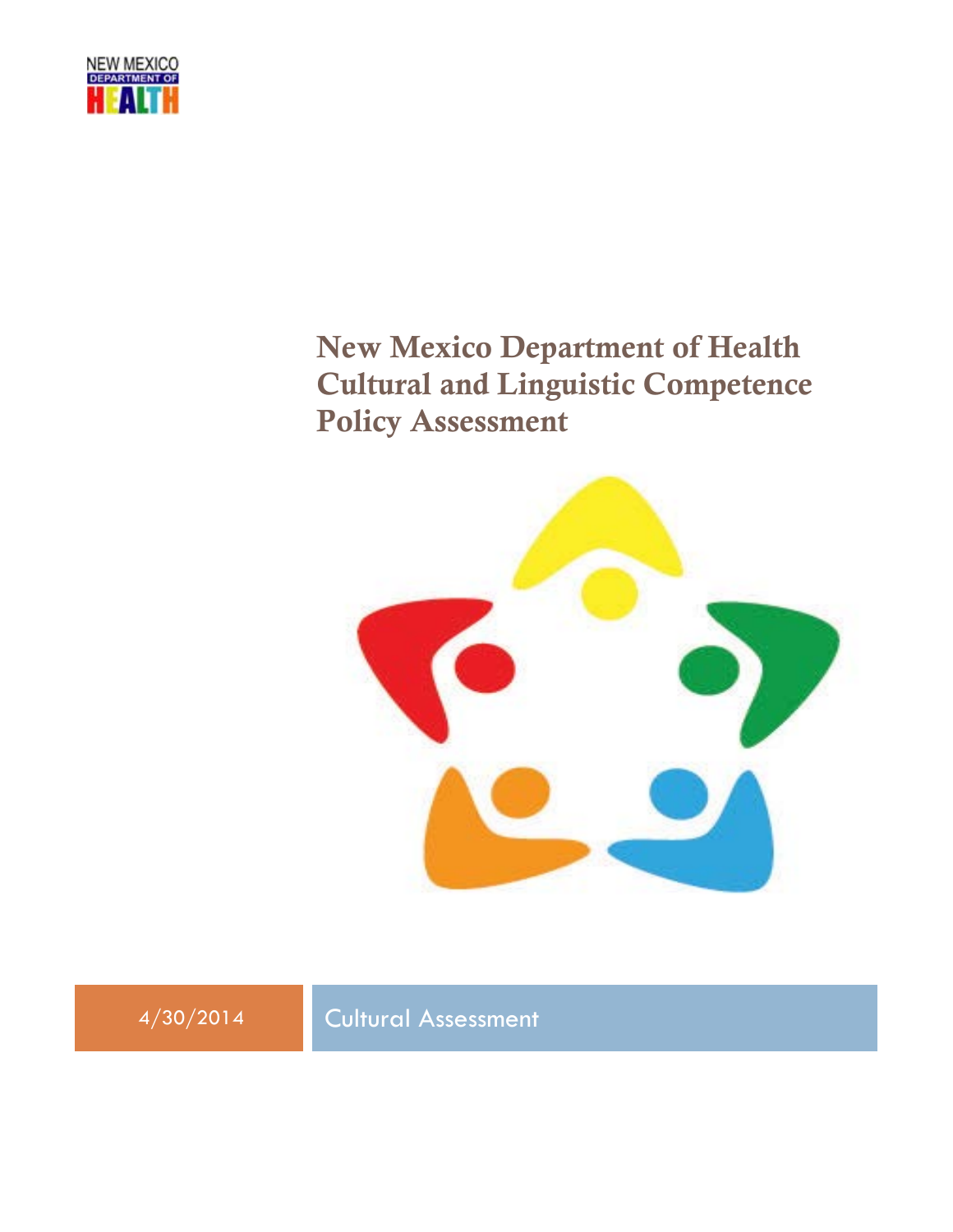NEW MEXICO DEPARTMENT OF HEALTH

# New Mexico Department of Health Cultural and Linguistic Competence Policy Assessment

4/30/2014

Cultural Assessment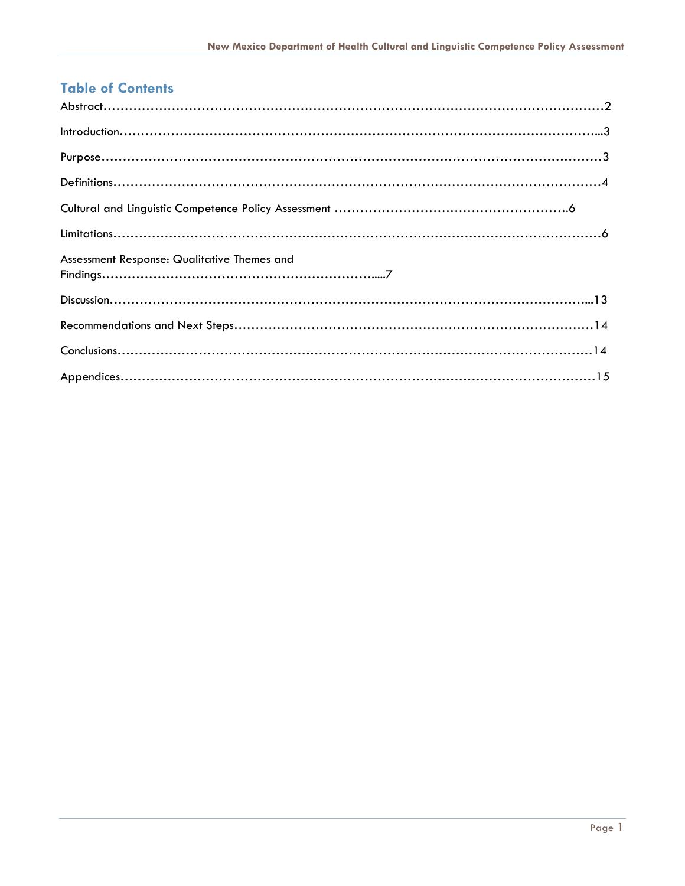## Table of Contents

Abstract……………………………………………………………………………………………………………2

Introduction……………………………………………………………………………………………………...3

Purpose……………………………………………………………………………………………………………3

Definitions…………………………………………………………………………………………………………4

Cultural and Linguistic Competence Policy Assessment ……………………………………………….6

Limitations…………………………………………………………………………………………………………6

Assessment Response: Qualitative Themes and Findings………………………………………………….....7

Discussion………………………………………………………………………………………………………...13

Recommendations and Next Steps…………………………………………………………………………14

Conclusions………………………………………………………………………………………………………14

Appendices………………………………………………………………………………………………………15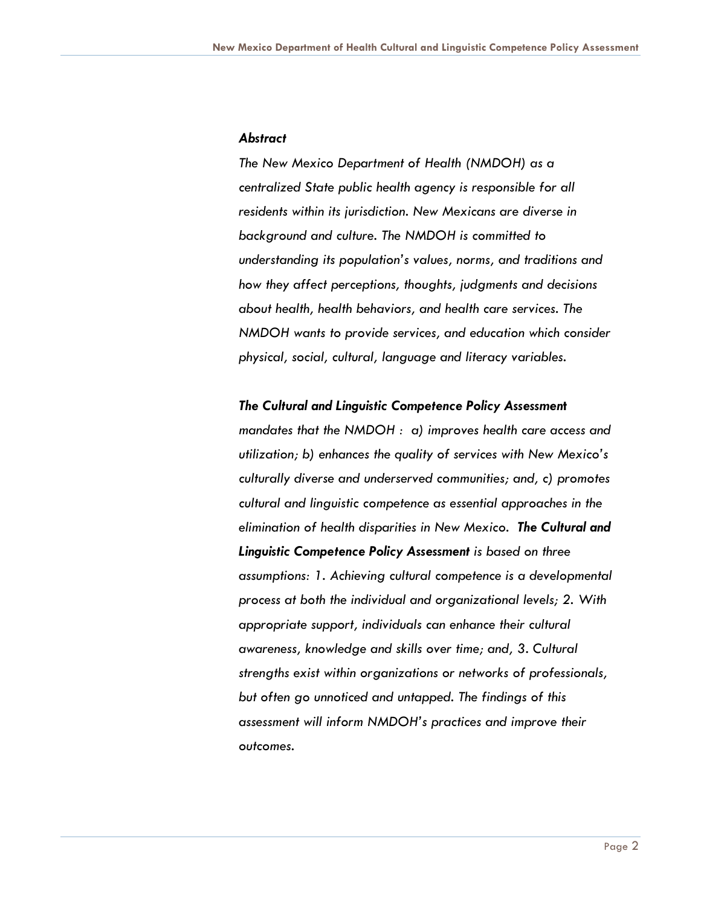### *Abstract*

*The New Mexico Department of Health (NMDOH) as a centralized State public health agency is responsible for all residents within its jurisdiction. New Mexicans are diverse in background and culture. The NMDOH is committed to understanding its population's values, norms, and traditions and how they affect perceptions, thoughts, judgments and decisions about health, health behaviors, and health care services. The NMDOH wants to provide services, and education which consider physical, social, cultural, language and literacy variables.*

***The Cultural and Linguistic Competence Policy Assessment*** *mandates that the NMDOH : a) improves health care access and utilization; b) enhances the quality of services with New Mexico's culturally diverse and underserved communities; and, c) promotes cultural and linguistic competence as essential approaches in the elimination of health disparities in New Mexico.* ***The Cultural and Linguistic Competence Policy Assessment*** *is based on three assumptions: 1. Achieving cultural competence is a developmental process at both the individual and organizational levels; 2. With appropriate support, individuals can enhance their cultural awareness, knowledge and skills over time; and, 3. Cultural strengths exist within organizations or networks of professionals, but often go unnoticed and untapped. The findings of this assessment will inform NMDOH's practices and improve their outcomes.*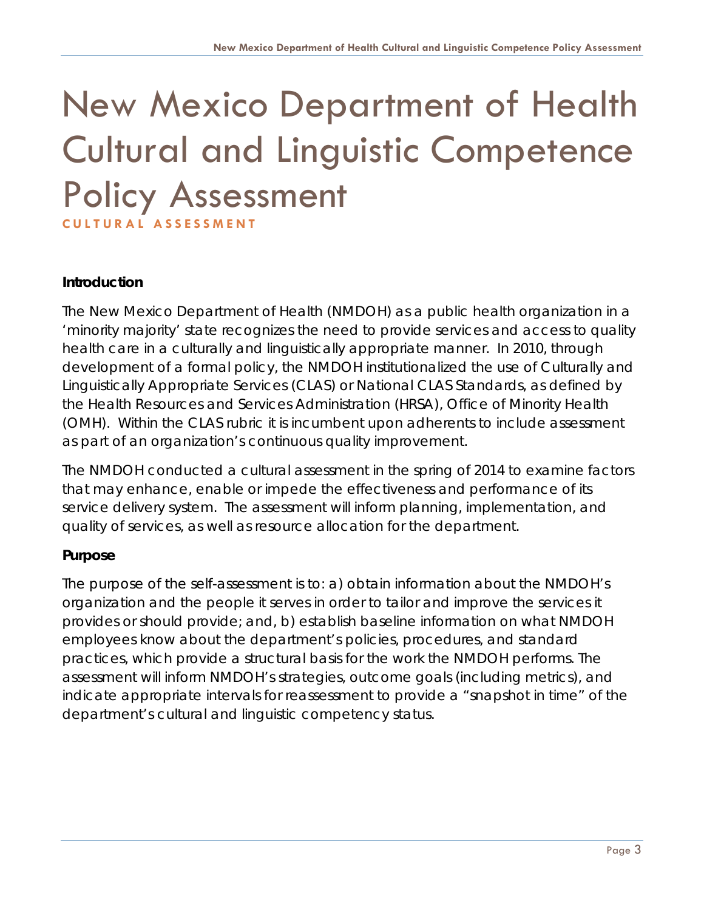# New Mexico Department of Health Cultural and Linguistic Competence Policy Assessment

**CULTURAL ASSESSMENT**

**Introduction**

The New Mexico Department of Health (NMDOH) as a public health organization in a 'minority majority' state recognizes the need to provide services and access to quality health care in a culturally and linguistically appropriate manner. In 2010, through development of a formal policy, the NMDOH institutionalized the use of Culturally and Linguistically Appropriate Services (CLAS) or National CLAS Standards, as defined by the Health Resources and Services Administration (HRSA), Office of Minority Health (OMH). Within the CLAS rubric it is incumbent upon adherents to include assessment as part of an organization's continuous quality improvement.

The NMDOH conducted a cultural assessment in the spring of 2014 to examine factors that may enhance, enable or impede the effectiveness and performance of its service delivery system. The assessment will inform planning, implementation, and quality of services, as well as resource allocation for the department.

**Purpose**

The purpose of the self-assessment is to: a) obtain information about the NMDOH's organization and the people it serves in order to tailor and improve the services it provides or should provide; and, b) establish baseline information on what NMDOH employees know about the department's policies, procedures, and standard practices, which provide a structural basis for the work the NMDOH performs. The assessment will inform NMDOH's strategies, outcome goals (including metrics), and indicate appropriate intervals for reassessment to provide a "snapshot in time" of the department's cultural and linguistic competency status.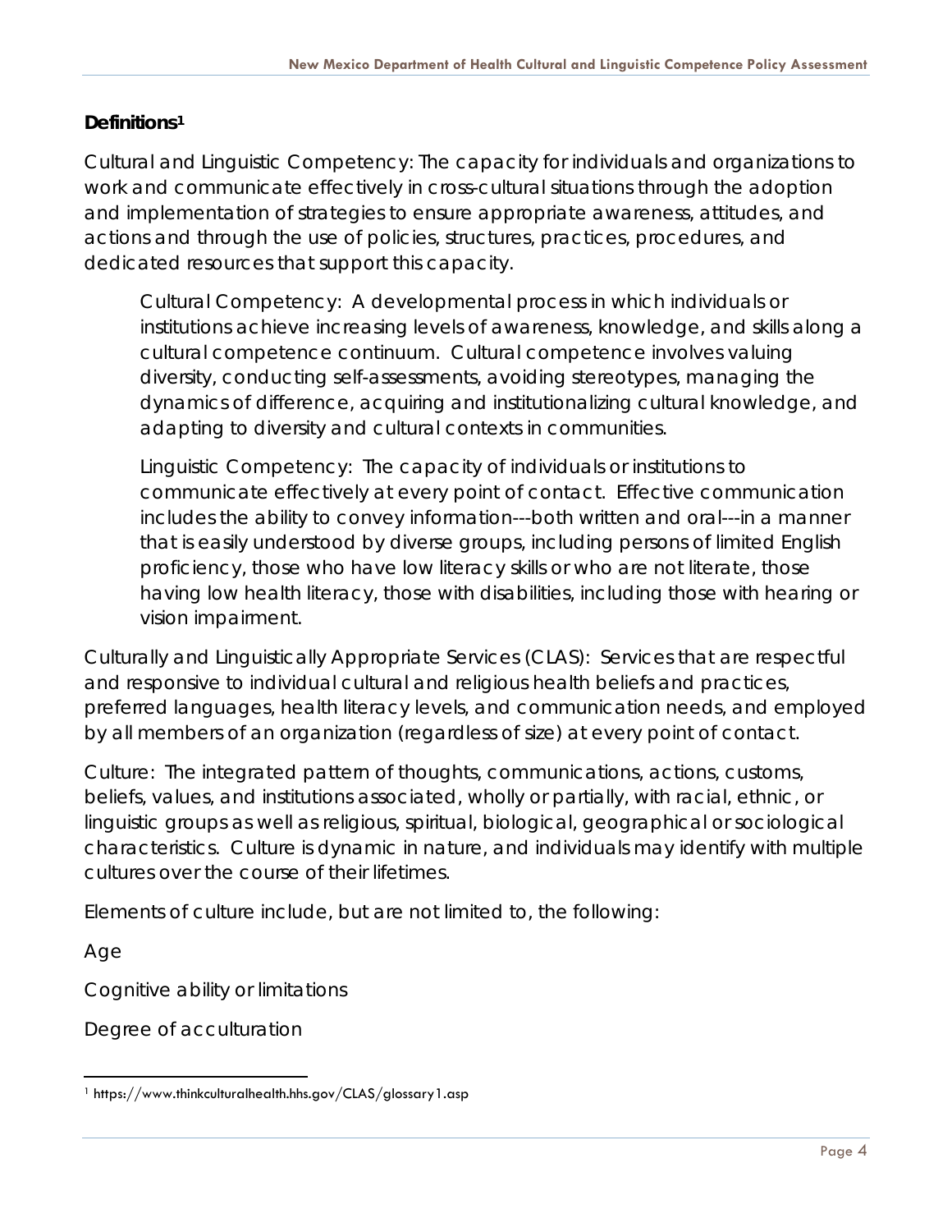**Definitions**[1]

Cultural and Linguistic Competency: The capacity for individuals and organizations to work and communicate effectively in cross-cultural situations through the adoption and implementation of strategies to ensure appropriate awareness, attitudes, and actions and through the use of policies, structures, practices, procedures, and dedicated resources that support this capacity.

> Cultural Competency: A developmental process in which individuals or institutions achieve increasing levels of awareness, knowledge, and skills along a cultural competence continuum. Cultural competence involves valuing diversity, conducting self-assessments, avoiding stereotypes, managing the dynamics of difference, acquiring and institutionalizing cultural knowledge, and adapting to diversity and cultural contexts in communities.
>
> Linguistic Competency: The capacity of individuals or institutions to communicate effectively at every point of contact. Effective communication includes the ability to convey information---both written and oral---in a manner that is easily understood by diverse groups, including persons of limited English proficiency, those who have low literacy skills or who are not literate, those having low health literacy, those with disabilities, including those with hearing or vision impairment.

Culturally and Linguistically Appropriate Services (CLAS): Services that are respectful and responsive to individual cultural and religious health beliefs and practices, preferred languages, health literacy levels, and communication needs, and employed by all members of an organization (regardless of size) at every point of contact.

Culture: The integrated pattern of thoughts, communications, actions, customs, beliefs, values, and institutions associated, wholly or partially, with racial, ethnic, or linguistic groups as well as religious, spiritual, biological, geographical or sociological characteristics. Culture is dynamic in nature, and individuals may identify with multiple cultures over the course of their lifetimes.

Elements of culture include, but are not limited to, the following:

Age

Cognitive ability or limitations

Degree of acculturation

---

[1] https://www.thinkculturalhealth.hhs.gov/CLAS/glossary1.asp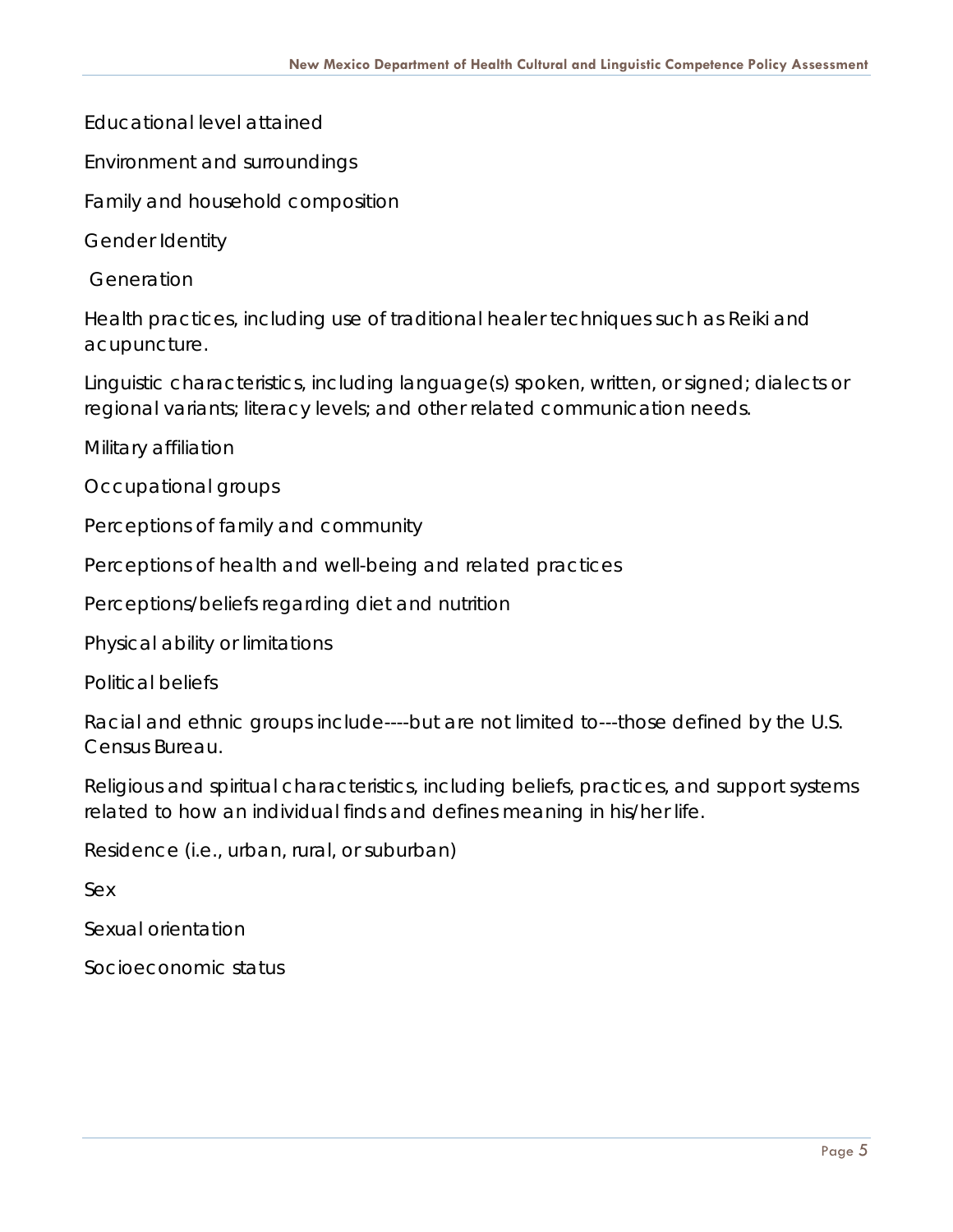Educational level attained

Environment and surroundings

Family and household composition

Gender Identity

Generation

Health practices, including use of traditional healer techniques such as Reiki and acupuncture.

Linguistic characteristics, including language(s) spoken, written, or signed; dialects or regional variants; literacy levels; and other related communication needs.

Military affiliation

Occupational groups

Perceptions of family and community

Perceptions of health and well-being and related practices

Perceptions/beliefs regarding diet and nutrition

Physical ability or limitations

Political beliefs

Racial and ethnic groups include----but are not limited to---those defined by the U.S. Census Bureau.

Religious and spiritual characteristics, including beliefs, practices, and support systems related to how an individual finds and defines meaning in his/her life.

Residence (i.e., urban, rural, or suburban)

Sex

Sexual orientation

Socioeconomic status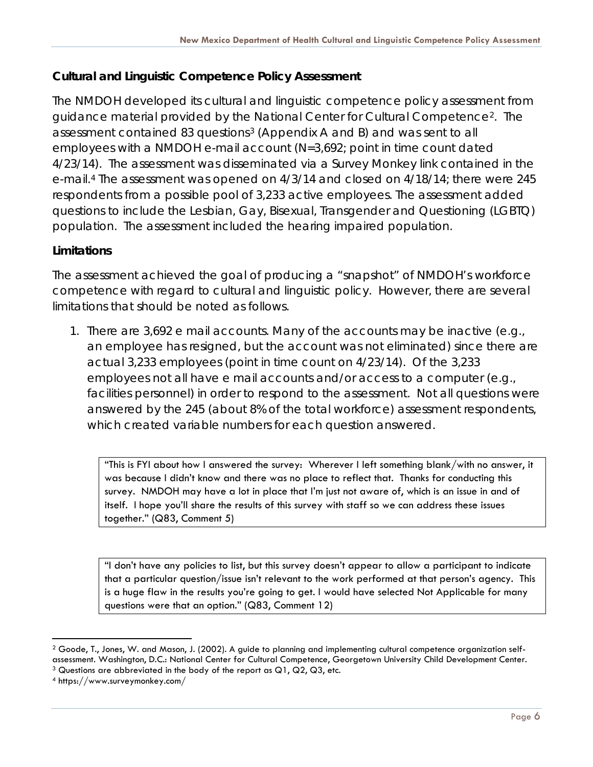### Cultural and Linguistic Competence Policy Assessment

The NMDOH developed its cultural and linguistic competence policy assessment from guidance material provided by the National Center for Cultural Competence[2]. The assessment contained 83 questions[3] (Appendix A and B) and was sent to all employees with a NMDOH e-mail account (N=3,692; point in time count dated 4/23/14). The assessment was disseminated via a Survey Monkey link contained in the e-mail.[4] The assessment was opened on 4/3/14 and closed on 4/18/14; there were 245 respondents from a possible pool of 3,233 active employees. The assessment added questions to include the Lesbian, Gay, Bisexual, Transgender and Questioning (LGBTQ) population. The assessment included the hearing impaired population.

### Limitations

The assessment achieved the goal of producing a "snapshot" of NMDOH's workforce competence with regard to cultural and linguistic policy. However, there are several limitations that should be noted as follows.

1. There are 3,692 e mail accounts. Many of the accounts may be inactive (e.g., an employee has resigned, but the account was not eliminated) since there are actual 3,233 employees (point in time count on 4/23/14). Of the 3,233 employees not all have e mail accounts and/or access to a computer (e.g., facilities personnel) in order to respond to the assessment. Not all questions were answered by the 245 (about 8% of the total workforce) assessment respondents, which created variable numbers for each question answered.

> "This is FYI about how I answered the survey: Wherever I left something blank/with no answer, it was because I didn't know and there was no place to reflect that. Thanks for conducting this survey. NMDOH may have a lot in place that I'm just not aware of, which is an issue in and of itself. I hope you'll share the results of this survey with staff so we can address these issues together." (Q83, Comment 5)

> "I don't have any policies to list, but this survey doesn't appear to allow a participant to indicate that a particular question/issue isn't relevant to the work performed at that person's agency. This is a huge flaw in the results you're going to get. I would have selected Not Applicable for many questions were that an option." (Q83, Comment 12)

---

[2] Goode, T., Jones, W. and Mason, J. (2002). A guide to planning and implementing cultural competence organization self-assessment. Washington, D.C.: National Center for Cultural Competence, Georgetown University Child Development Center.

[3] Questions are abbreviated in the body of the report as Q1, Q2, Q3, etc.

[4] https://www.surveymonkey.com/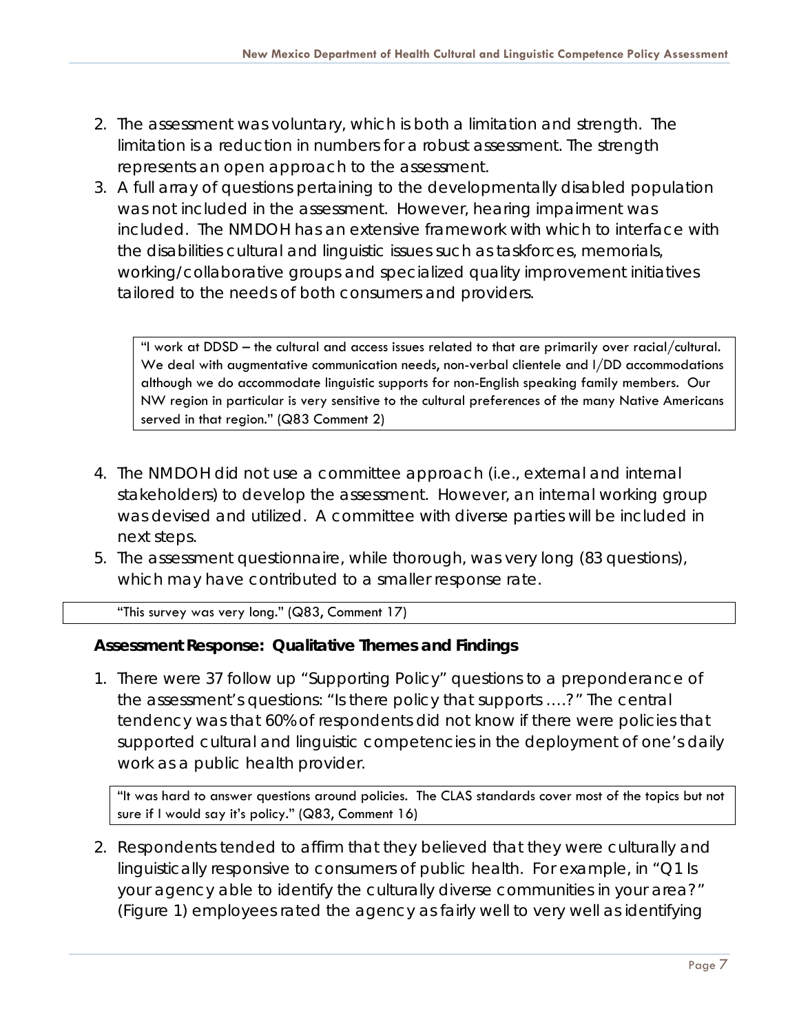2. The assessment was voluntary, which is both a limitation and strength. The limitation is a reduction in numbers for a robust assessment. The strength represents an open approach to the assessment.
3. A full array of questions pertaining to the developmentally disabled population was not included in the assessment. However, hearing impairment was included. The NMDOH has an extensive framework with which to interface with the disabilities cultural and linguistic issues such as taskforces, memorials, working/collaborative groups and specialized quality improvement initiatives tailored to the needs of both consumers and providers.

> "I work at DDSD – the cultural and access issues related to that are primarily over racial/cultural. We deal with augmentative communication needs, non-verbal clientele and I/DD accommodations although we do accommodate linguistic supports for non-English speaking family members. Our NW region in particular is very sensitive to the cultural preferences of the many Native Americans served in that region." (Q83 Comment 2)

4. The NMDOH did not use a committee approach (i.e., external and internal stakeholders) to develop the assessment. However, an internal working group was devised and utilized. A committee with diverse parties will be included in next steps.
5. The assessment questionnaire, while thorough, was very long (83 questions), which may have contributed to a smaller response rate.

> "This survey was very long." (Q83, Comment 17)

**Assessment Response: Qualitative Themes and Findings**

1. There were 37 follow up "Supporting Policy" questions to a preponderance of the assessment's questions: "Is there policy that supports ….?" The central tendency was that 60% of respondents did not know if there were policies that supported cultural and linguistic competencies in the deployment of one's daily work as a public health provider.

> "It was hard to answer questions around policies. The CLAS standards cover most of the topics but not sure if I would say it's policy." (Q83, Comment 16)

2. Respondents tended to affirm that they believed that they were culturally and linguistically responsive to consumers of public health. For example, in "Q1 Is your agency able to identify the culturally diverse communities in your area?" (Figure 1) employees rated the agency as fairly well to very well as identifying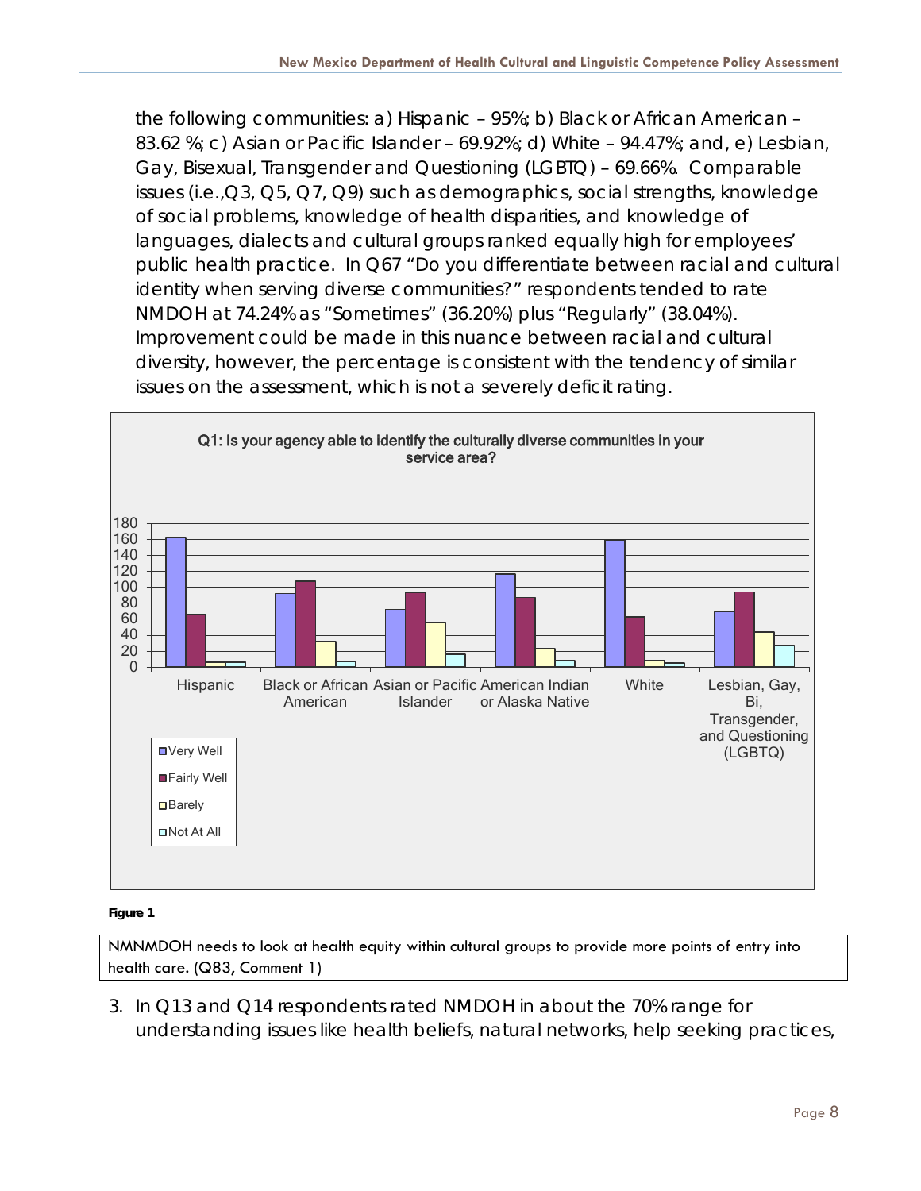the following communities: a) Hispanic – 95%; b) Black or African American – 83.62 %; c) Asian or Pacific Islander – 69.92%; d) White – 94.47%; and, e) Lesbian, Gay, Bisexual, Transgender and Questioning (LGBTQ) – 69.66%. Comparable issues (i.e.,Q3, Q5, Q7, Q9) such as demographics, social strengths, knowledge of social problems, knowledge of health disparities, and knowledge of languages, dialects and cultural groups ranked equally high for employees' public health practice. In Q67 "Do you differentiate between racial and cultural identity when serving diverse communities?" respondents tended to rate NMDOH at 74.24% as "Sometimes" (36.20%) plus "Regularly" (38.04%). Improvement could be made in this nuance between racial and cultural diversity, however, the percentage is consistent with the tendency of similar issues on the assessment, which is not a severely deficit rating.

**Q1: Is your agency able to identify the culturally diverse communities in your service area?**

(Bar chart: Very Well, Fairly Well, Barely, Not At All for Hispanic; Black or African American; Asian or Pacific Islander; American Indian or Alaska Native; White; Lesbian, Gay, Bi, Transgender, and Questioning (LGBTQ). Y-axis 0–180.)

**Figure 1**

NMNMDOH needs to look at health equity within cultural groups to provide more points of entry into health care. (Q83, Comment 1)

3. In Q13 and Q14 respondents rated NMDOH in about the 70% range for understanding issues like health beliefs, natural networks, help seeking practices,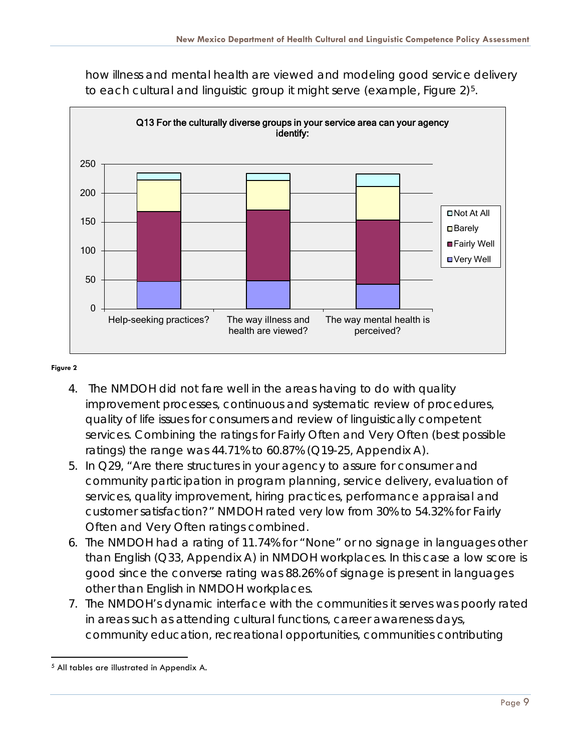how illness and mental health are viewed and modeling good service delivery to each cultural and linguistic group it might serve (example, Figure 2)[5].

**Figure 2**

4. The NMDOH did not fare well in the areas having to do with quality improvement processes, continuous and systematic review of procedures, quality of life issues for consumers and review of linguistically competent services. Combining the ratings for Fairly Often and Very Often (best possible ratings) the range was 44.71% to 60.87% (Q19-25, Appendix A).
5. In Q29, "Are there structures in your agency to assure for consumer and community participation in program planning, service delivery, evaluation of services, quality improvement, hiring practices, performance appraisal and customer satisfaction?" NMDOH rated very low from 30% to 54.32% for Fairly Often and Very Often ratings combined.
6. The NMDOH had a rating of 11.74% for "None" or no signage in languages other than English (Q33, Appendix A) in NMDOH workplaces. In this case a low score is good since the converse rating was 88.26% of signage is present in languages other than English in NMDOH workplaces.
7. The NMDOH's dynamic interface with the communities it serves was poorly rated in areas such as attending cultural functions, career awareness days, community education, recreational opportunities, communities contributing

[5] All tables are illustrated in Appendix A.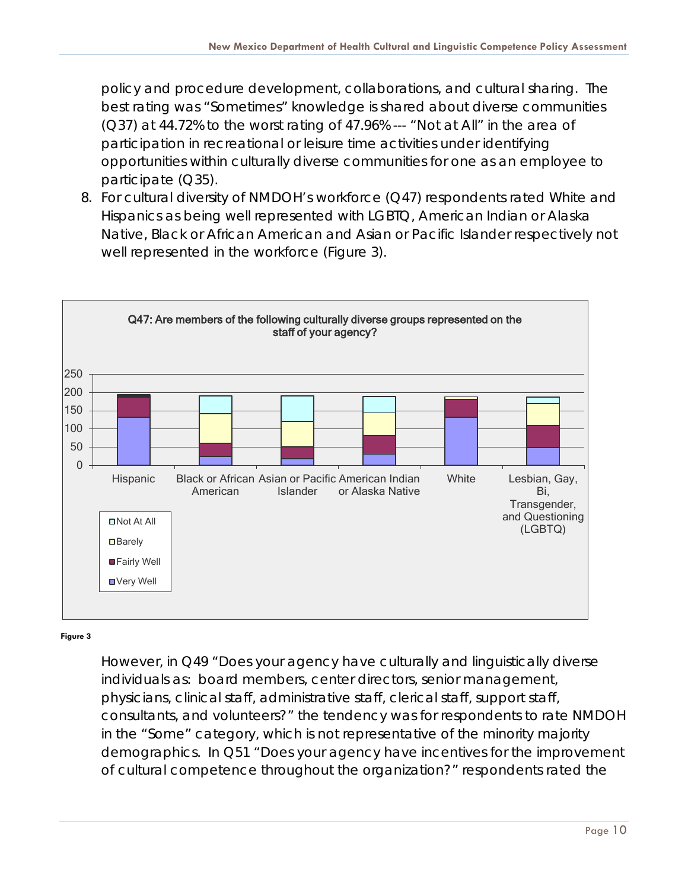policy and procedure development, collaborations, and cultural sharing. The best rating was “Sometimes” knowledge is shared about diverse communities (Q37) at 44.72% to the worst rating of 47.96% --- “Not at All” in the area of participation in recreational or leisure time activities under identifying opportunities within culturally diverse communities for one as an employee to participate (Q35).

8. For cultural diversity of NMDOH’s workforce (Q47) respondents rated White and Hispanics as being well represented with LGBTQ, American Indian or Alaska Native, Black or African American and Asian or Pacific Islander respectively not well represented in the workforce (Figure 3).

Figure 3

However, in Q49 “Does your agency have culturally and linguistically diverse individuals as: board members, center directors, senior management, physicians, clinical staff, administrative staff, clerical staff, support staff, consultants, and volunteers?” the tendency was for respondents to rate NMDOH in the “Some” category, which is not representative of the minority majority demographics. In Q51 “Does your agency have incentives for the improvement of cultural competence throughout the organization?” respondents rated the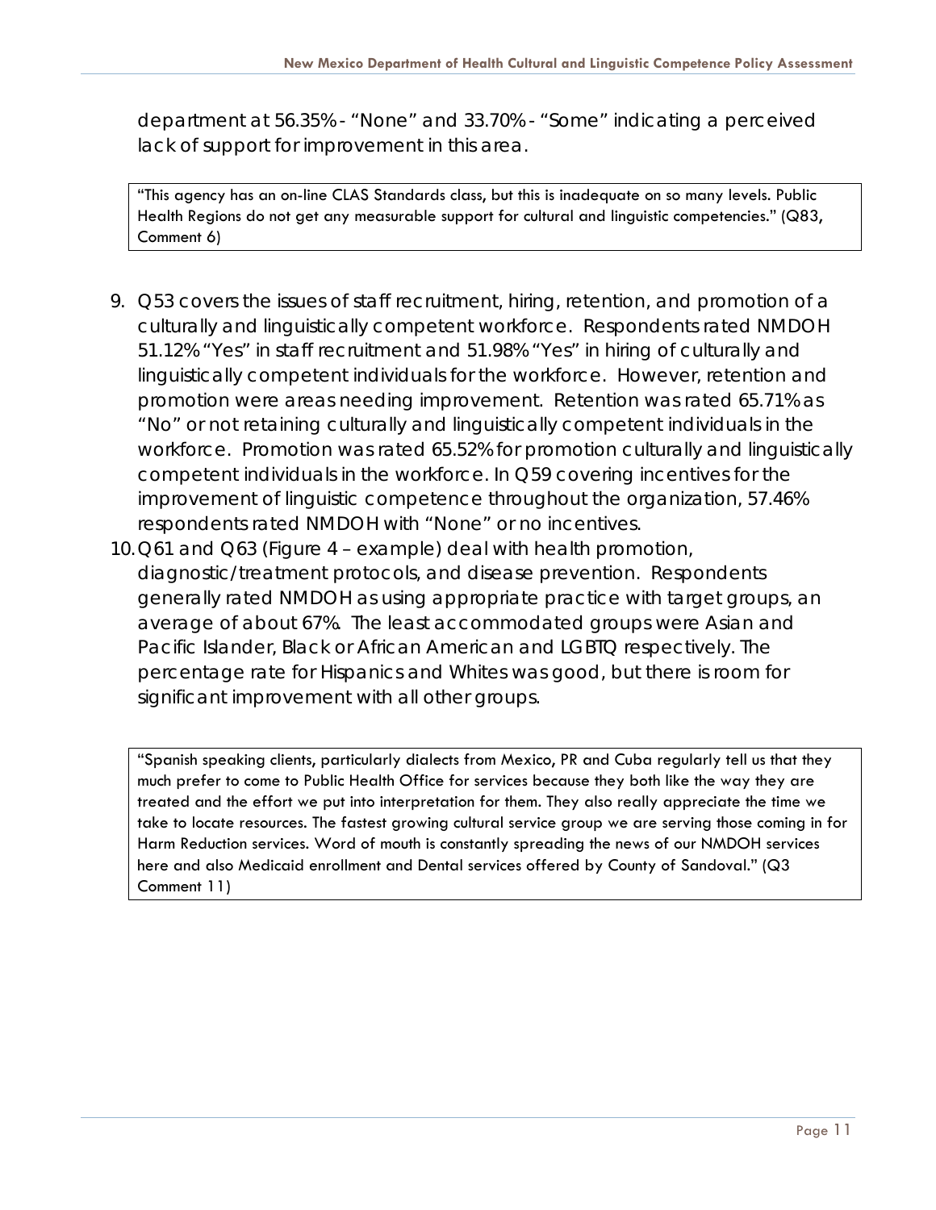department at 56.35% - "None" and 33.70% - "Some" indicating a perceived lack of support for improvement in this area.

> "This agency has an on-line CLAS Standards class, but this is inadequate on so many levels. Public Health Regions do not get any measurable support for cultural and linguistic competencies." (Q83, Comment 6)

9. Q53 covers the issues of staff recruitment, hiring, retention, and promotion of a culturally and linguistically competent workforce. Respondents rated NMDOH 51.12% "Yes" in staff recruitment and 51.98% "Yes" in hiring of culturally and linguistically competent individuals for the workforce. However, retention and promotion were areas needing improvement. Retention was rated 65.71% as "No" or not retaining culturally and linguistically competent individuals in the workforce. Promotion was rated 65.52% for promotion culturally and linguistically competent individuals in the workforce. In Q59 covering incentives for the improvement of linguistic competence throughout the organization, 57.46% respondents rated NMDOH with "None" or no incentives.
10. Q61 and Q63 (Figure 4 – example) deal with health promotion, diagnostic/treatment protocols, and disease prevention. Respondents generally rated NMDOH as using appropriate practice with target groups, an average of about 67%. The least accommodated groups were Asian and Pacific Islander, Black or African American and LGBTQ respectively. The percentage rate for Hispanics and Whites was good, but there is room for significant improvement with all other groups.

> "Spanish speaking clients, particularly dialects from Mexico, PR and Cuba regularly tell us that they much prefer to come to Public Health Office for services because they both like the way they are treated and the effort we put into interpretation for them. They also really appreciate the time we take to locate resources. The fastest growing cultural service group we are serving those coming in for Harm Reduction services. Word of mouth is constantly spreading the news of our NMDOH services here and also Medicaid enrollment and Dental services offered by County of Sandoval." (Q3 Comment 11)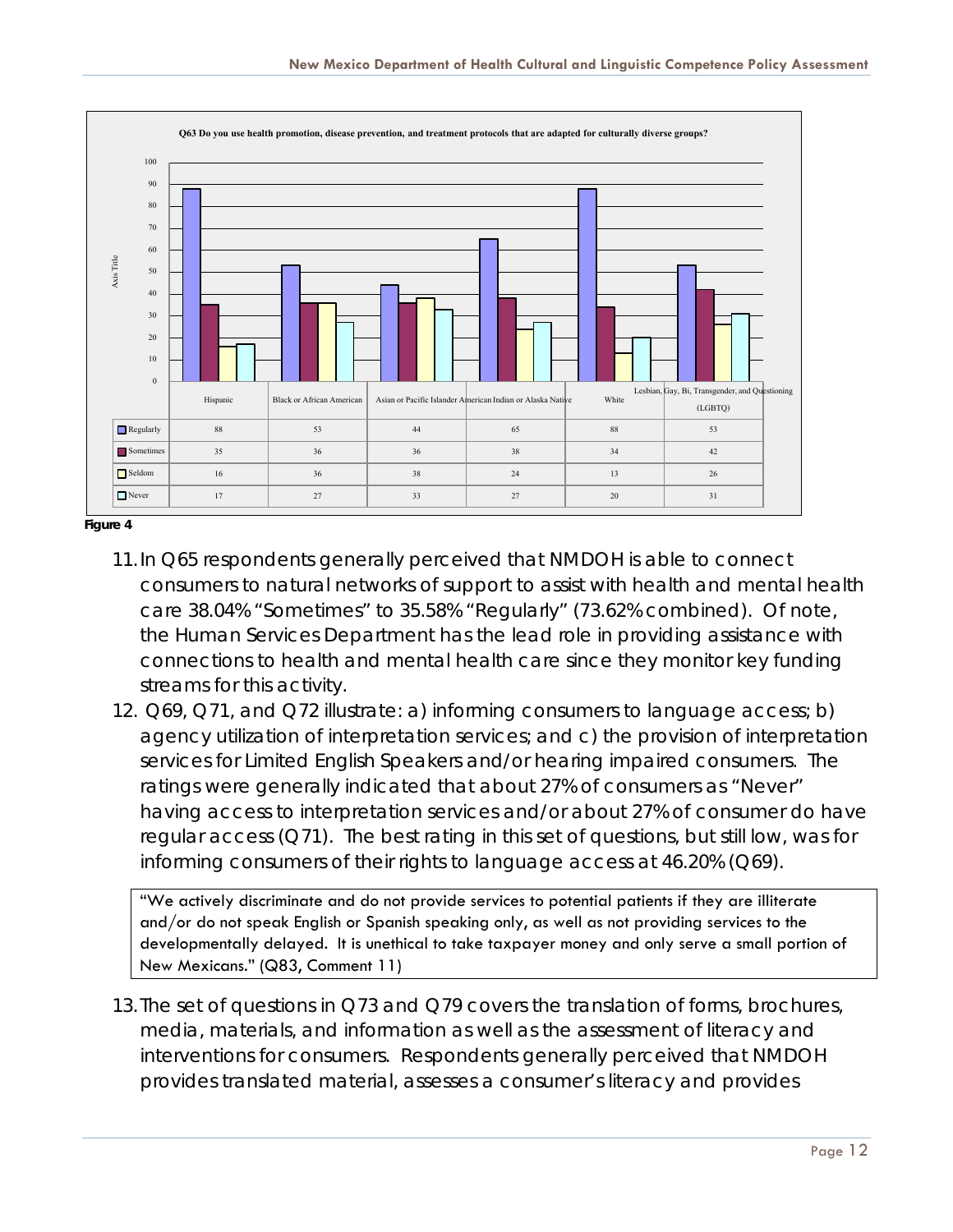**Q63 Do you use health promotion, disease prevention, and treatment protocols that are adapted for culturally diverse groups?**

| | Hispanic | Black or African American | Asian or Pacific Islander | American Indian or Alaska Native | White | Lesbian, Gay, Bi, Transgender, and Questioning (LGBTQ) |
|---|---|---|---|---|---|---|
| Regularly | 88 | 53 | 44 | 65 | 88 | 53 |
| Sometimes | 35 | 36 | 36 | 38 | 34 | 42 |
| Seldom | 16 | 36 | 38 | 24 | 13 | 26 |
| Never | 17 | 27 | 33 | 27 | 20 | 31 |

**Figure 4**

11. In Q65 respondents generally perceived that NMDOH is able to connect consumers to natural networks of support to assist with health and mental health care 38.04% "Sometimes" to 35.58% "Regularly" (73.62% combined). Of note, the Human Services Department has the lead role in providing assistance with connections to health and mental health care since they monitor key funding streams for this activity.
12. Q69, Q71, and Q72 illustrate: a) informing consumers to language access; b) agency utilization of interpretation services; and c) the provision of interpretation services for Limited English Speakers and/or hearing impaired consumers. The ratings were generally indicated that about 27% of consumers as "Never" having access to interpretation services and/or about 27% of consumer do have regular access (Q71). The best rating in this set of questions, but still low, was for informing consumers of their rights to language access at 46.20% (Q69).

> "We actively discriminate and do not provide services to potential patients if they are illiterate and/or do not speak English or Spanish speaking only, as well as not providing services to the developmentally delayed. It is unethical to take taxpayer money and only serve a small portion of New Mexicans." (Q83, Comment 11)

13. The set of questions in Q73 and Q79 covers the translation of forms, brochures, media, materials, and information as well as the assessment of literacy and interventions for consumers. Respondents generally perceived that NMDOH provides translated material, assesses a consumer's literacy and provides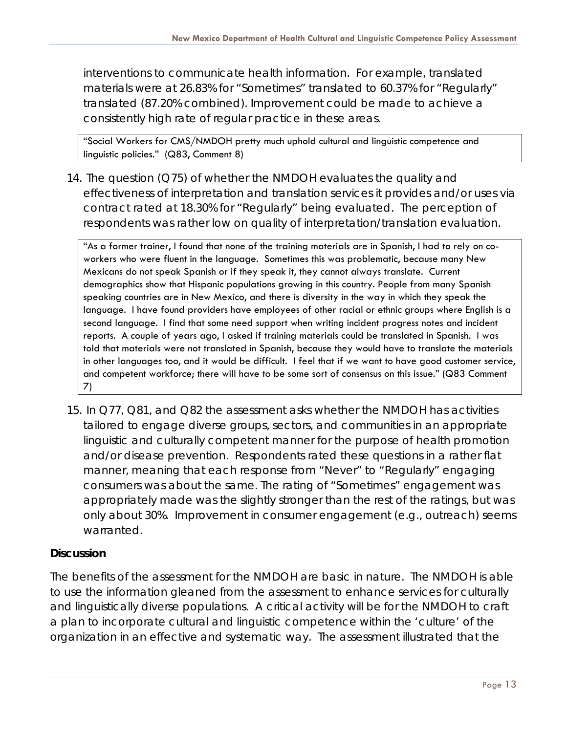interventions to communicate health information. For example, translated materials were at 26.83% for "Sometimes" translated to 60.37% for "Regularly" translated (87.20% combined). Improvement could be made to achieve a consistently high rate of regular practice in these areas.

> "Social Workers for CMS/NMDOH pretty much uphold cultural and linguistic competence and linguistic policies." (Q83, Comment 8)

14. The question (Q75) of whether the NMDOH evaluates the quality and effectiveness of interpretation and translation services it provides and/or uses via contract rated at 18.30% for "Regularly" being evaluated. The perception of respondents was rather low on quality of interpretation/translation evaluation.

> "As a former trainer, I found that none of the training materials are in Spanish, I had to rely on co-workers who were fluent in the language. Sometimes this was problematic, because many New Mexicans do not speak Spanish or if they speak it, they cannot always translate. Current demographics show that Hispanic populations growing in this country. People from many Spanish speaking countries are in New Mexico, and there is diversity in the way in which they speak the language. I have found providers have employees of other racial or ethnic groups where English is a second language. I find that some need support when writing incident progress notes and incident reports. A couple of years ago, I asked if training materials could be translated in Spanish. I was told that materials were not translated in Spanish, because they would have to translate the materials in other languages too, and it would be difficult. I feel that if we want to have good customer service, and competent workforce; there will have to be some sort of consensus on this issue." (Q83 Comment 7)

15. In Q77, Q81, and Q82 the assessment asks whether the NMDOH has activities tailored to engage diverse groups, sectors, and communities in an appropriate linguistic and culturally competent manner for the purpose of health promotion and/or disease prevention. Respondents rated these questions in a rather flat manner, meaning that each response from "Never" to "Regularly" engaging consumers was about the same. The rating of "Sometimes" engagement was appropriately made was the slightly stronger than the rest of the ratings, but was only about 30%. Improvement in consumer engagement (e.g., outreach) seems warranted.

**Discussion**

The benefits of the assessment for the NMDOH are basic in nature. The NMDOH is able to use the information gleaned from the assessment to enhance services for culturally and linguistically diverse populations. A critical activity will be for the NMDOH to craft a plan to incorporate cultural and linguistic competence within the 'culture' of the organization in an effective and systematic way. The assessment illustrated that the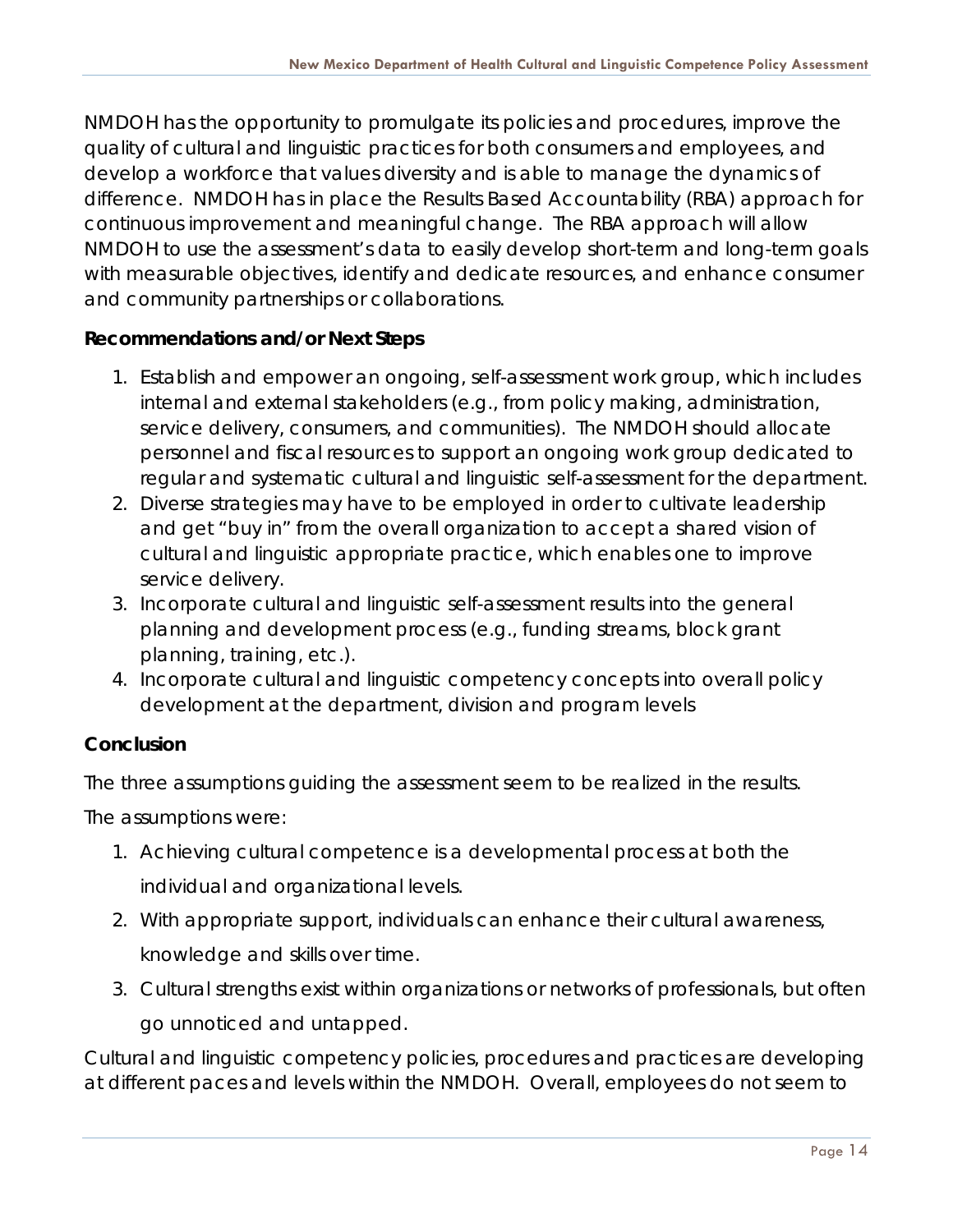NMDOH has the opportunity to promulgate its policies and procedures, improve the quality of cultural and linguistic practices for both consumers and employees, and develop a workforce that values diversity and is able to manage the dynamics of difference. NMDOH has in place the Results Based Accountability (RBA) approach for continuous improvement and meaningful change. The RBA approach will allow NMDOH to use the assessment's data to easily develop short-term and long-term goals with measurable objectives, identify and dedicate resources, and enhance consumer and community partnerships or collaborations.

**Recommendations and/or Next Steps**

1. Establish and empower an ongoing, self-assessment work group, which includes internal and external stakeholders (e.g., from policy making, administration, service delivery, consumers, and communities). The NMDOH should allocate personnel and fiscal resources to support an ongoing work group dedicated to regular and systematic cultural and linguistic self-assessment for the department.
2. Diverse strategies may have to be employed in order to cultivate leadership and get "buy in" from the overall organization to accept a shared vision of cultural and linguistic appropriate practice, which enables one to improve service delivery.
3. Incorporate cultural and linguistic self-assessment results into the general planning and development process (e.g., funding streams, block grant planning, training, etc.).
4. Incorporate cultural and linguistic competency concepts into overall policy development at the department, division and program levels

**Conclusion**

The three assumptions guiding the assessment seem to be realized in the results.

The assumptions were:

1. Achieving cultural competence is a developmental process at both the individual and organizational levels.
2. With appropriate support, individuals can enhance their cultural awareness, knowledge and skills over time.
3. Cultural strengths exist within organizations or networks of professionals, but often go unnoticed and untapped.

Cultural and linguistic competency policies, procedures and practices are developing at different paces and levels within the NMDOH. Overall, employees do not seem to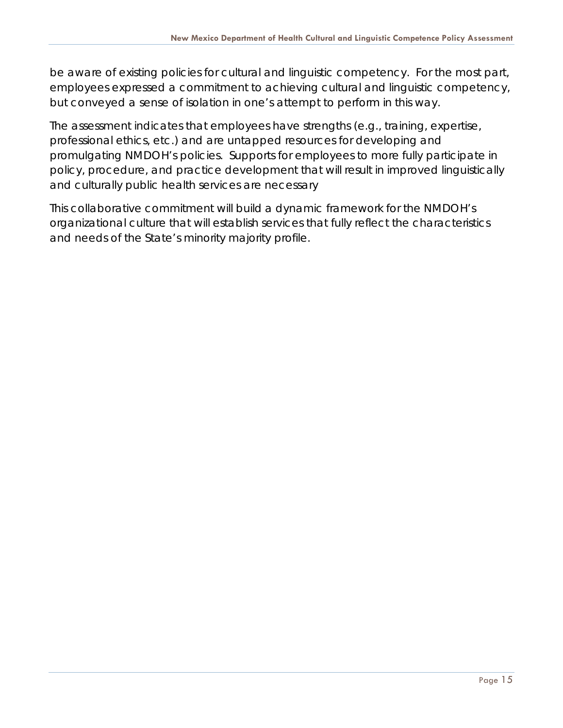be aware of existing policies for cultural and linguistic competency. For the most part, employees expressed a commitment to achieving cultural and linguistic competency, but conveyed a sense of isolation in one's attempt to perform in this way.

The assessment indicates that employees have strengths (e.g., training, expertise, professional ethics, etc.) and are untapped resources for developing and promulgating NMDOH's policies. Supports for employees to more fully participate in policy, procedure, and practice development that will result in improved linguistically and culturally public health services are necessary

This collaborative commitment will build a dynamic framework for the NMDOH's organizational culture that will establish services that fully reflect the characteristics and needs of the State's minority majority profile.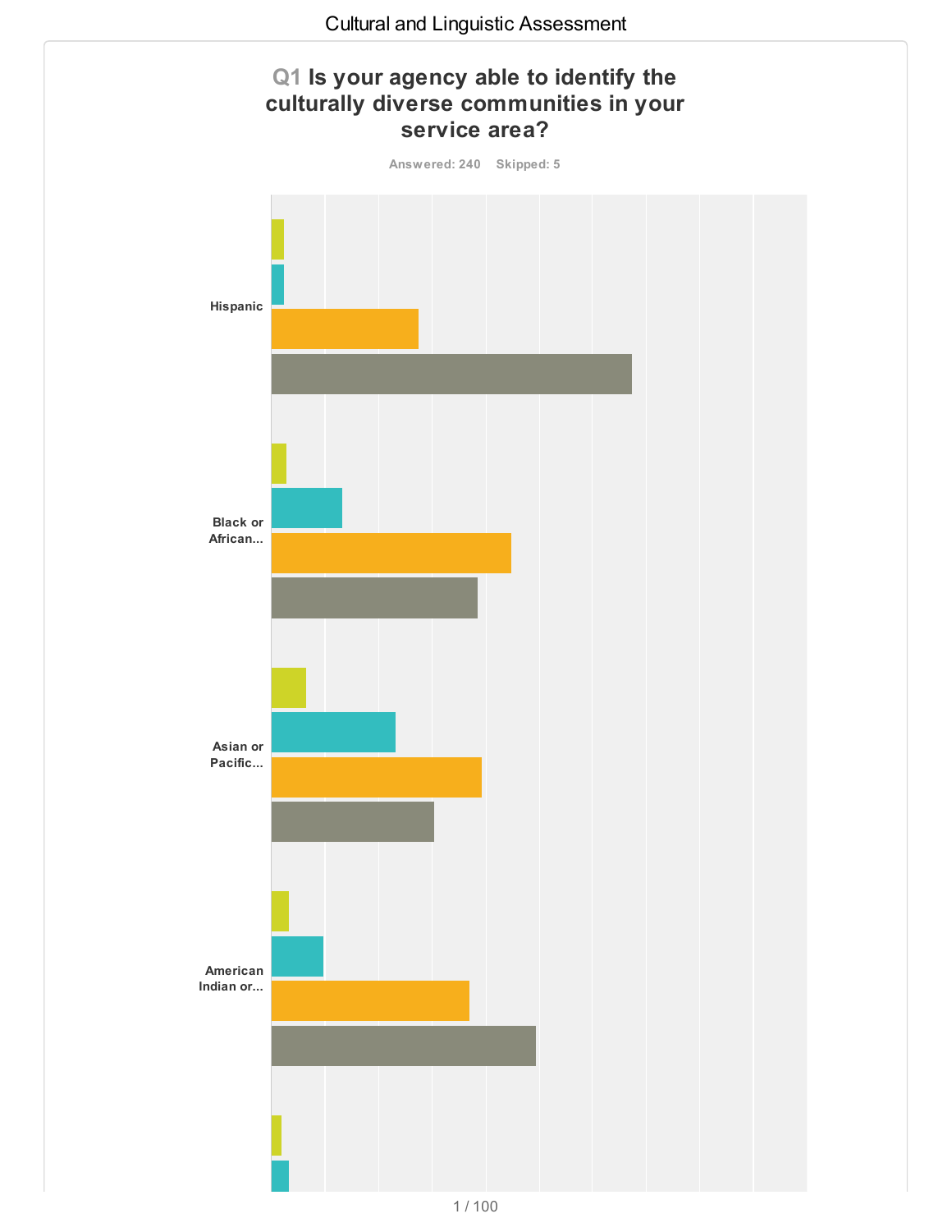# Cultural and Linguistic Assessment

## Q1 Is your agency able to identify the culturally diverse communities in your service area?

Answered: 240 Skipped: 5

Hispanic

Black or African...

Asian or Pacific...

American Indian or...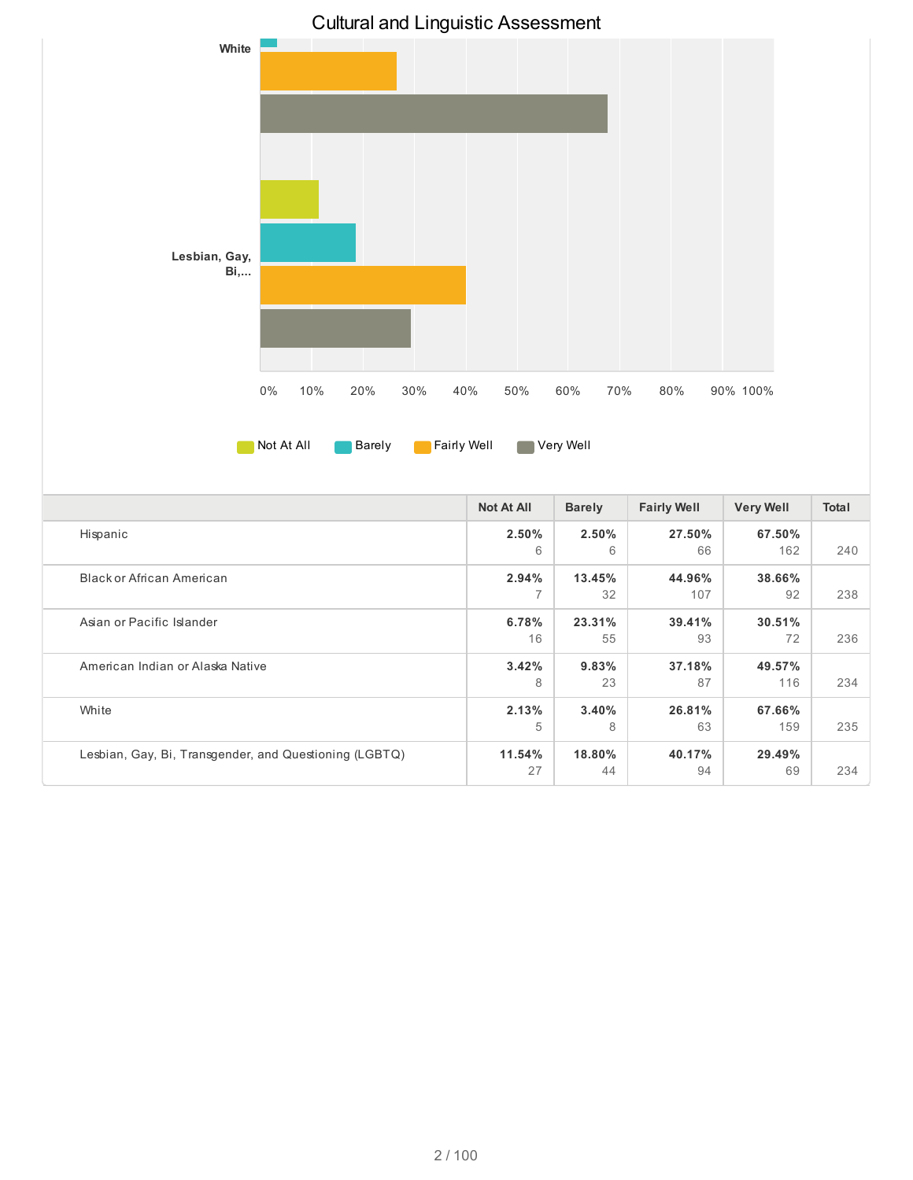Cultural and Linguistic Assessment

White

Lesbian, Gay, Bi,...

0% 10% 20% 30% 40% 50% 60% 70% 80% 90% 100%

Not At All Barely Fairly Well Very Well

| | Not At All | Barely | Fairly Well | Very Well | Total |
|---|---|---|---|---|---|
| Hispanic | **2.50%** 6 | **2.50%** 6 | **27.50%** 66 | **67.50%** 162 | 240 |
| Black or African American | **2.94%** 7 | **13.45%** 32 | **44.96%** 107 | **38.66%** 92 | 238 |
| Asian or Pacific Islander | **6.78%** 16 | **23.31%** 55 | **39.41%** 93 | **30.51%** 72 | 236 |
| American Indian or Alaska Native | **3.42%** 8 | **9.83%** 23 | **37.18%** 87 | **49.57%** 116 | 234 |
| White | **2.13%** 5 | **3.40%** 8 | **26.81%** 63 | **67.66%** 159 | 235 |
| Lesbian, Gay, Bi, Transgender, and Questioning (LGBTQ) | **11.54%** 27 | **18.80%** 44 | **40.17%** 94 | **29.49%** 69 | 234 |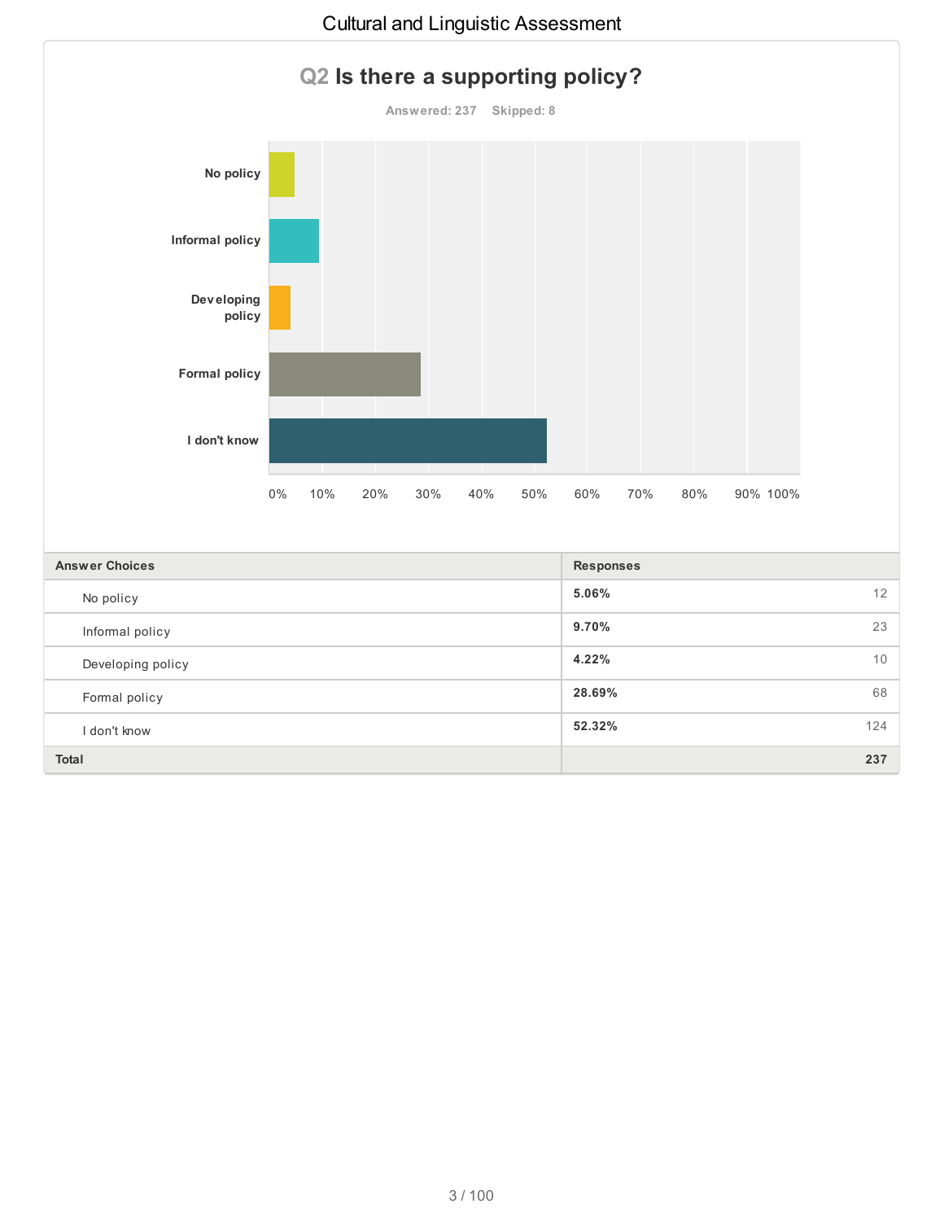## Q2 Is there a supporting policy?

Answered: 237 Skipped: 8

| Answer Choices | Responses | |
|---|---|---|
| No policy | 5.06% | 12 |
| Informal policy | 9.70% | 23 |
| Developing policy | 4.22% | 10 |
| Formal policy | 28.69% | 68 |
| I don't know | 52.32% | 124 |
| **Total** | | **237** |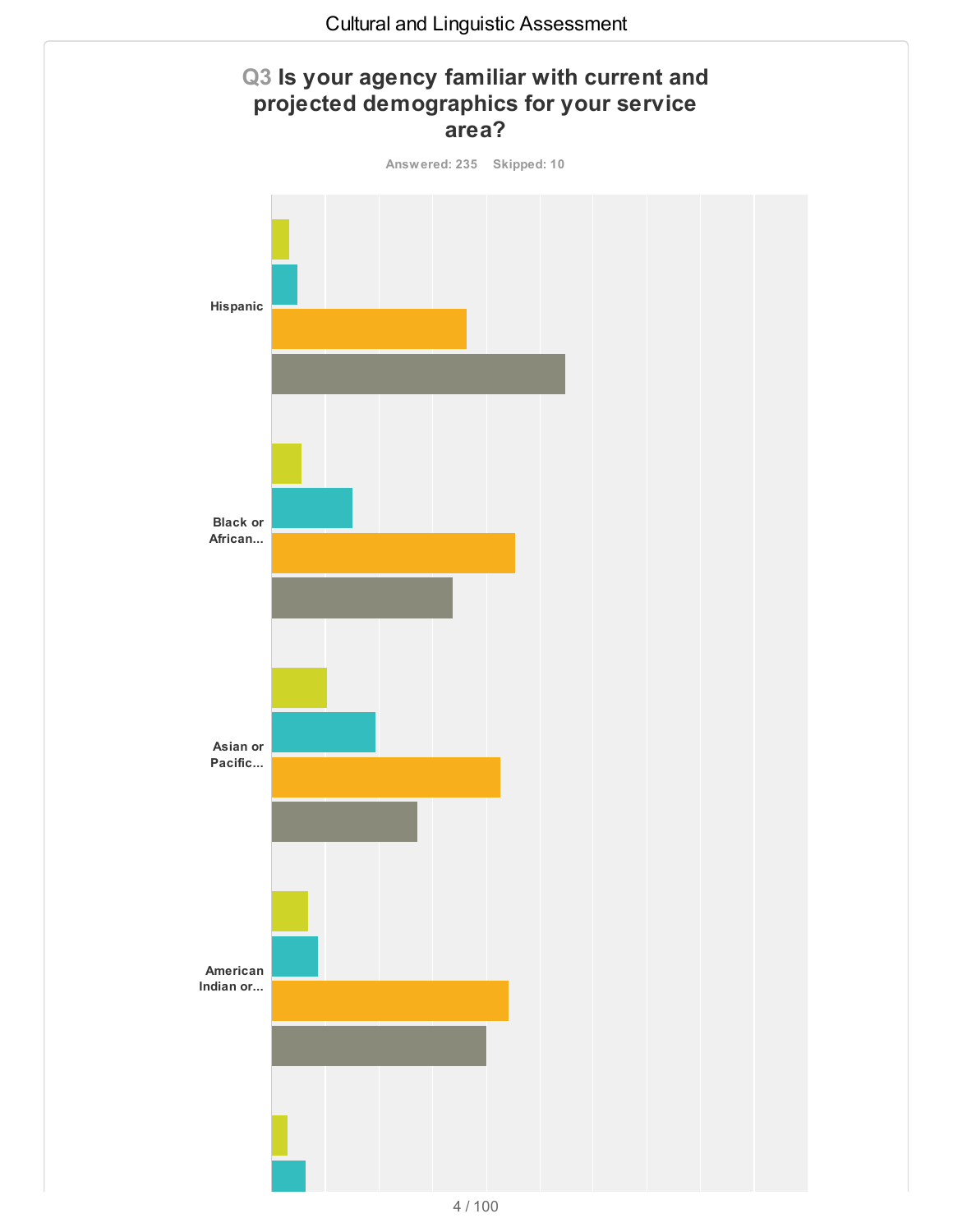Cultural and Linguistic Assessment

## Q3 Is your agency familiar with current and projected demographics for your service area?

Answered: 235 Skipped: 10

Hispanic

Black or African...

Asian or Pacific...

American Indian or...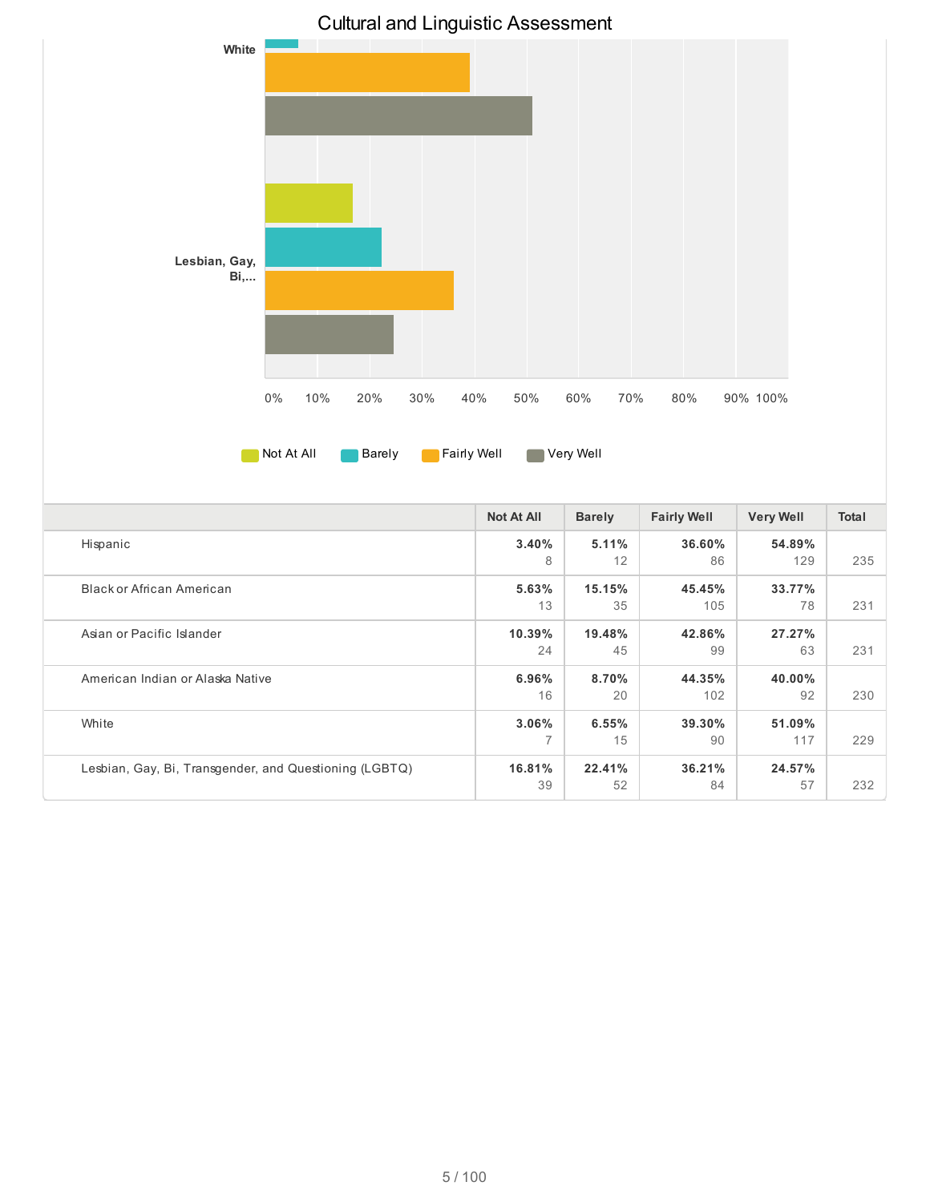# Cultural and Linguistic Assessment

| | Not At All | Barely | Fairly Well | Very Well | Total |
|---|---|---|---|---|---|
| Hispanic | **3.40%** 8 | **5.11%** 12 | **36.60%** 86 | **54.89%** 129 | 235 |
| Black or African American | **5.63%** 13 | **15.15%** 35 | **45.45%** 105 | **33.77%** 78 | 231 |
| Asian or Pacific Islander | **10.39%** 24 | **19.48%** 45 | **42.86%** 99 | **27.27%** 63 | 231 |
| American Indian or Alaska Native | **6.96%** 16 | **8.70%** 20 | **44.35%** 102 | **40.00%** 92 | 230 |
| White | **3.06%** 7 | **6.55%** 15 | **39.30%** 90 | **51.09%** 117 | 229 |
| Lesbian, Gay, Bi, Transgender, and Questioning (LGBTQ) | **16.81%** 39 | **22.41%** 52 | **36.21%** 84 | **24.57%** 57 | 232 |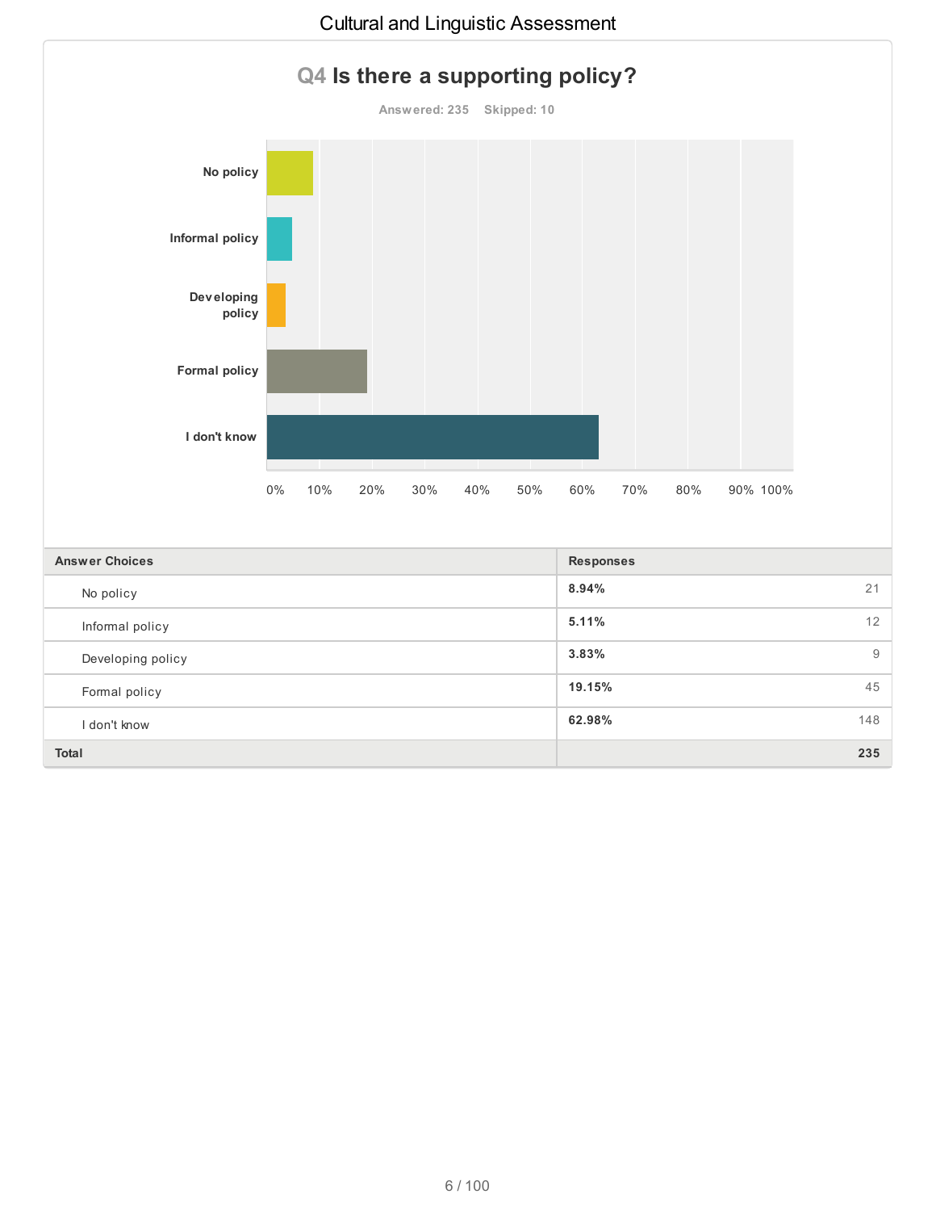## Q4 Is there a supporting policy?

Answered: 235 Skipped: 10

| Answer Choices | Responses | |
|---|---|---|
| No policy | 8.94% | 21 |
| Informal policy | 5.11% | 12 |
| Developing policy | 3.83% | 9 |
| Formal policy | 19.15% | 45 |
| I don't know | 62.98% | 148 |
| **Total** | | **235** |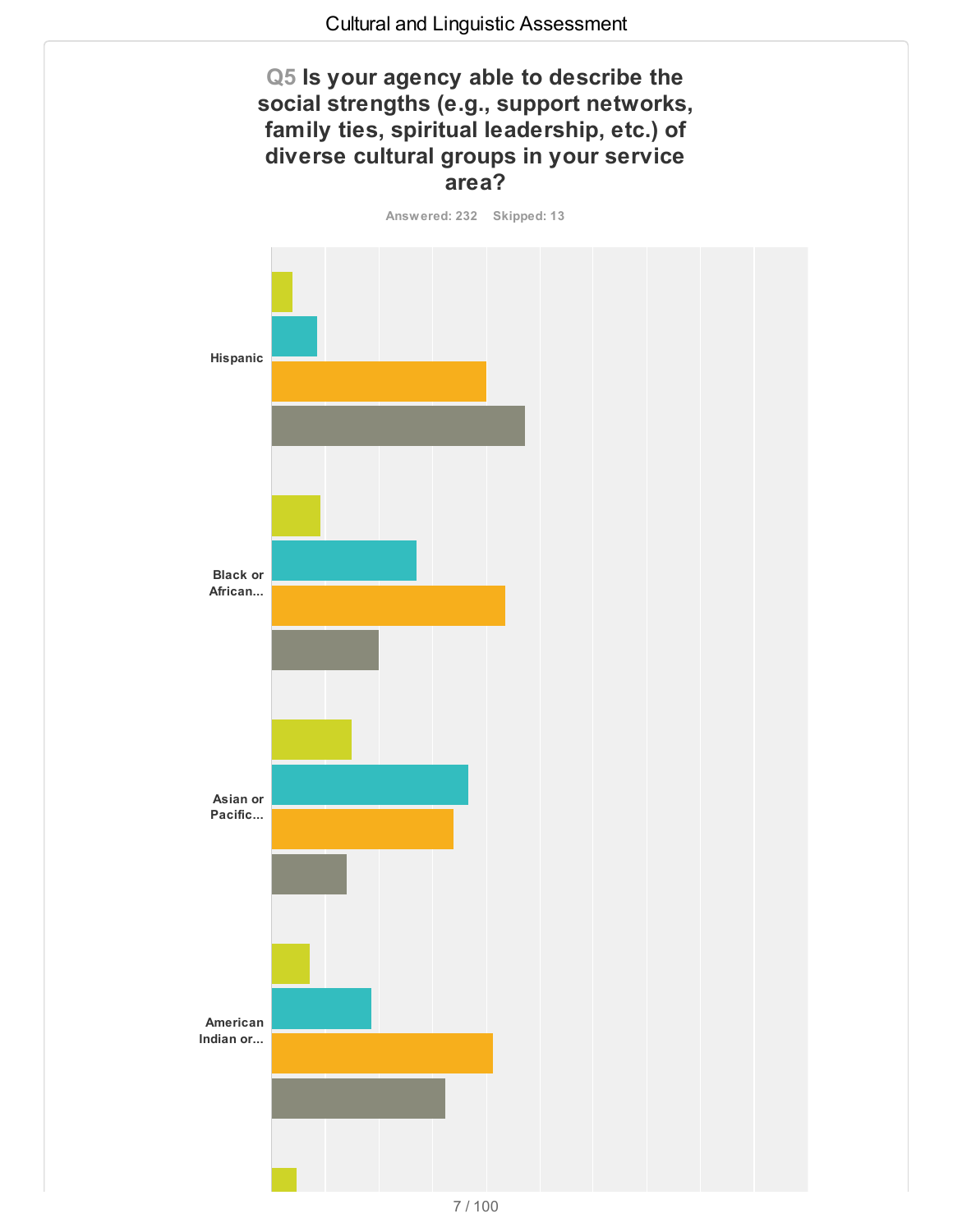**Q5 Is your agency able to describe the social strengths (e.g., support networks, family ties, spiritual leadership, etc.) of diverse cultural groups in your service area?**

Answered: 232 Skipped: 13

Hispanic

Black or African...

Asian or Pacific...

American Indian or...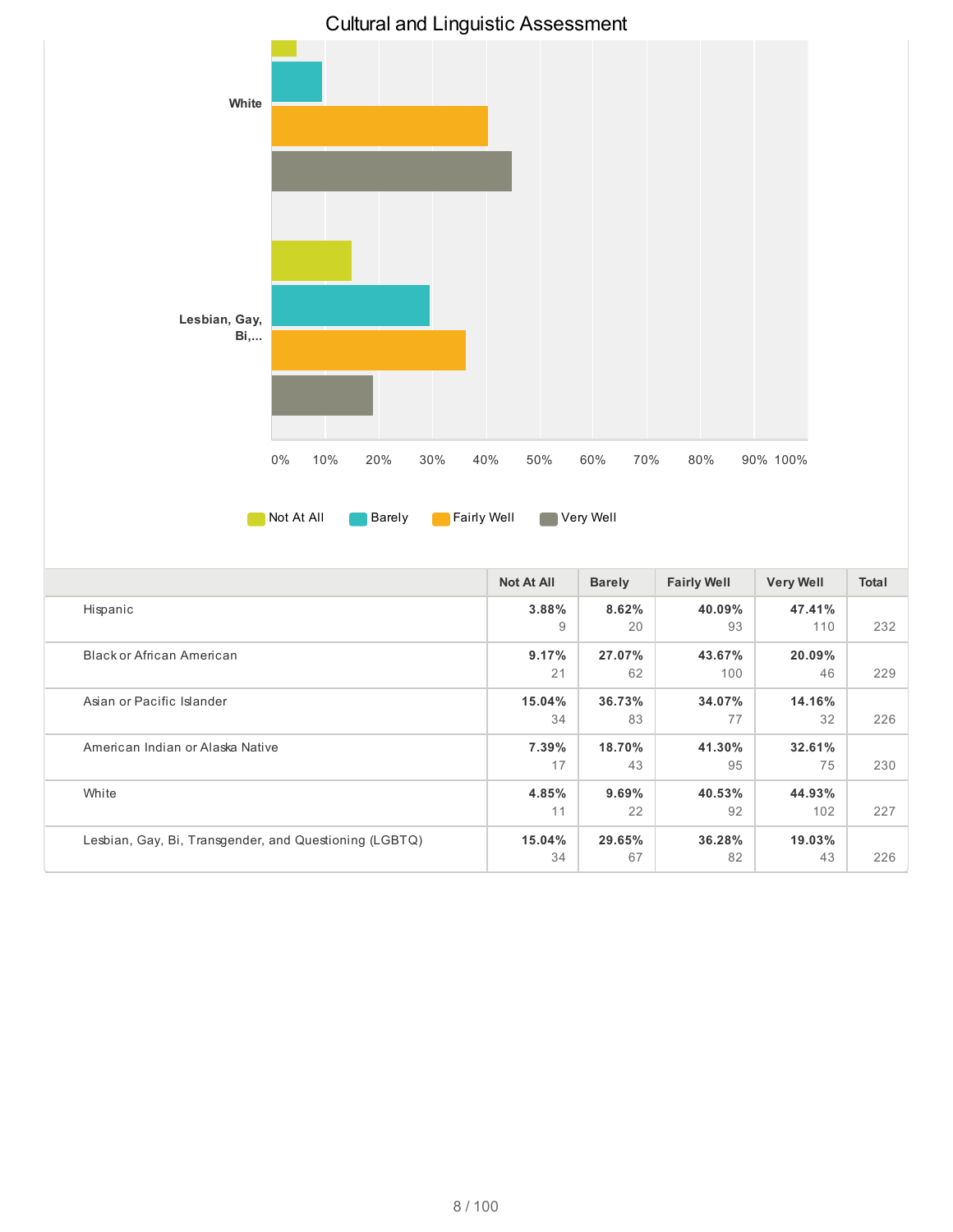# Cultural and Linguistic Assessment

| | Not At All | Barely | Fairly Well | Very Well | Total |
|---|---|---|---|---|---|
| Hispanic | **3.88%** 9 | **8.62%** 20 | **40.09%** 93 | **47.41%** 110 | 232 |
| Black or African American | **9.17%** 21 | **27.07%** 62 | **43.67%** 100 | **20.09%** 46 | 229 |
| Asian or Pacific Islander | **15.04%** 34 | **36.73%** 83 | **34.07%** 77 | **14.16%** 32 | 226 |
| American Indian or Alaska Native | **7.39%** 17 | **18.70%** 43 | **41.30%** 95 | **32.61%** 75 | 230 |
| White | **4.85%** 11 | **9.69%** 22 | **40.53%** 92 | **44.93%** 102 | 227 |
| Lesbian, Gay, Bi, Transgender, and Questioning (LGBTQ) | **15.04%** 34 | **29.65%** 67 | **36.28%** 82 | **19.03%** 43 | 226 |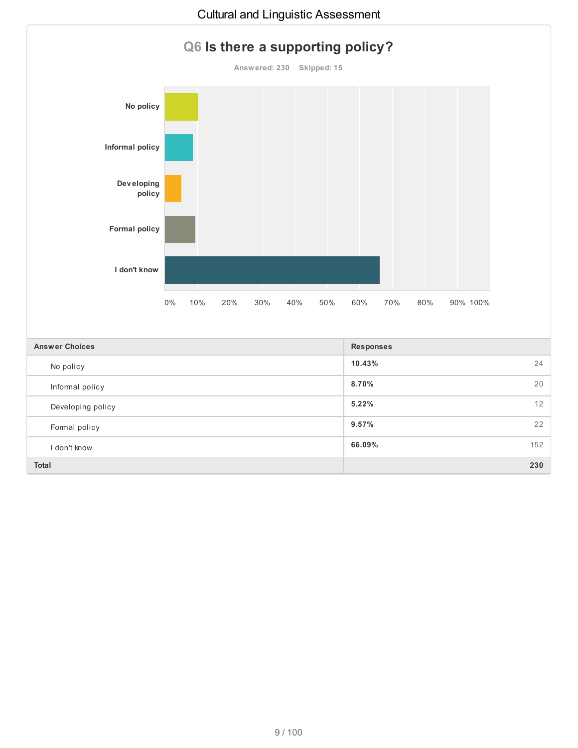## Q6 Is there a supporting policy?

Answered: 230 Skipped: 15

| Answer Choices | Responses | |
|---|---|---|
| No policy | 10.43% | 24 |
| Informal policy | 8.70% | 20 |
| Developing policy | 5.22% | 12 |
| Formal policy | 9.57% | 22 |
| I don't know | 66.09% | 152 |
| **Total** | | **230** |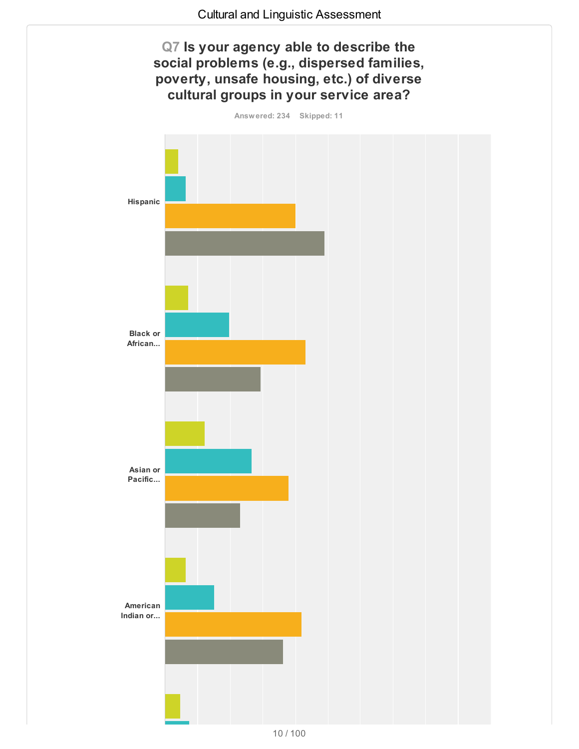## Q7 Is your agency able to describe the social problems (e.g., dispersed families, poverty, unsafe housing, etc.) of diverse cultural groups in your service area?

Answered: 234 Skipped: 11

Hispanic

Black or African...

Asian or Pacific...

American Indian or...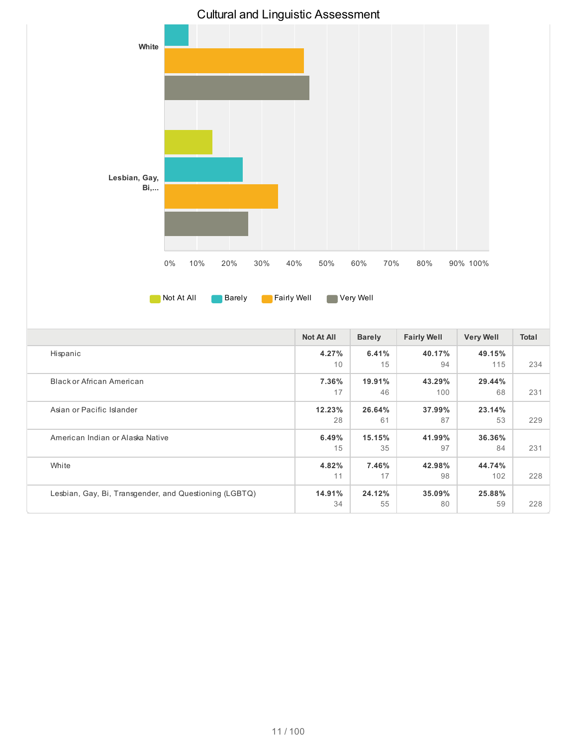Cultural and Linguistic Assessment

|  | Not At All | Barely | Fairly Well | Very Well | Total |
|---|---|---|---|---|---|
| Hispanic | **4.27%** 10 | **6.41%** 15 | **40.17%** 94 | **49.15%** 115 | 234 |
| Black or African American | **7.36%** 17 | **19.91%** 46 | **43.29%** 100 | **29.44%** 68 | 231 |
| Asian or Pacific Islander | **12.23%** 28 | **26.64%** 61 | **37.99%** 87 | **23.14%** 53 | 229 |
| American Indian or Alaska Native | **6.49%** 15 | **15.15%** 35 | **41.99%** 97 | **36.36%** 84 | 231 |
| White | **4.82%** 11 | **7.46%** 17 | **42.98%** 98 | **44.74%** 102 | 228 |
| Lesbian, Gay, Bi, Transgender, and Questioning (LGBTQ) | **14.91%** 34 | **24.12%** 55 | **35.09%** 80 | **25.88%** 59 | 228 |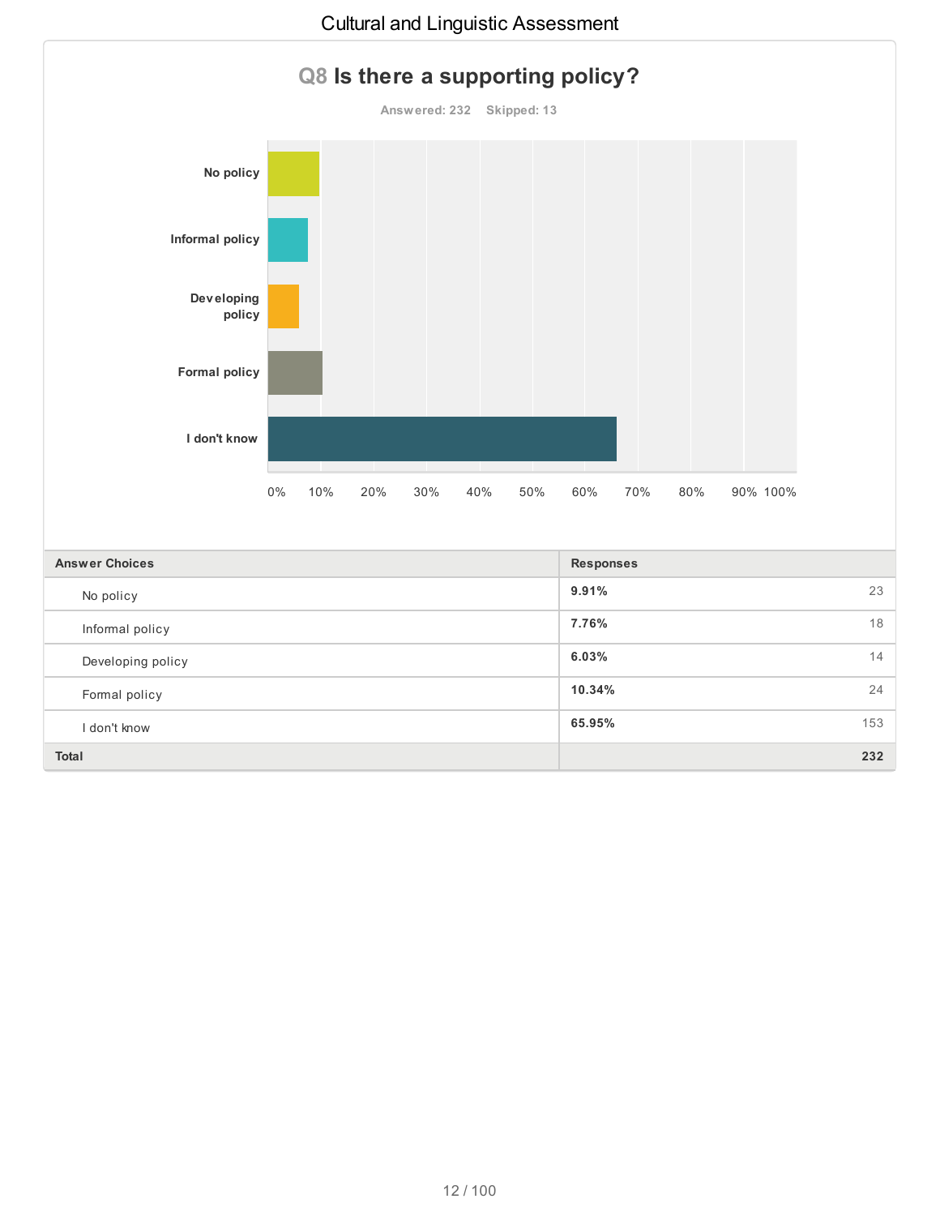## Q8 Is there a supporting policy?

Answered: 232 Skipped: 13

| Answer Choices | Responses | |
|---|---|---|
| No policy | 9.91% | 23 |
| Informal policy | 7.76% | 18 |
| Developing policy | 6.03% | 14 |
| Formal policy | 10.34% | 24 |
| I don't know | 65.95% | 153 |
| **Total** | | **232** |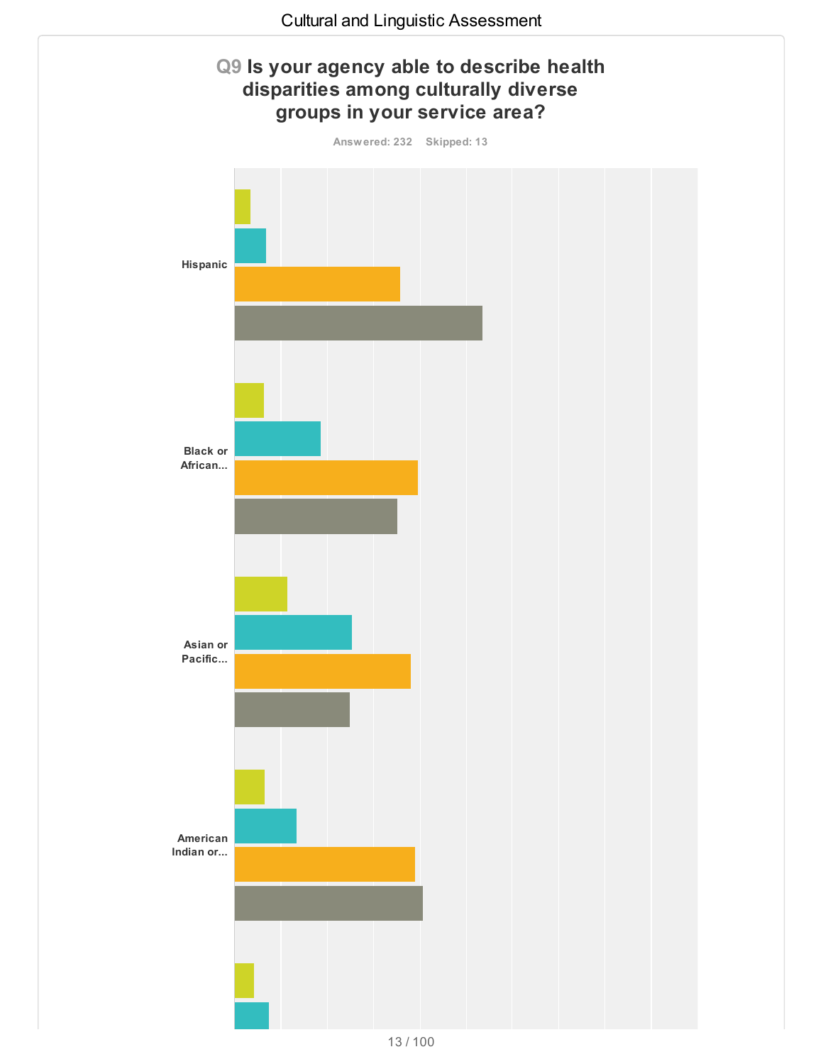# Q9 Is your agency able to describe health disparities among culturally diverse groups in your service area?

Answered: 232 Skipped: 13

Hispanic

Black or African...

Asian or Pacific...

American Indian or...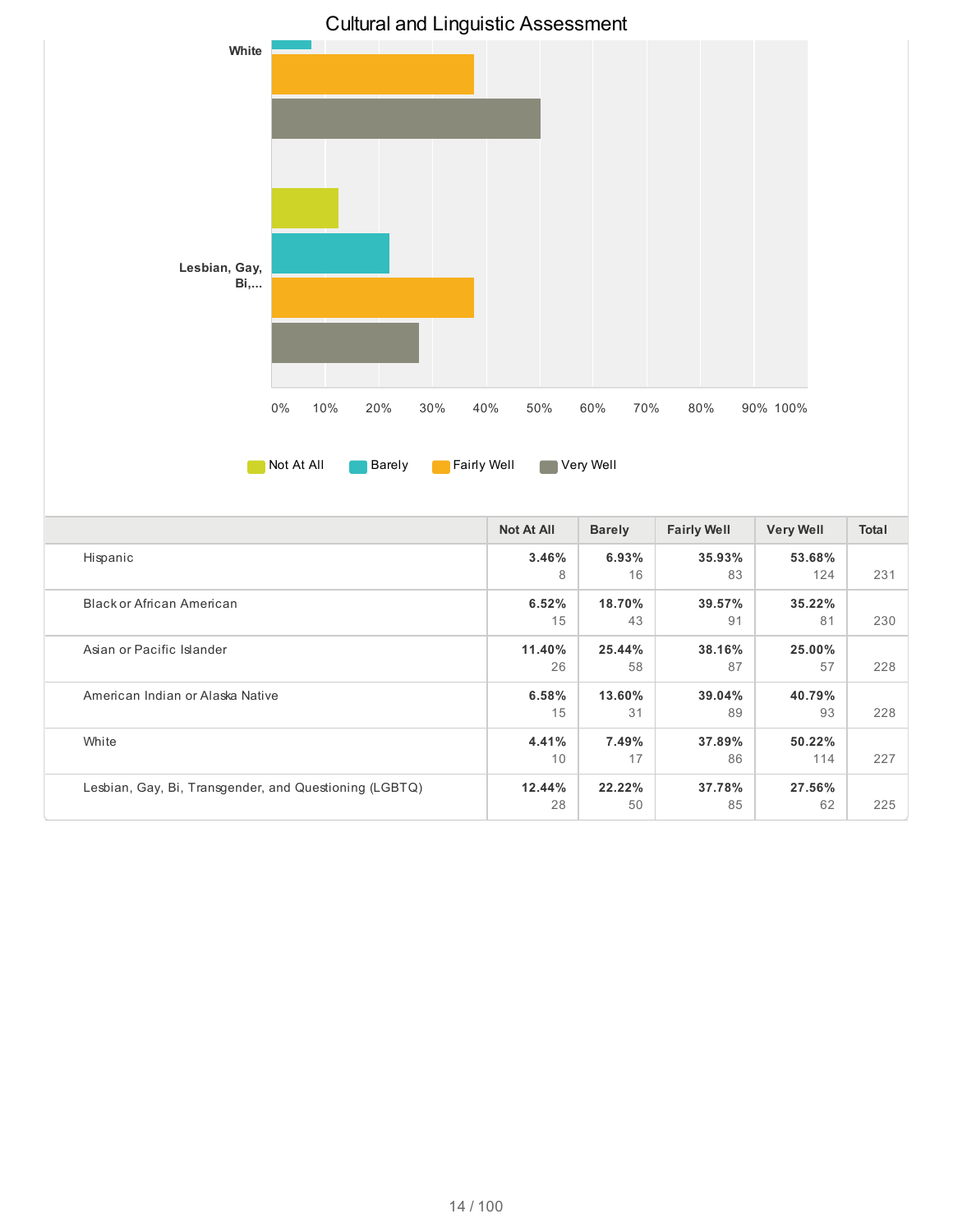# Cultural and Linguistic Assessment

| | Not At All | Barely | Fairly Well | Very Well | Total |
|---|---|---|---|---|---|
| Hispanic | **3.46%** 8 | **6.93%** 16 | **35.93%** 83 | **53.68%** 124 | 231 |
| Black or African American | **6.52%** 15 | **18.70%** 43 | **39.57%** 91 | **35.22%** 81 | 230 |
| Asian or Pacific Islander | **11.40%** 26 | **25.44%** 58 | **38.16%** 87 | **25.00%** 57 | 228 |
| American Indian or Alaska Native | **6.58%** 15 | **13.60%** 31 | **39.04%** 89 | **40.79%** 93 | 228 |
| White | **4.41%** 10 | **7.49%** 17 | **37.89%** 86 | **50.22%** 114 | 227 |
| Lesbian, Gay, Bi, Transgender, and Questioning (LGBTQ) | **12.44%** 28 | **22.22%** 50 | **37.78%** 85 | **27.56%** 62 | 225 |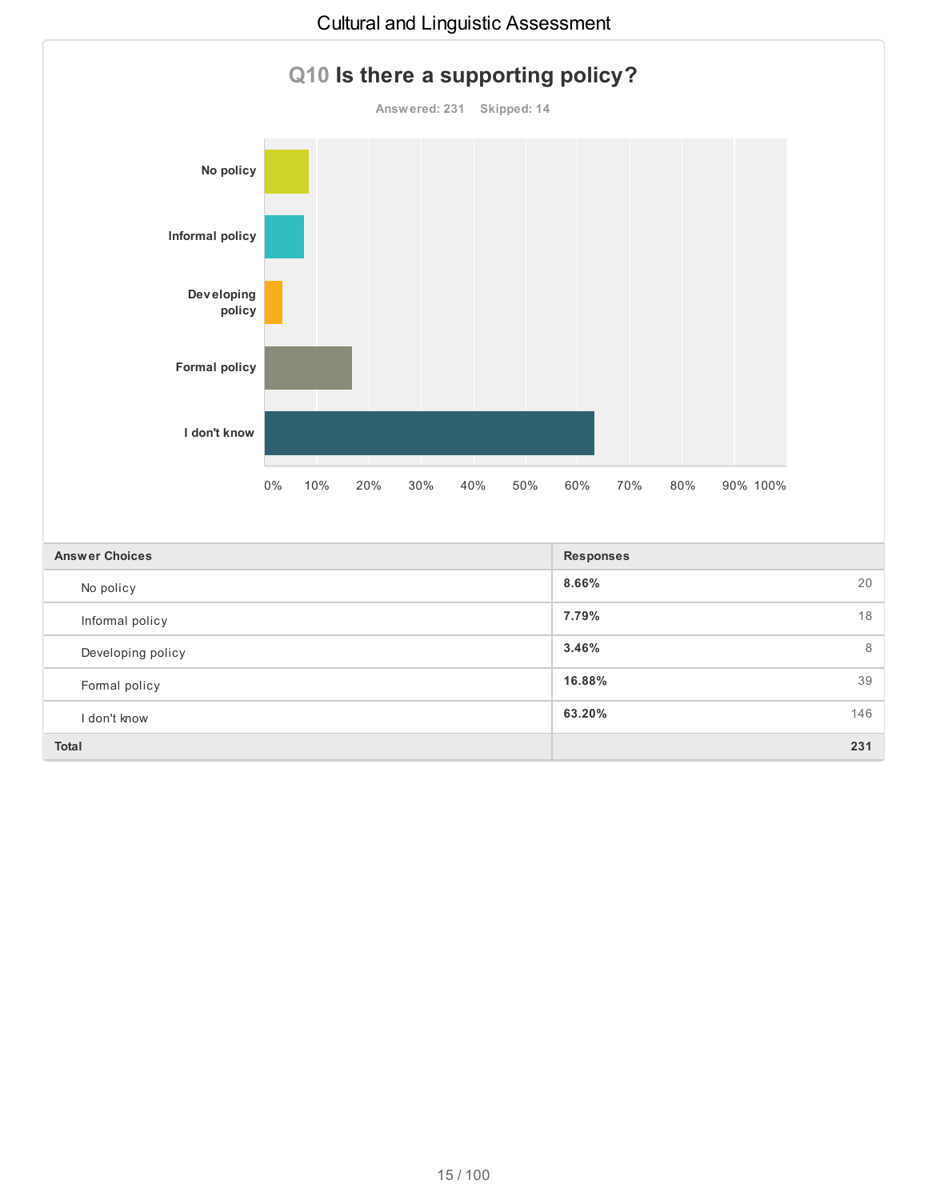## Q10 Is there a supporting policy?

Answered: 231 Skipped: 14

| Answer Choices | Responses | |
|---|---|---|
| No policy | 8.66% | 20 |
| Informal policy | 7.79% | 18 |
| Developing policy | 3.46% | 8 |
| Formal policy | 16.88% | 39 |
| I don't know | 63.20% | 146 |
| **Total** | | **231** |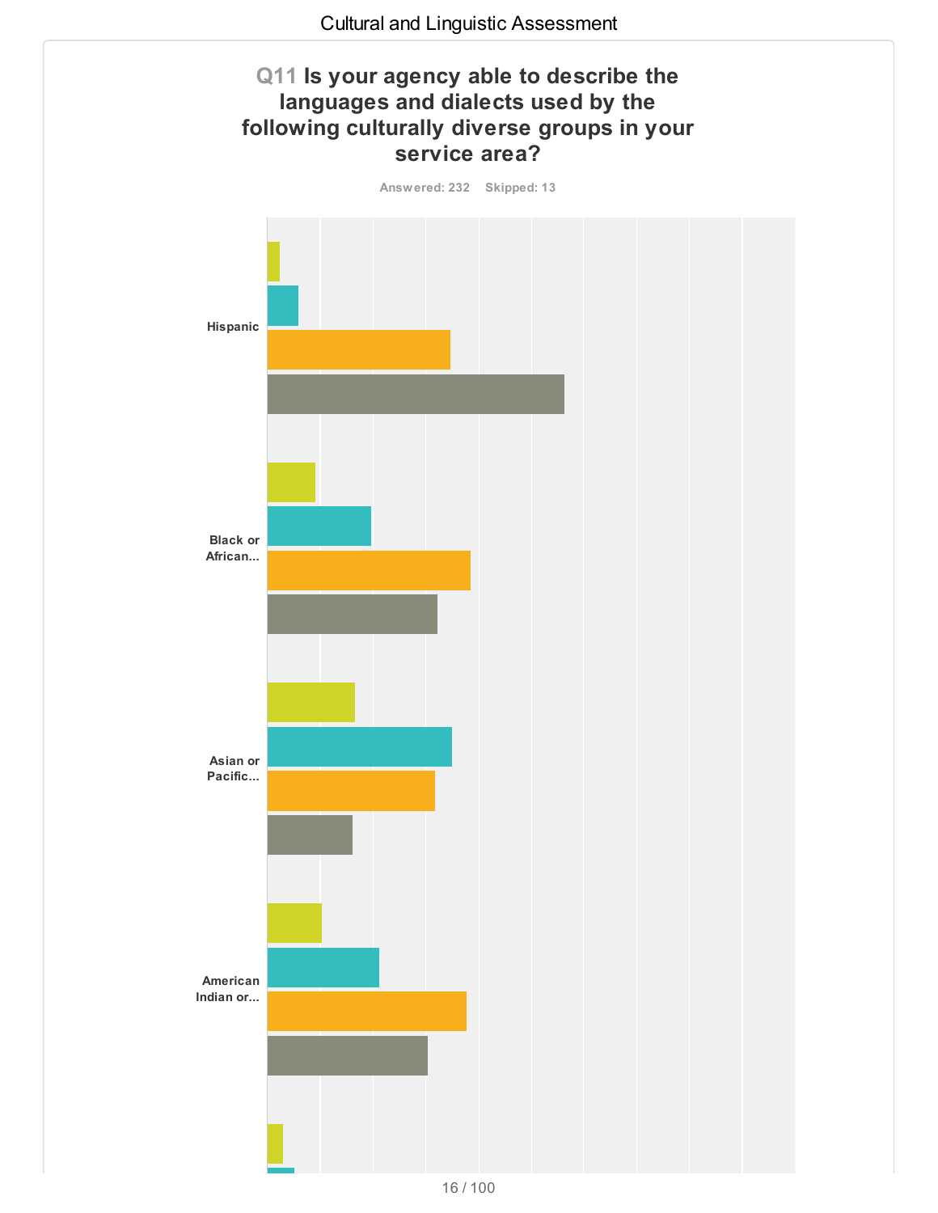## Q11 Is your agency able to describe the languages and dialects used by the following culturally diverse groups in your service area?

Answered: 232 Skipped: 13

Hispanic

Black or African...

Asian or Pacific...

American Indian or...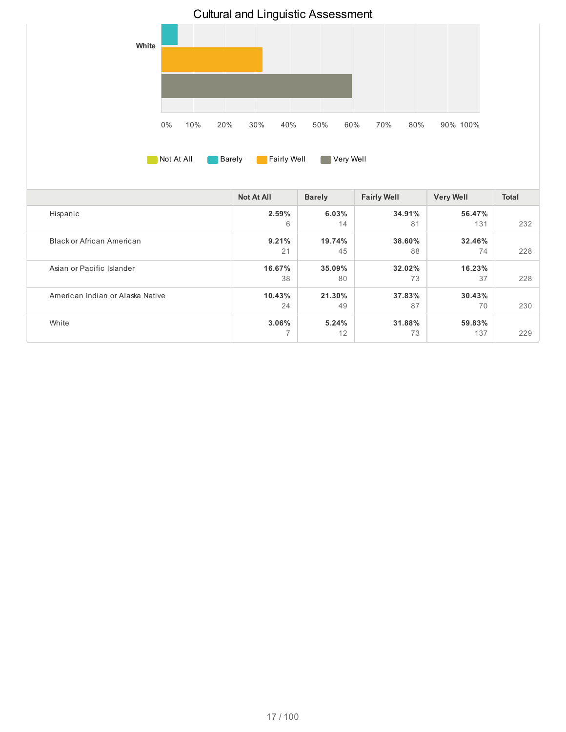# Cultural and Linguistic Assessment

White

0% 10% 20% 30% 40% 50% 60% 70% 80% 90% 100%

Not At All | Barely | Fairly Well | Very Well

| | Not At All | Barely | Fairly Well | Very Well | Total |
|---|---|---|---|---|---|
| Hispanic | **2.59%** 6 | **6.03%** 14 | **34.91%** 81 | **56.47%** 131 | 232 |
| Black or African American | **9.21%** 21 | **19.74%** 45 | **38.60%** 88 | **32.46%** 74 | 228 |
| Asian or Pacific Islander | **16.67%** 38 | **35.09%** 80 | **32.02%** 73 | **16.23%** 37 | 228 |
| American Indian or Alaska Native | **10.43%** 24 | **21.30%** 49 | **37.83%** 87 | **30.43%** 70 | 230 |
| White | **3.06%** 7 | **5.24%** 12 | **31.88%** 73 | **59.83%** 137 | 229 |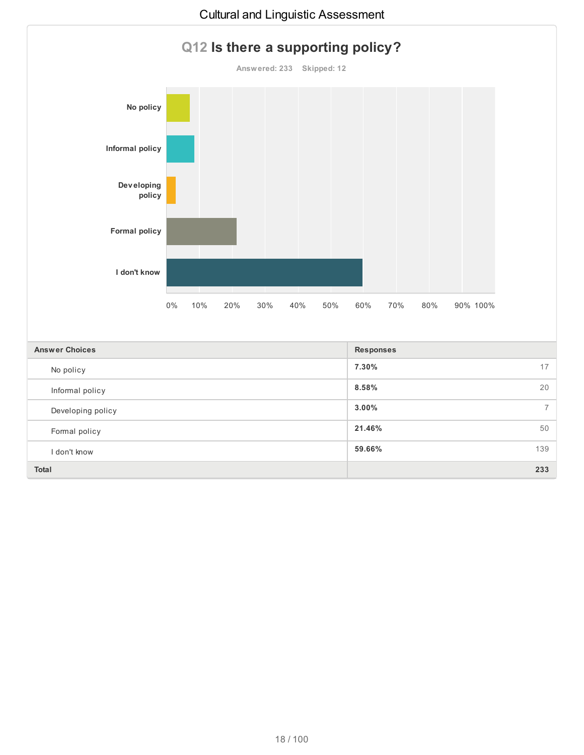## Q12 Is there a supporting policy?

Answered: 233 Skipped: 12

| Answer Choices | Responses | |
|---|---|---|
| No policy | 7.30% | 17 |
| Informal policy | 8.58% | 20 |
| Developing policy | 3.00% | 7 |
| Formal policy | 21.46% | 50 |
| I don't know | 59.66% | 139 |
| **Total** | | **233** |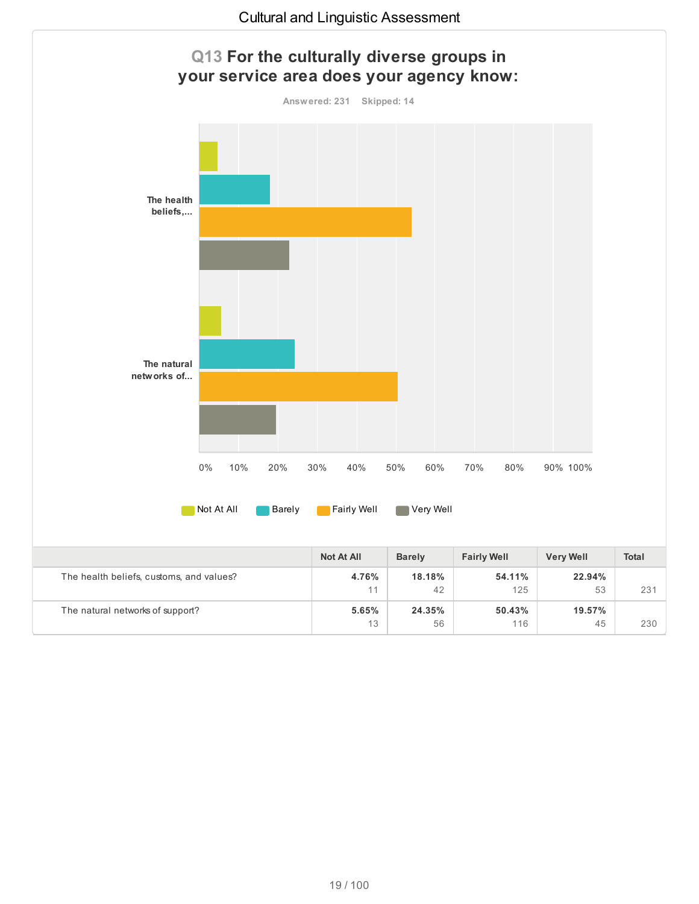## Q13 For the culturally diverse groups in your service area does your agency know:

Answered: 231 Skipped: 14

| | Not At All | Barely | Fairly Well | Very Well | Total |
|---|---|---|---|---|---|
| The health beliefs, customs, and values? | **4.76%** 11 | **18.18%** 42 | **54.11%** 125 | **22.94%** 53 | 231 |
| The natural networks of support? | **5.65%** 13 | **24.35%** 56 | **50.43%** 116 | **19.57%** 45 | 230 |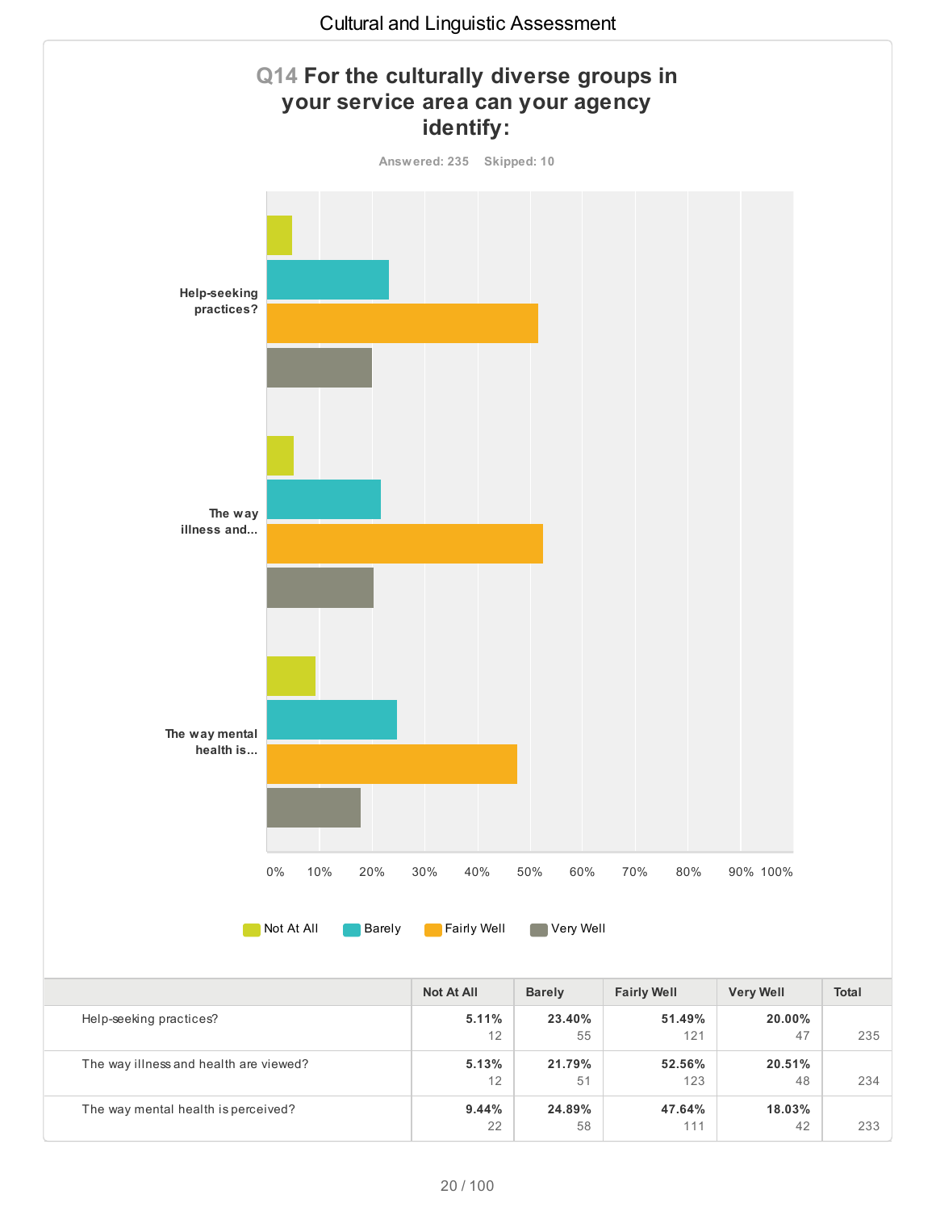# Cultural and Linguistic Assessment

## Q14 For the culturally diverse groups in your service area can your agency identify:

Answered: 235 Skipped: 10

| | Not At All | Barely | Fairly Well | Very Well | Total |
|---|---|---|---|---|---|
| Help-seeking practices? | 5.11% 12 | 23.40% 55 | 51.49% 121 | 20.00% 47 | 235 |
| The way illness and health are viewed? | 5.13% 12 | 21.79% 51 | 52.56% 123 | 20.51% 48 | 234 |
| The way mental health is perceived? | 9.44% 22 | 24.89% 58 | 47.64% 111 | 18.03% 42 | 233 |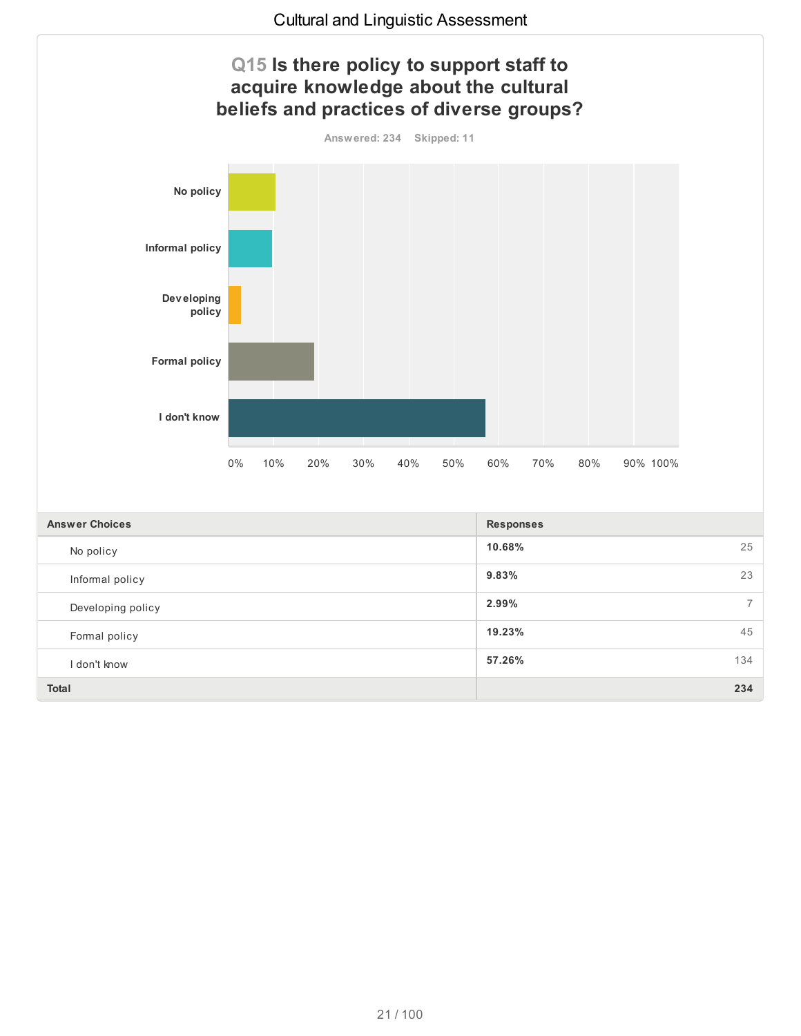## Q15 Is there policy to support staff to acquire knowledge about the cultural beliefs and practices of diverse groups?

Answered: 234 Skipped: 11

| Answer Choices | Responses | |
|---|---|---|
| No policy | 10.68% | 25 |
| Informal policy | 9.83% | 23 |
| Developing policy | 2.99% | 7 |
| Formal policy | 19.23% | 45 |
| I don't know | 57.26% | 134 |
| **Total** | | **234** |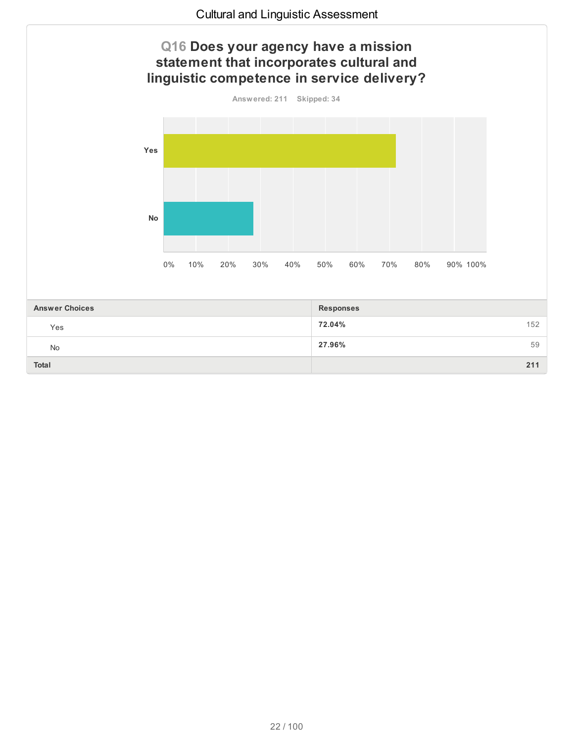## Q16 Does your agency have a mission statement that incorporates cultural and linguistic competence in service delivery?

Answered: 211 Skipped: 34

| Answer Choices | Responses | |
|---|---|---|
| Yes | **72.04%** | 152 |
| No | **27.96%** | 59 |
| **Total** | | **211** |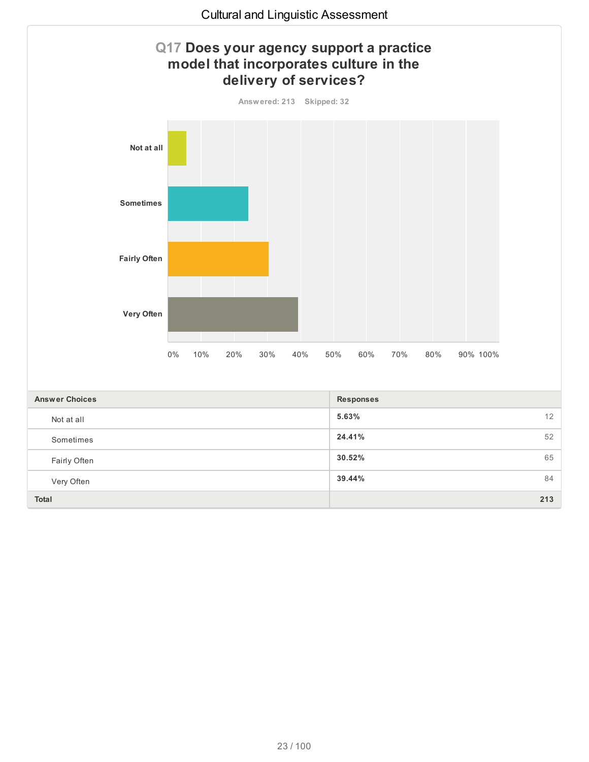## Q17 Does your agency support a practice model that incorporates culture in the delivery of services?

Answered: 213 Skipped: 32

| Answer Choices | Responses | |
| --- | --- | --- |
| Not at all | 5.63% | 12 |
| Sometimes | 24.41% | 52 |
| Fairly Often | 30.52% | 65 |
| Very Often | 39.44% | 84 |
| **Total** | | **213** |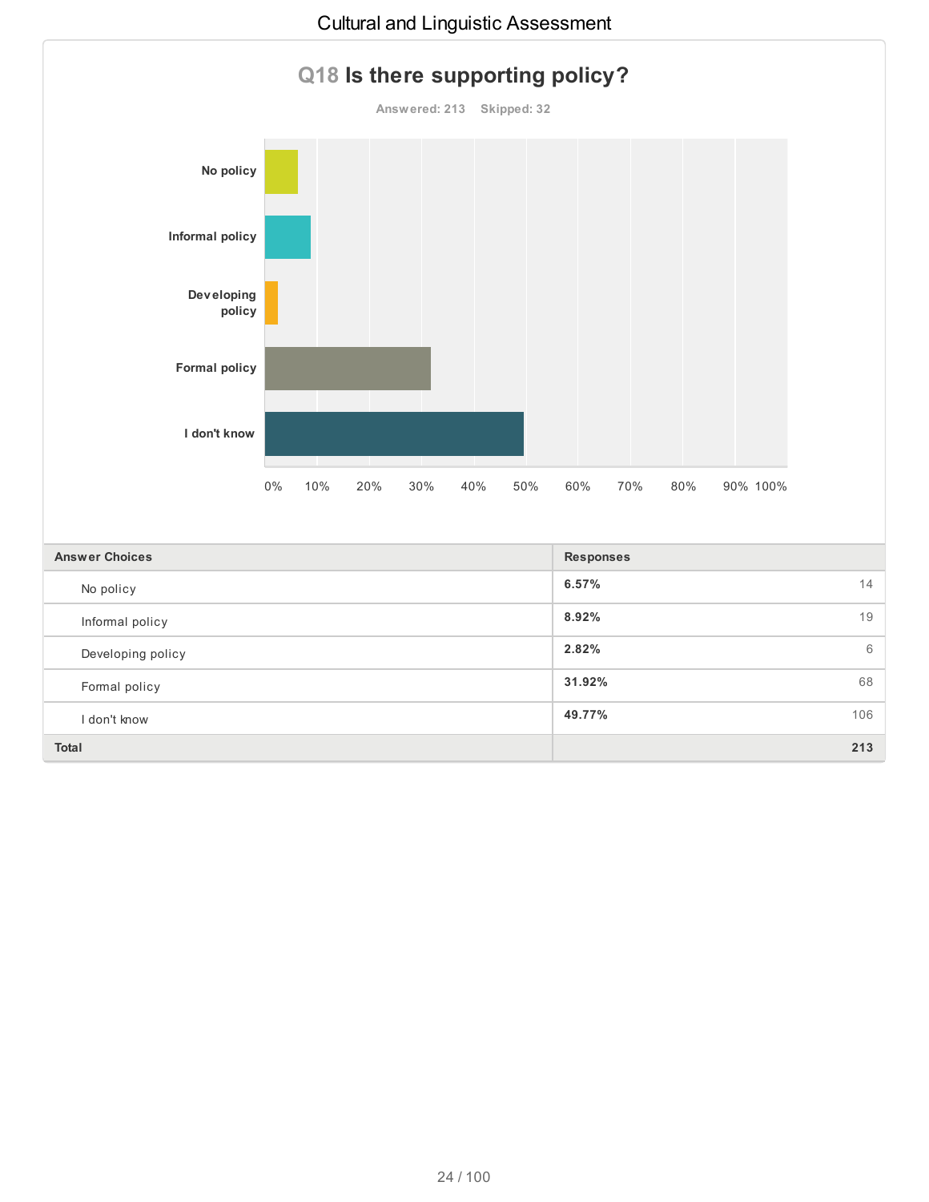## Q18 Is there supporting policy?

Answered: 213 Skipped: 32

| Answer Choices | Responses | |
|---|---|---|
| No policy | 6.57% | 14 |
| Informal policy | 8.92% | 19 |
| Developing policy | 2.82% | 6 |
| Formal policy | 31.92% | 68 |
| I don't know | 49.77% | 106 |
| **Total** | | **213** |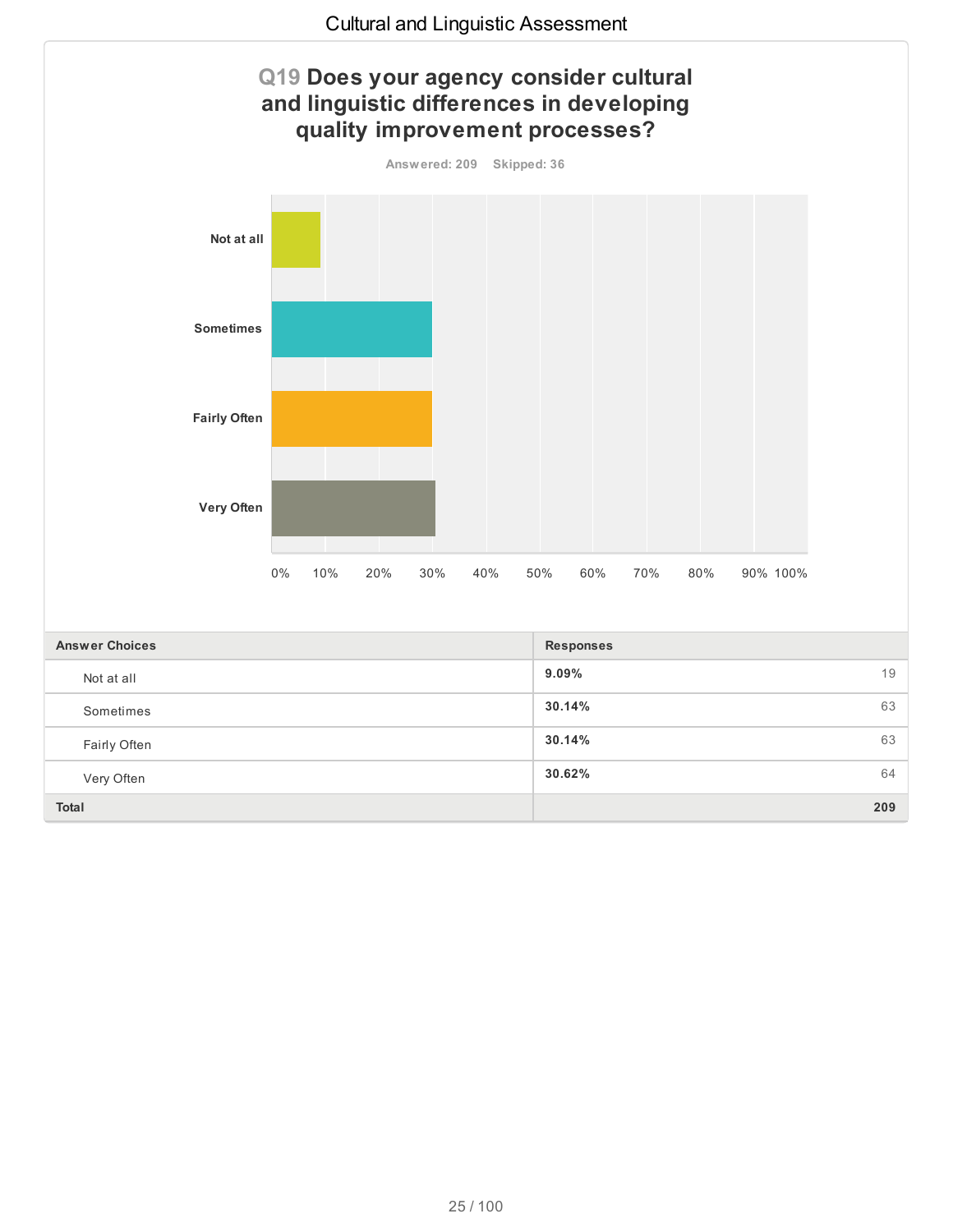## Q19 Does your agency consider cultural and linguistic differences in developing quality improvement processes?

Answered: 209 Skipped: 36

| Answer Choices | Responses | |
|---|---|---|
| Not at all | 9.09% | 19 |
| Sometimes | 30.14% | 63 |
| Fairly Often | 30.14% | 63 |
| Very Often | 30.62% | 64 |
| **Total** | | **209** |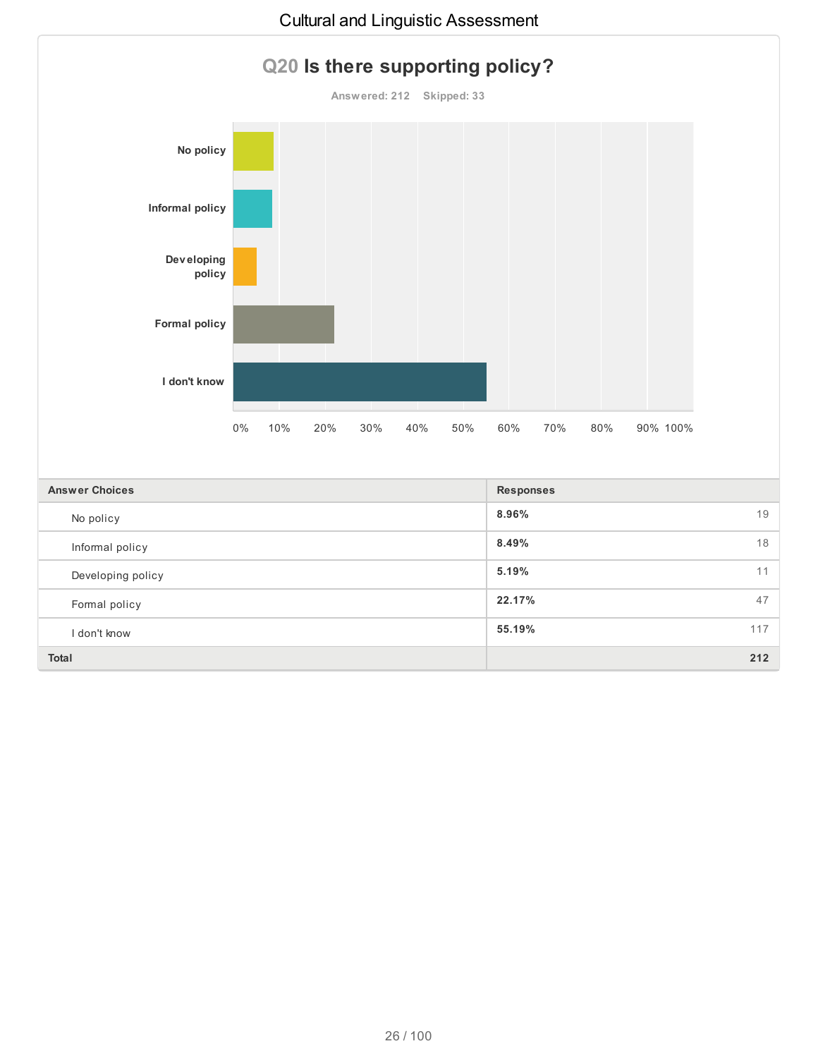## Q20 Is there supporting policy?

Answered: 212 Skipped: 33

| Answer Choices | Responses | |
|---|---|---|
| No policy | 8.96% | 19 |
| Informal policy | 8.49% | 18 |
| Developing policy | 5.19% | 11 |
| Formal policy | 22.17% | 47 |
| I don't know | 55.19% | 117 |
| **Total** | | **212** |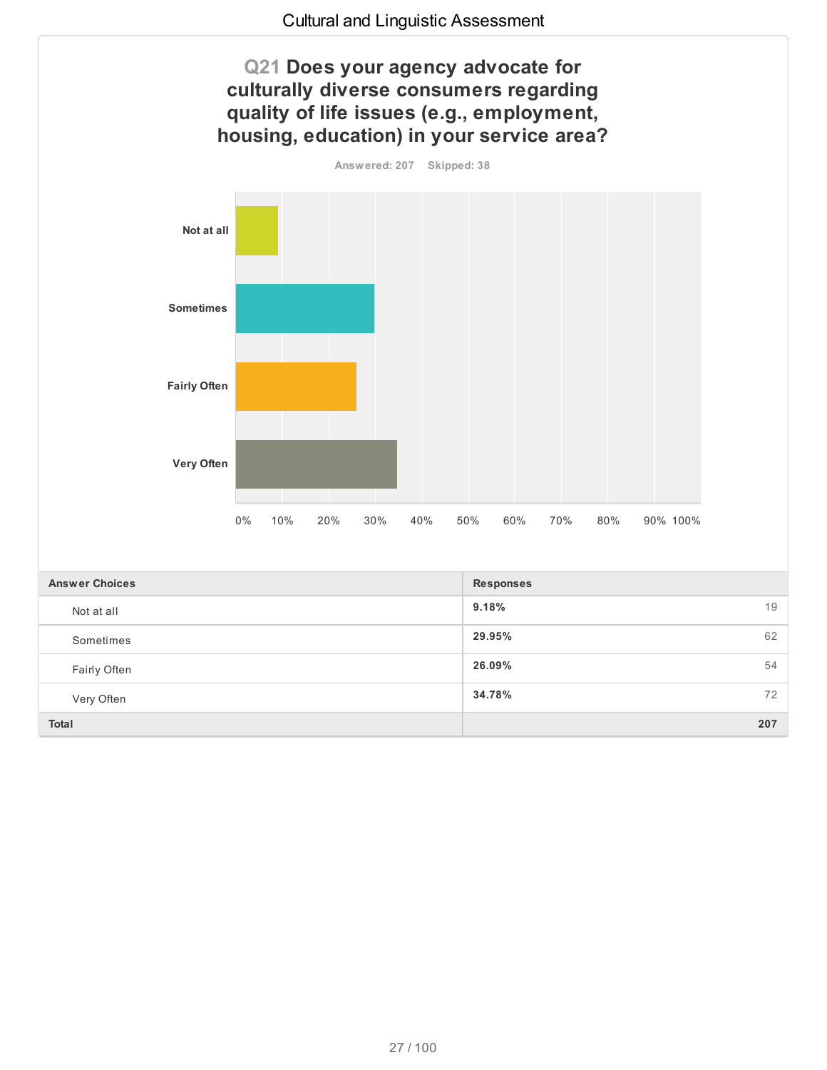## Q21 Does your agency advocate for culturally diverse consumers regarding quality of life issues (e.g., employment, housing, education) in your service area?

Answered: 207 Skipped: 38

| Answer Choices | Responses | |
|---|---|---|
| Not at all | 9.18% | 19 |
| Sometimes | 29.95% | 62 |
| Fairly Often | 26.09% | 54 |
| Very Often | 34.78% | 72 |
| **Total** | | **207** |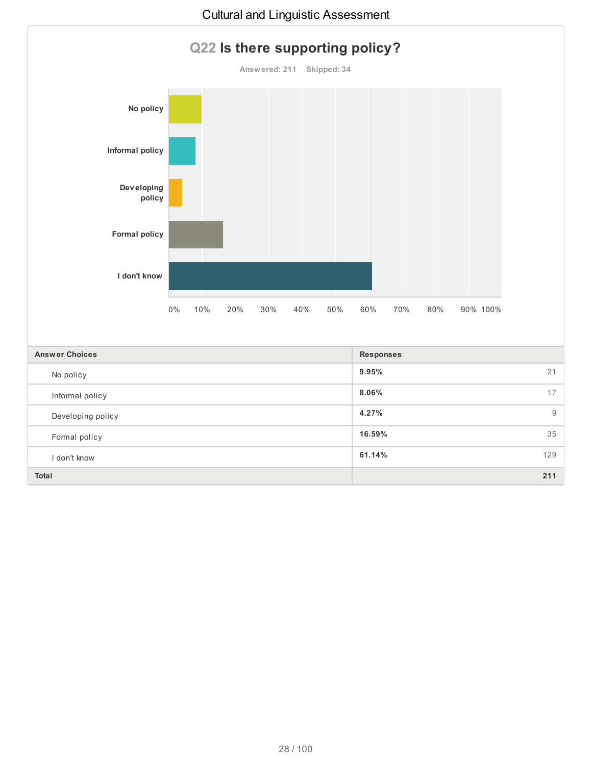## Q22 Is there supporting policy?

Answered: 211 Skipped: 34

| Answer Choices | Responses | |
|---|---|---|
| No policy | 9.95% | 21 |
| Informal policy | 8.06% | 17 |
| Developing policy | 4.27% | 9 |
| Formal policy | 16.59% | 35 |
| I don't know | 61.14% | 129 |
| **Total** | | **211** |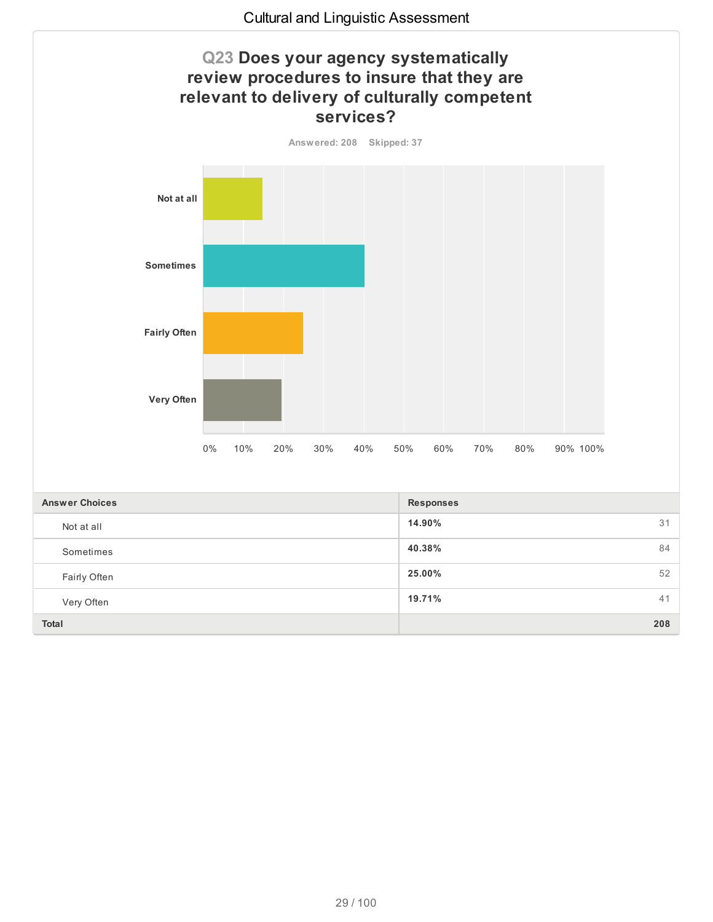## Q23 Does your agency systematically review procedures to insure that they are relevant to delivery of culturally competent services?

Answered: 208 Skipped: 37

| Answer Choices | Responses | |
|---|---|---|
| Not at all | 14.90% | 31 |
| Sometimes | 40.38% | 84 |
| Fairly Often | 25.00% | 52 |
| Very Often | 19.71% | 41 |
| **Total** | | **208** |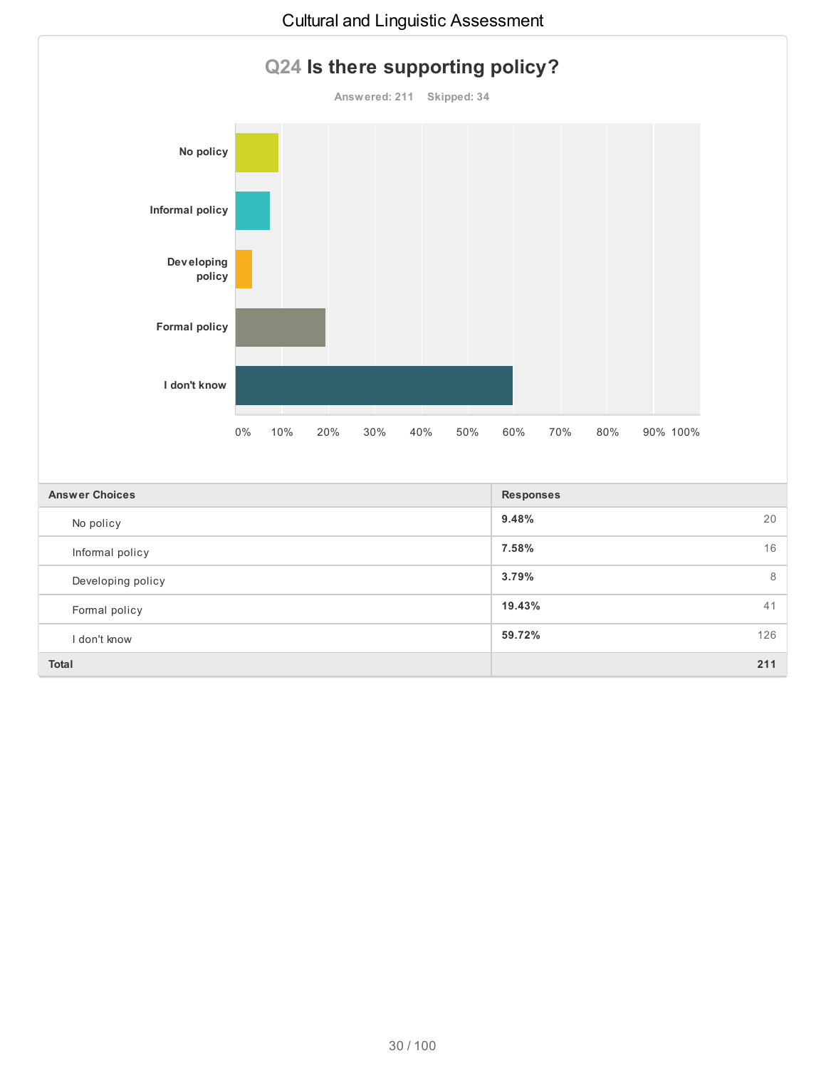## Q24 Is there supporting policy?

Answered: 211 Skipped: 34

| Answer Choices | Responses | |
|---|---|---|
| No policy | 9.48% | 20 |
| Informal policy | 7.58% | 16 |
| Developing policy | 3.79% | 8 |
| Formal policy | 19.43% | 41 |
| I don't know | 59.72% | 126 |
| **Total** | | **211** |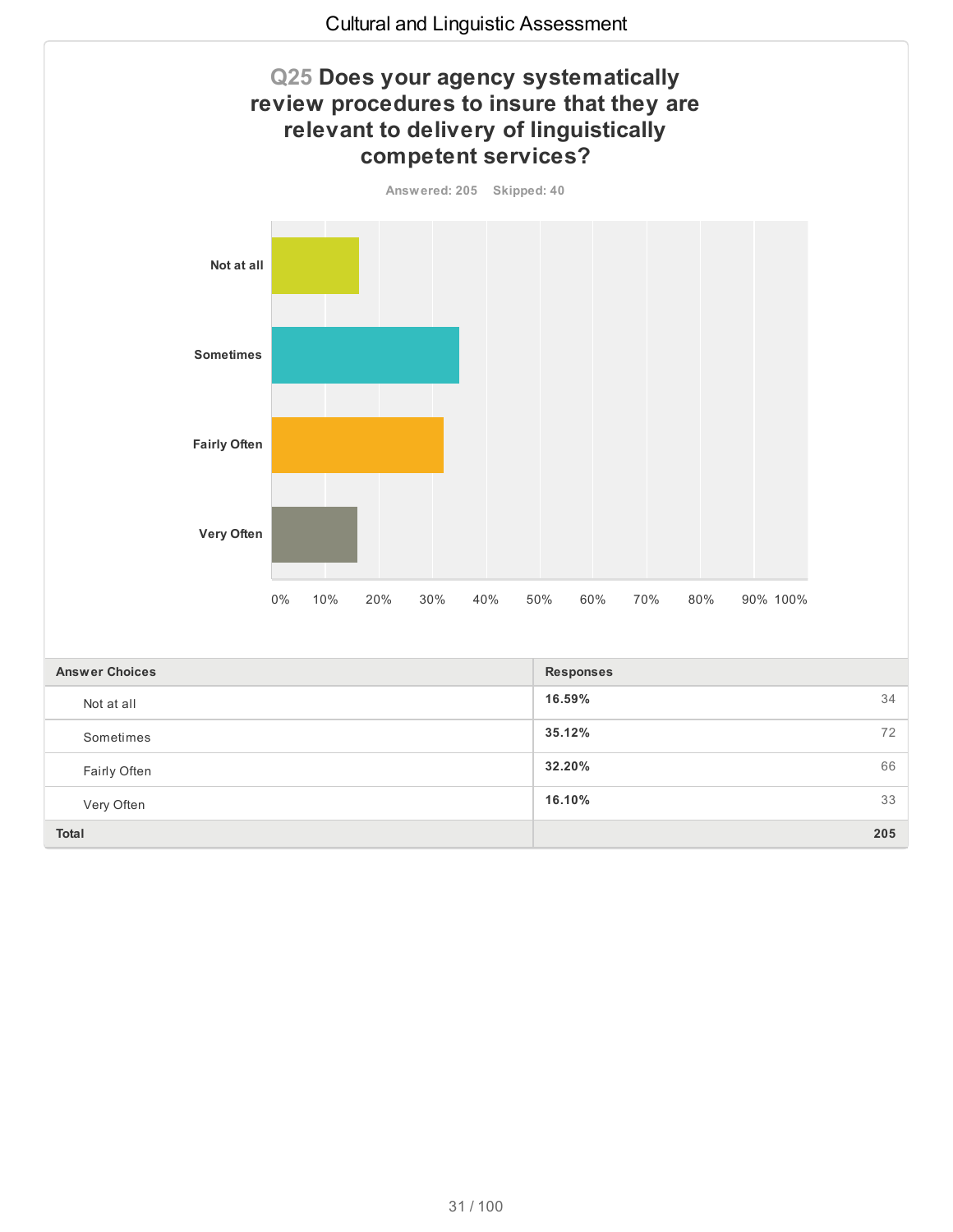## Q25 Does your agency systematically review procedures to insure that they are relevant to delivery of linguistically competent services?

Answered: 205 Skipped: 40

| Answer Choices | Responses | |
|---|---|---|
| Not at all | 16.59% | 34 |
| Sometimes | 35.12% | 72 |
| Fairly Often | 32.20% | 66 |
| Very Often | 16.10% | 33 |
| **Total** | | **205** |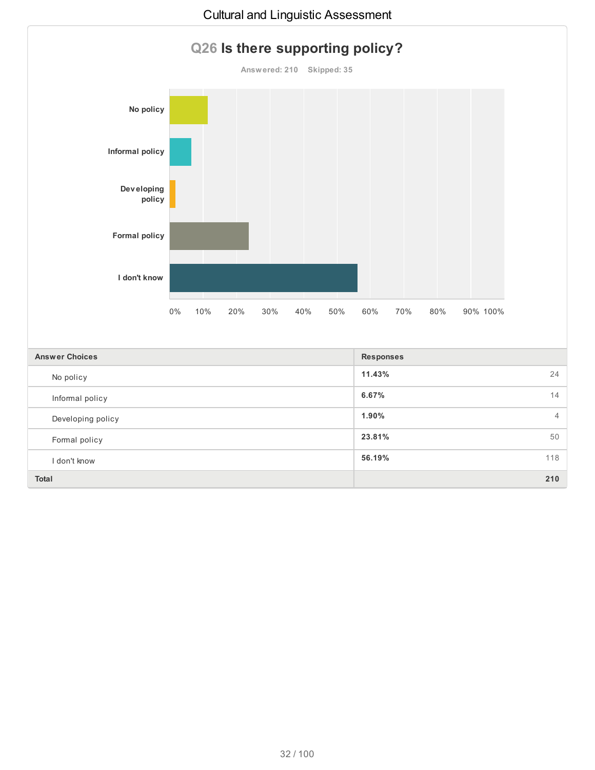## Q26 Is there supporting policy?

Answered: 210 Skipped: 35

| Answer Choices | Responses | |
|---|---|---|
| No policy | 11.43% | 24 |
| Informal policy | 6.67% | 14 |
| Developing policy | 1.90% | 4 |
| Formal policy | 23.81% | 50 |
| I don't know | 56.19% | 118 |
| **Total** | | **210** |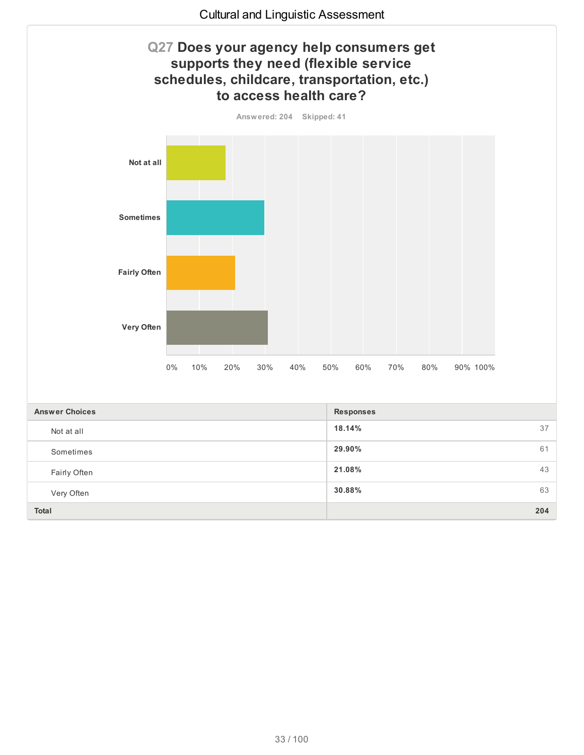## Q27 Does your agency help consumers get supports they need (flexible service schedules, childcare, transportation, etc.) to access health care?

Answered: 204 Skipped: 41

| Answer Choices | Responses | |
|---|---|---|
| Not at all | 18.14% | 37 |
| Sometimes | 29.90% | 61 |
| Fairly Often | 21.08% | 43 |
| Very Often | 30.88% | 63 |
| **Total** | | **204** |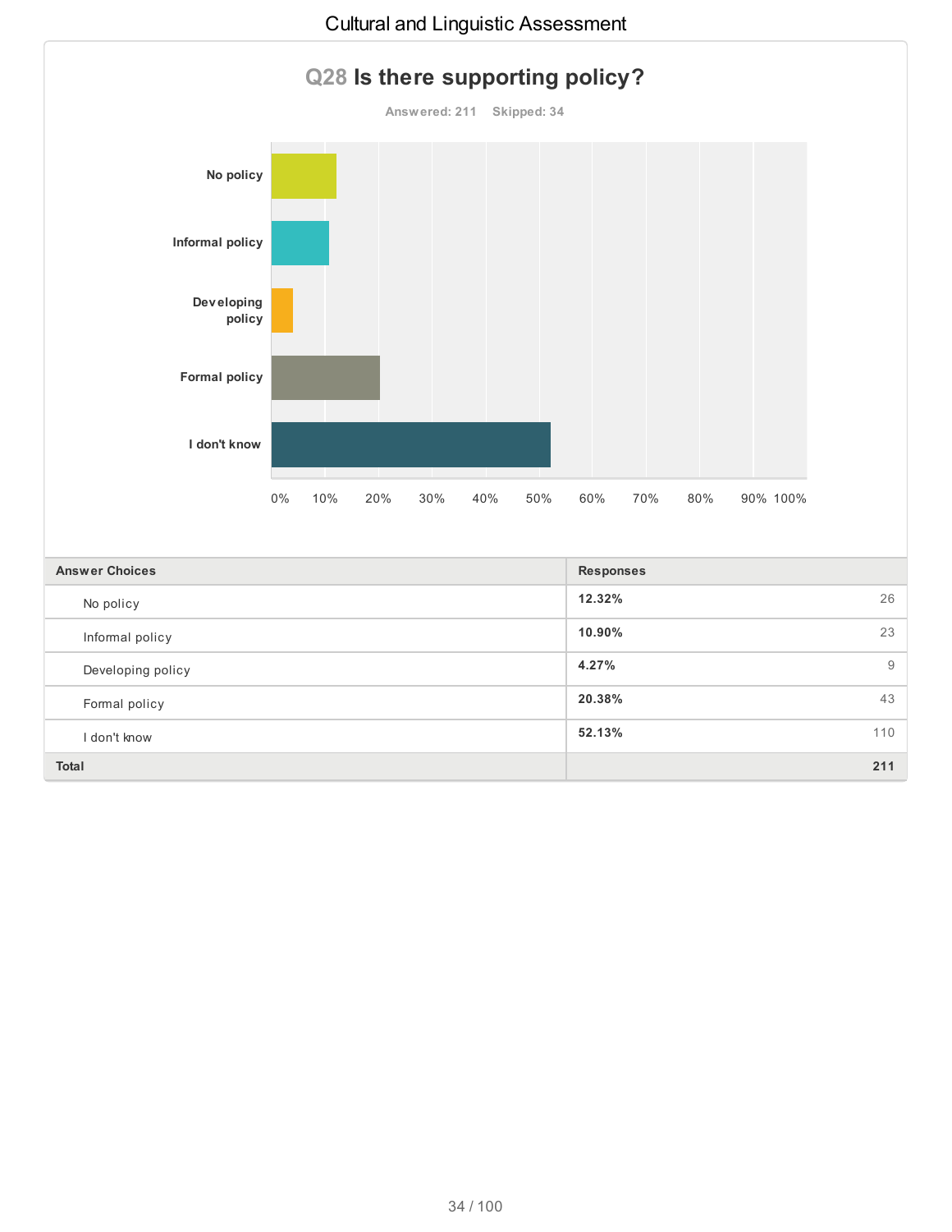## Q28 Is there supporting policy?

Answered: 211 Skipped: 34

| Answer Choices | Responses | |
|---|---|---|
| No policy | 12.32% | 26 |
| Informal policy | 10.90% | 23 |
| Developing policy | 4.27% | 9 |
| Formal policy | 20.38% | 43 |
| I don't know | 52.13% | 110 |
| **Total** | | **211** |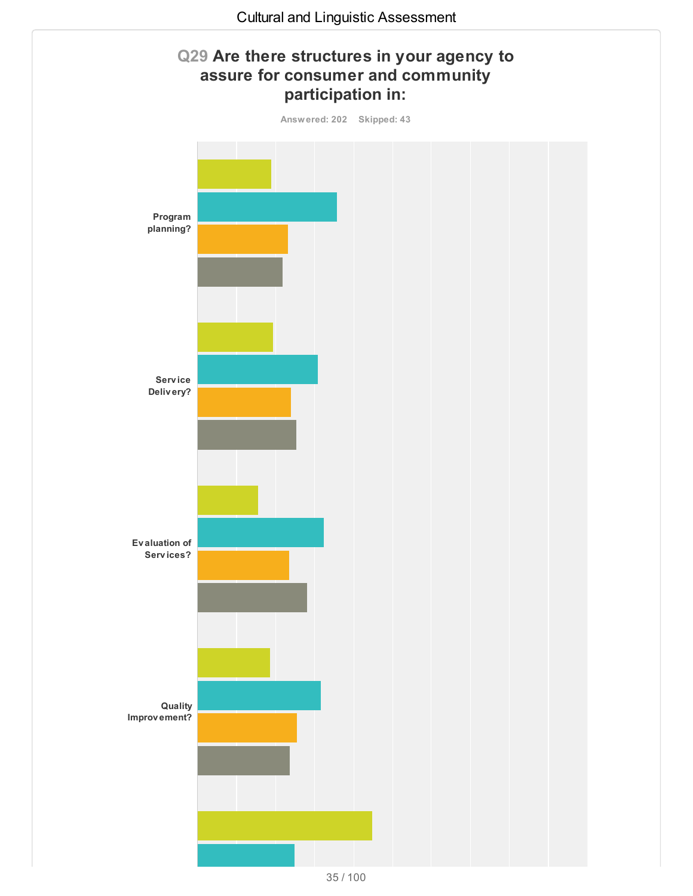## Q29 Are there structures in your agency to assure for consumer and community participation in:

Answered: 202 Skipped: 43

Program planning?

Service Delivery?

Evaluation of Services?

Quality Improvement?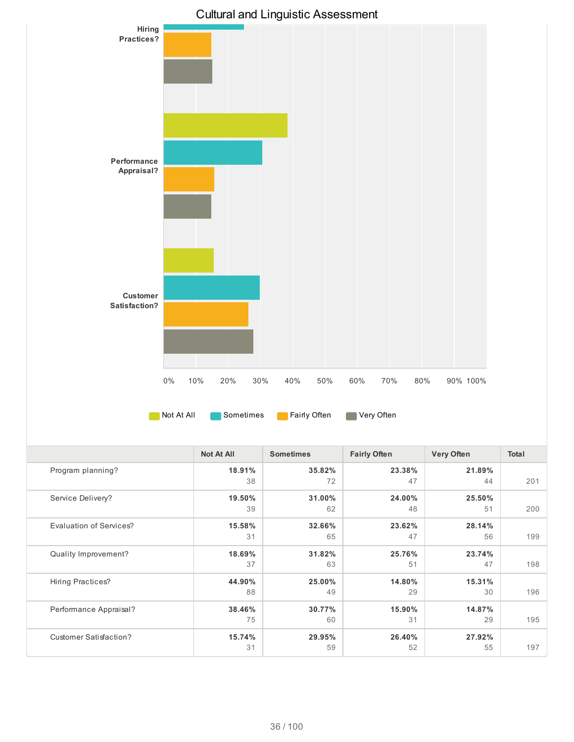# Cultural and Linguistic Assessment

|  | Not At All | Sometimes | Fairly Often | Very Often | Total |
|---|---|---|---|---|---|
| Program planning? | **18.91%** 38 | **35.82%** 72 | **23.38%** 47 | **21.89%** 44 | 201 |
| Service Delivery? | **19.50%** 39 | **31.00%** 62 | **24.00%** 48 | **25.50%** 51 | 200 |
| Evaluation of Services? | **15.58%** 31 | **32.66%** 65 | **23.62%** 47 | **28.14%** 56 | 199 |
| Quality Improvement? | **18.69%** 37 | **31.82%** 63 | **25.76%** 51 | **23.74%** 47 | 198 |
| Hiring Practices? | **44.90%** 88 | **25.00%** 49 | **14.80%** 29 | **15.31%** 30 | 196 |
| Performance Appraisal? | **38.46%** 75 | **30.77%** 60 | **15.90%** 31 | **14.87%** 29 | 195 |
| Customer Satisfaction? | **15.74%** 31 | **29.95%** 59 | **26.40%** 52 | **27.92%** 55 | 197 |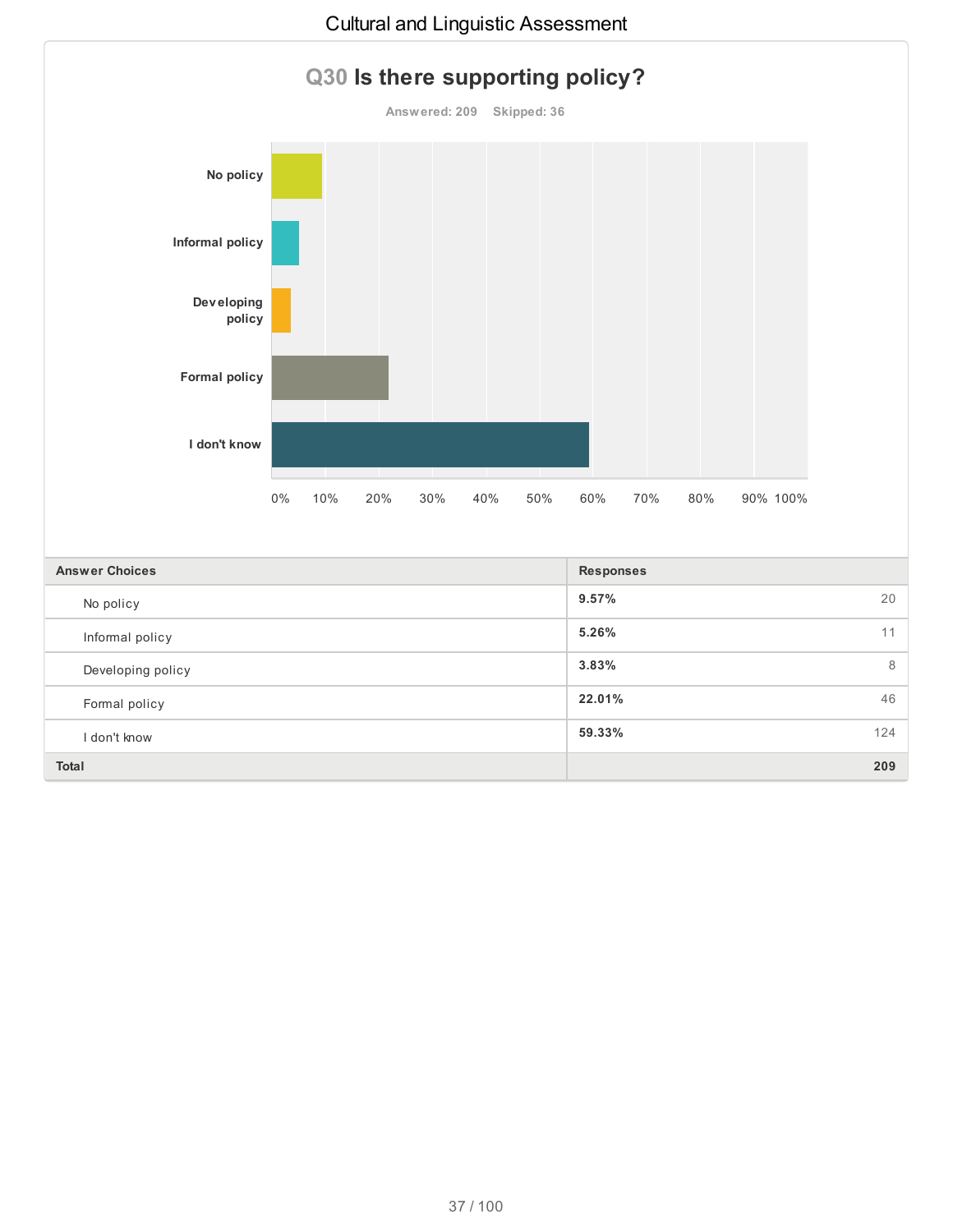## Q30 Is there supporting policy?

Answered: 209 Skipped: 36

| Answer Choices | Responses | |
|---|---|---|
| No policy | 9.57% | 20 |
| Informal policy | 5.26% | 11 |
| Developing policy | 3.83% | 8 |
| Formal policy | 22.01% | 46 |
| I don't know | 59.33% | 124 |
| **Total** | | **209** |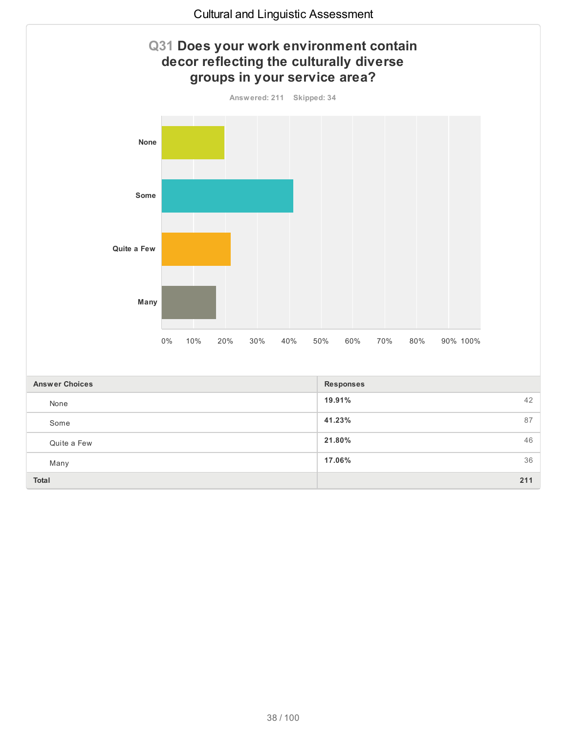## Q31 Does your work environment contain decor reflecting the culturally diverse groups in your service area?

Answered: 211 Skipped: 34

| Answer Choices | Responses | |
|---|---|---|
| None | 19.91% | 42 |
| Some | 41.23% | 87 |
| Quite a Few | 21.80% | 46 |
| Many | 17.06% | 36 |
| Total | | 211 |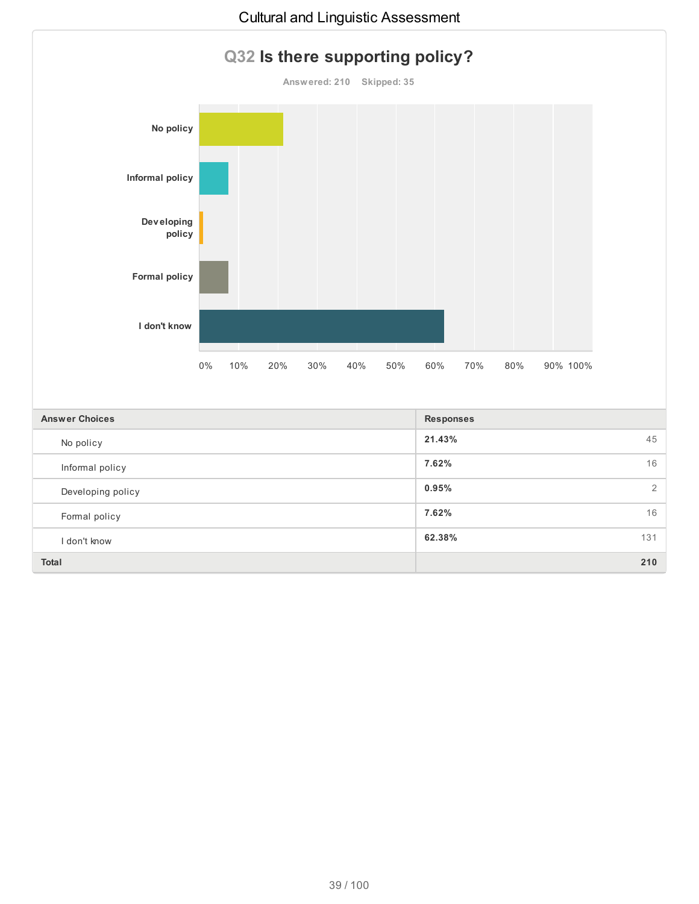## Q32 Is there supporting policy?

Answered: 210 Skipped: 35

| Answer Choices | Responses | |
|---|---|---|
| No policy | 21.43% | 45 |
| Informal policy | 7.62% | 16 |
| Developing policy | 0.95% | 2 |
| Formal policy | 7.62% | 16 |
| I don't know | 62.38% | 131 |
| **Total** | | **210** |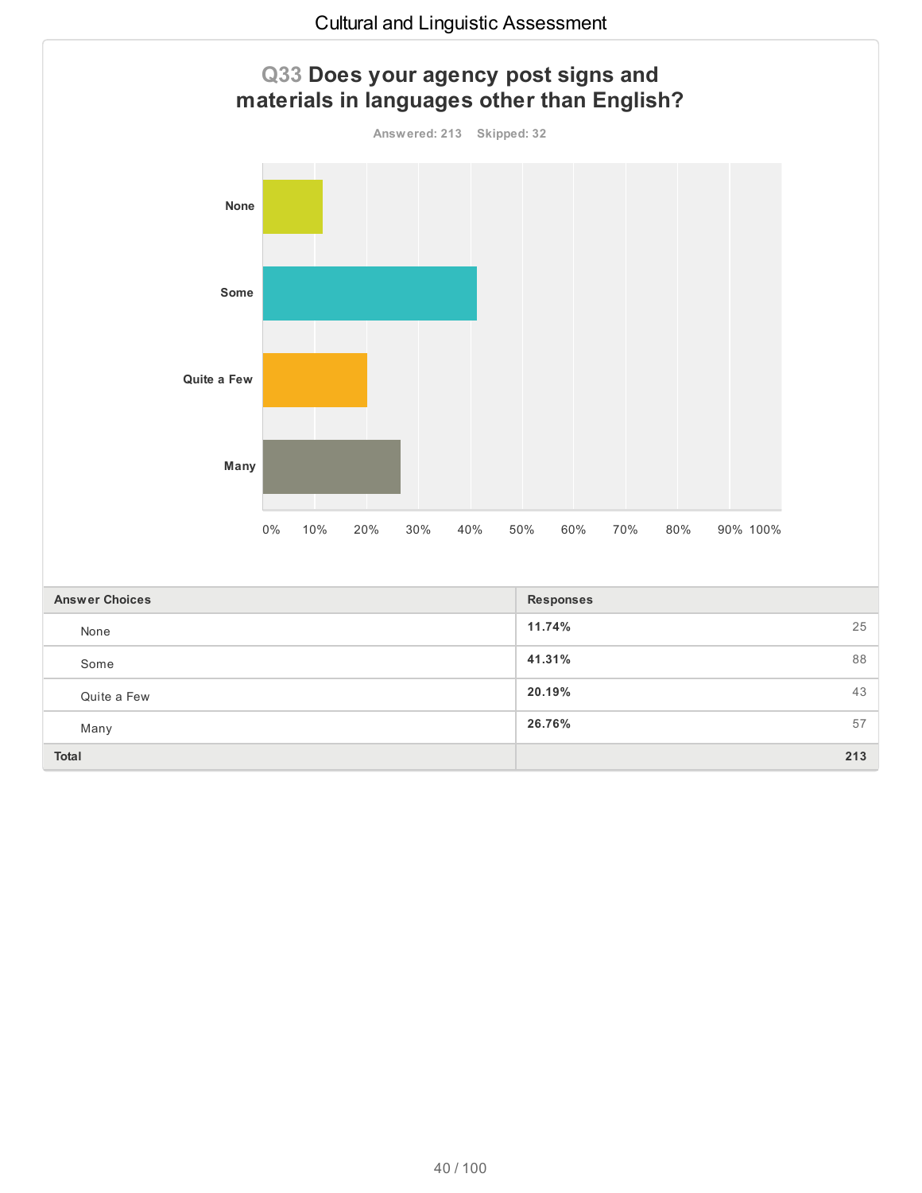## Q33 Does your agency post signs and materials in languages other than English?

Answered: 213 Skipped: 32

| Answer Choices | Responses | |
|---|---|---|
| None | 11.74% | 25 |
| Some | 41.31% | 88 |
| Quite a Few | 20.19% | 43 |
| Many | 26.76% | 57 |
| **Total** | | **213** |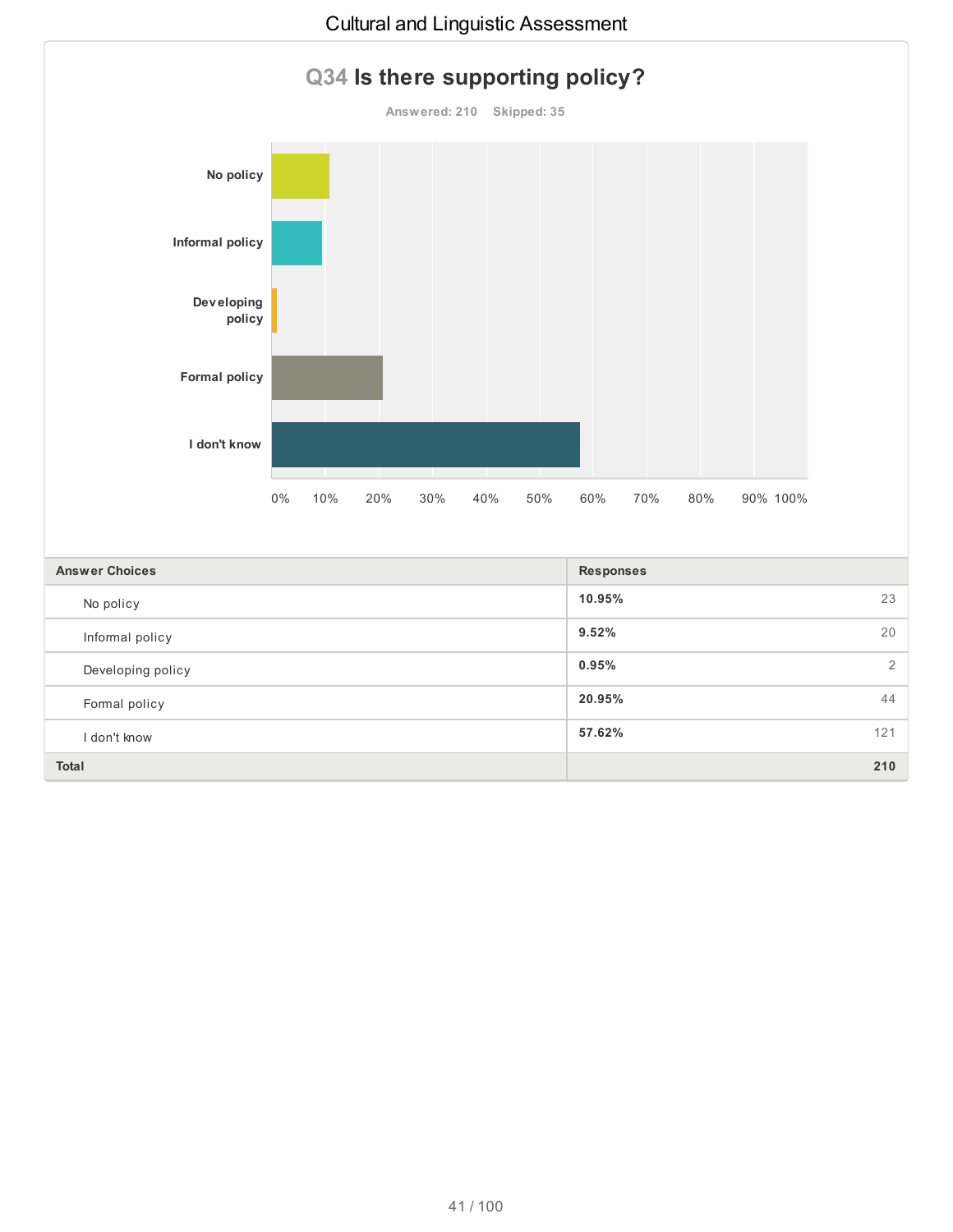## Q34 Is there supporting policy?

Answered: 210 Skipped: 35

| Answer Choices | Responses | |
|---|---|---|
| No policy | 10.95% | 23 |
| Informal policy | 9.52% | 20 |
| Developing policy | 0.95% | 2 |
| Formal policy | 20.95% | 44 |
| I don't know | 57.62% | 121 |
| **Total** | | **210** |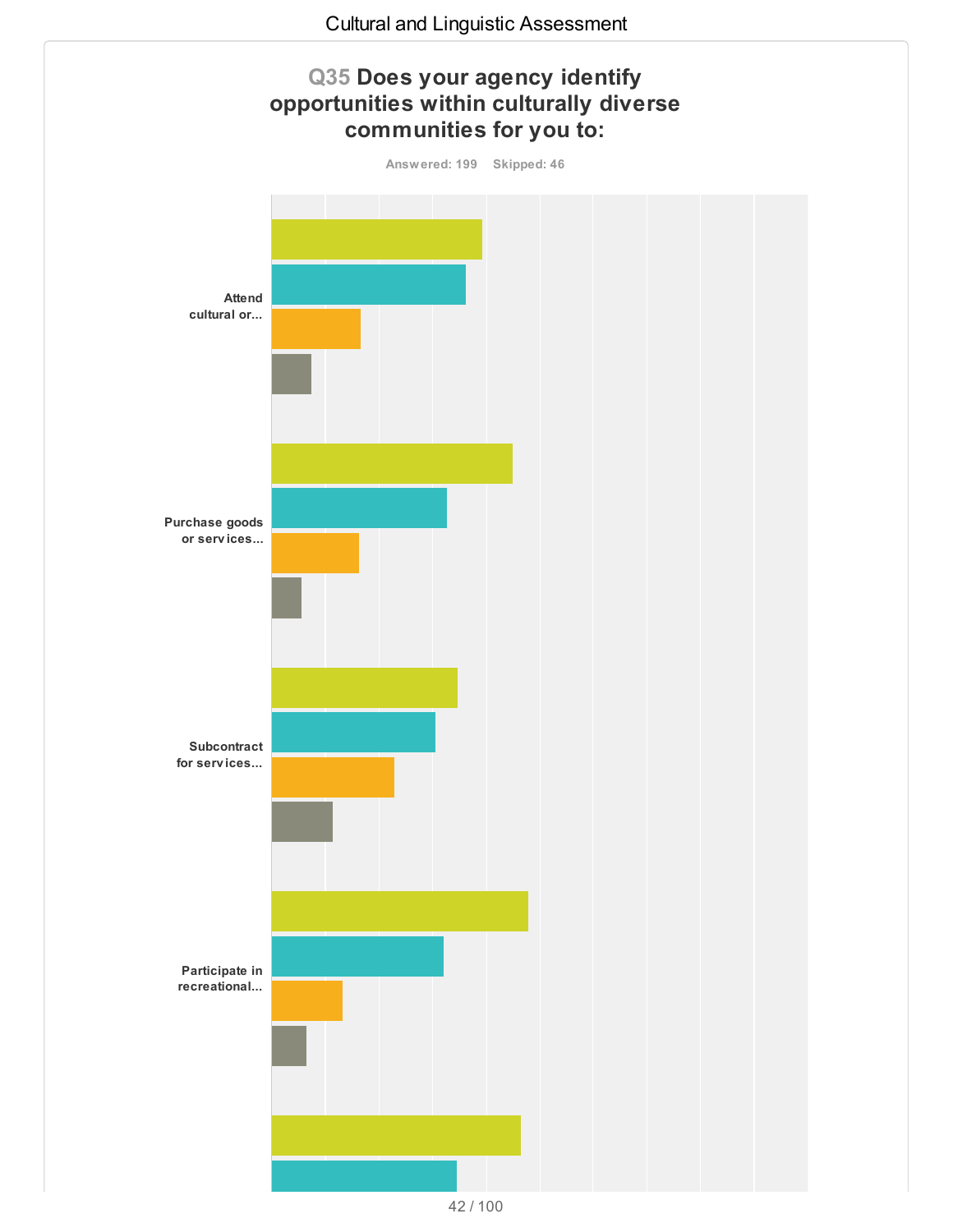## Q35 Does your agency identify opportunities within culturally diverse communities for you to:

Answered: 199 Skipped: 46

Attend cultural or...

Purchase goods or services...

Subcontract for services...

Participate in recreational...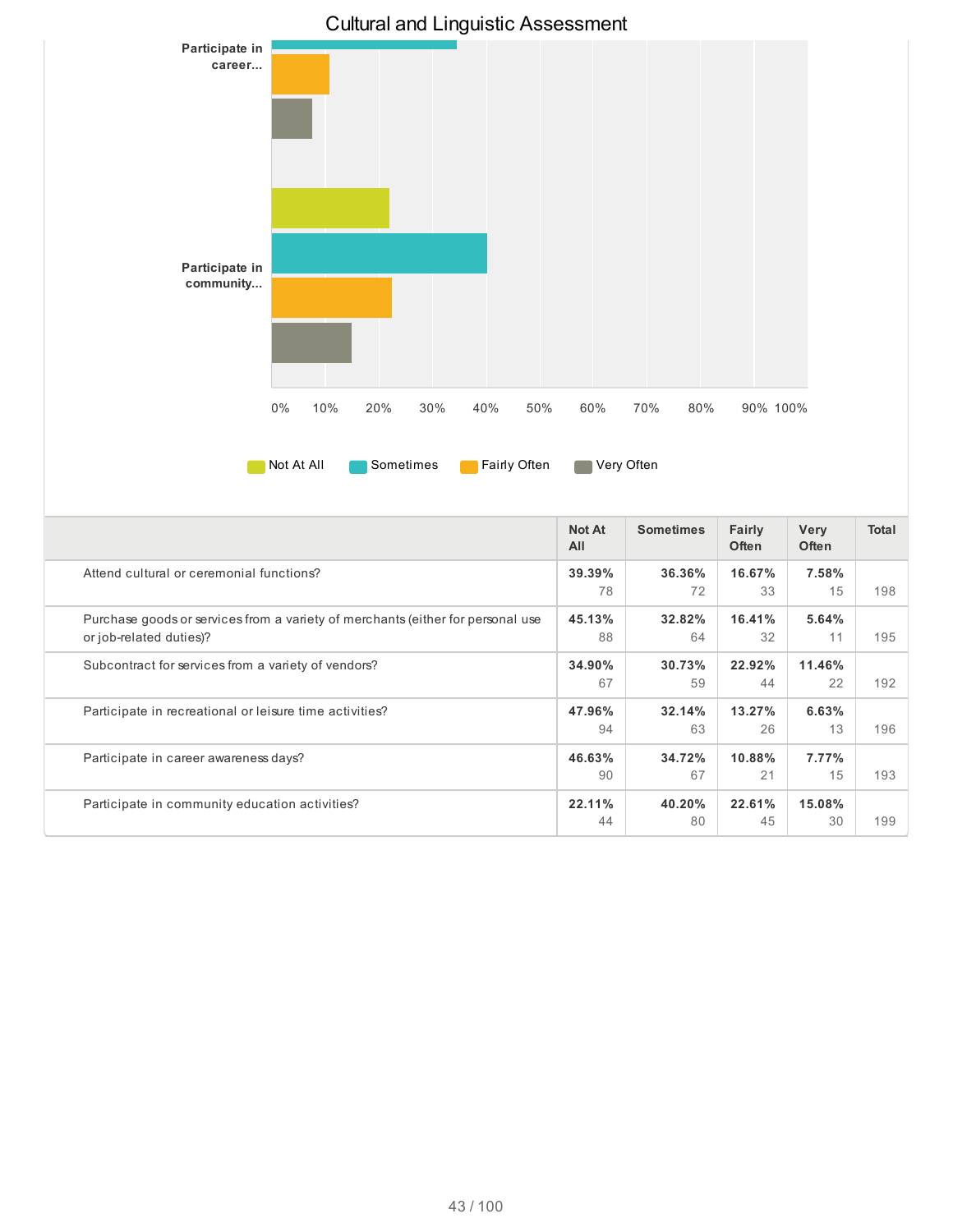# Cultural and Linguistic Assessment

| | Not At All | Sometimes | Fairly Often | Very Often | Total |
|---|---|---|---|---|---|
| Attend cultural or ceremonial functions? | **39.39%** 78 | **36.36%** 72 | **16.67%** 33 | **7.58%** 15 | 198 |
| Purchase goods or services from a variety of merchants (either for personal use or job-related duties)? | **45.13%** 88 | **32.82%** 64 | **16.41%** 32 | **5.64%** 11 | 195 |
| Subcontract for services from a variety of vendors? | **34.90%** 67 | **30.73%** 59 | **22.92%** 44 | **11.46%** 22 | 192 |
| Participate in recreational or leisure time activities? | **47.96%** 94 | **32.14%** 63 | **13.27%** 26 | **6.63%** 13 | 196 |
| Participate in career awareness days? | **46.63%** 90 | **34.72%** 67 | **10.88%** 21 | **7.77%** 15 | 193 |
| Participate in community education activities? | **22.11%** 44 | **40.20%** 80 | **22.61%** 45 | **15.08%** 30 | 199 |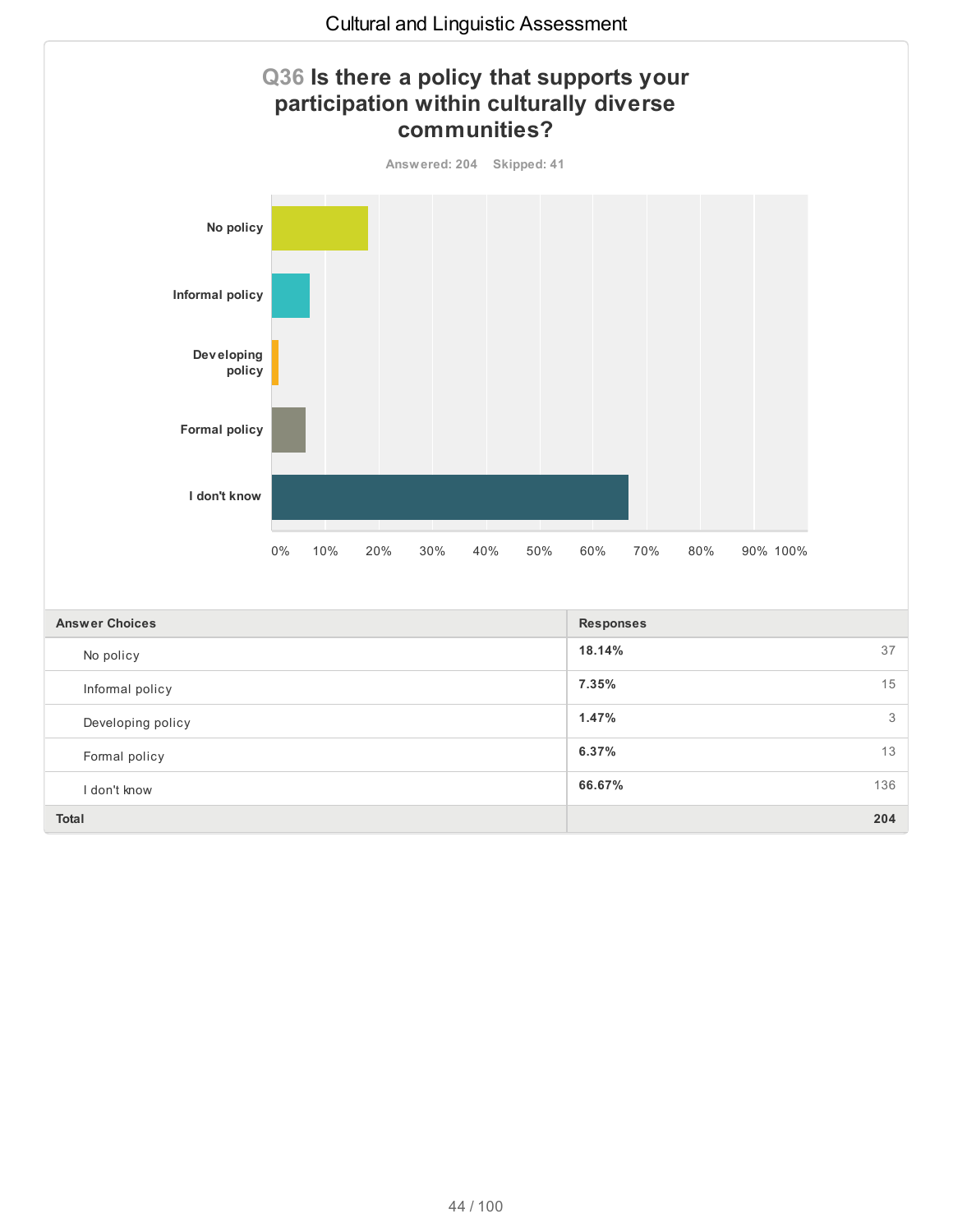## Q36 Is there a policy that supports your participation within culturally diverse communities?

Answered: 204 Skipped: 41

| Answer Choices | Responses | |
|---|---|---|
| No policy | 18.14% | 37 |
| Informal policy | 7.35% | 15 |
| Developing policy | 1.47% | 3 |
| Formal policy | 6.37% | 13 |
| I don't know | 66.67% | 136 |
| **Total** | | **204** |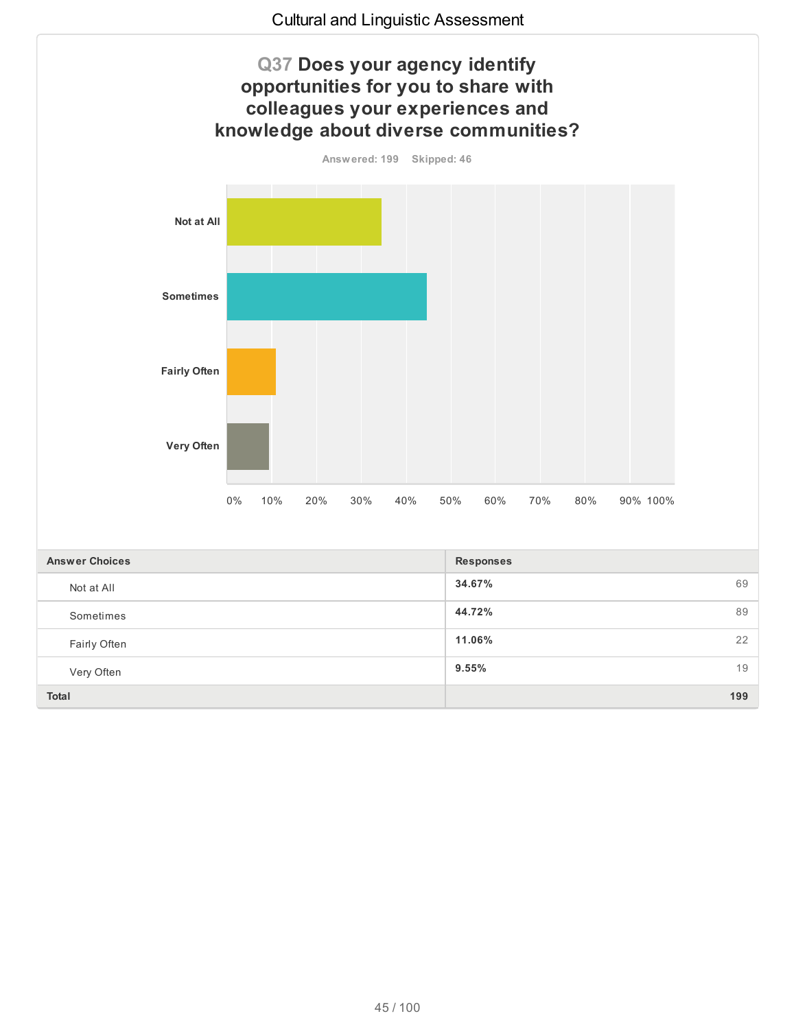## Q37 Does your agency identify opportunities for you to share with colleagues your experiences and knowledge about diverse communities?

Answered: 199 Skipped: 46

| Answer Choices | Responses | |
|---|---|---|
| Not at All | 34.67% | 69 |
| Sometimes | 44.72% | 89 |
| Fairly Often | 11.06% | 22 |
| Very Often | 9.55% | 19 |
| **Total** | | **199** |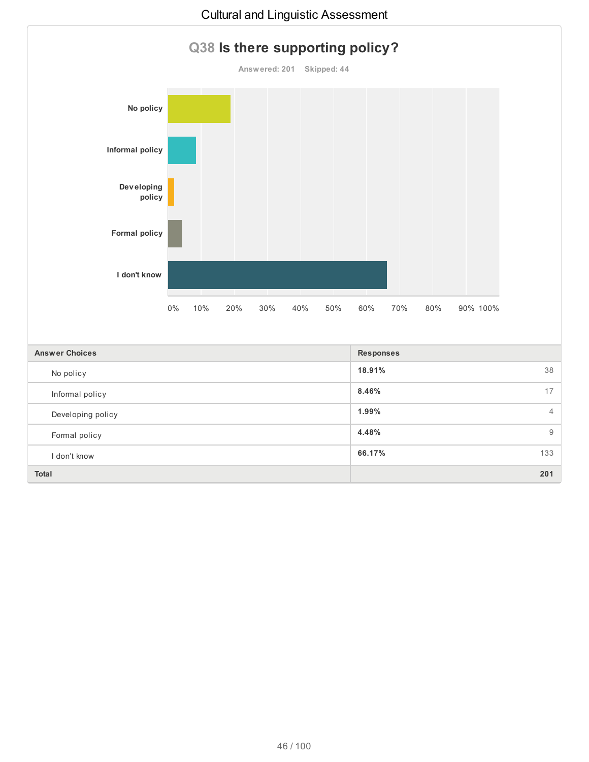## Q38 Is there supporting policy?

Answered: 201 Skipped: 44

| Answer Choices | Responses | |
|---|---|---|
| No policy | 18.91% | 38 |
| Informal policy | 8.46% | 17 |
| Developing policy | 1.99% | 4 |
| Formal policy | 4.48% | 9 |
| I don't know | 66.17% | 133 |
| **Total** | | **201** |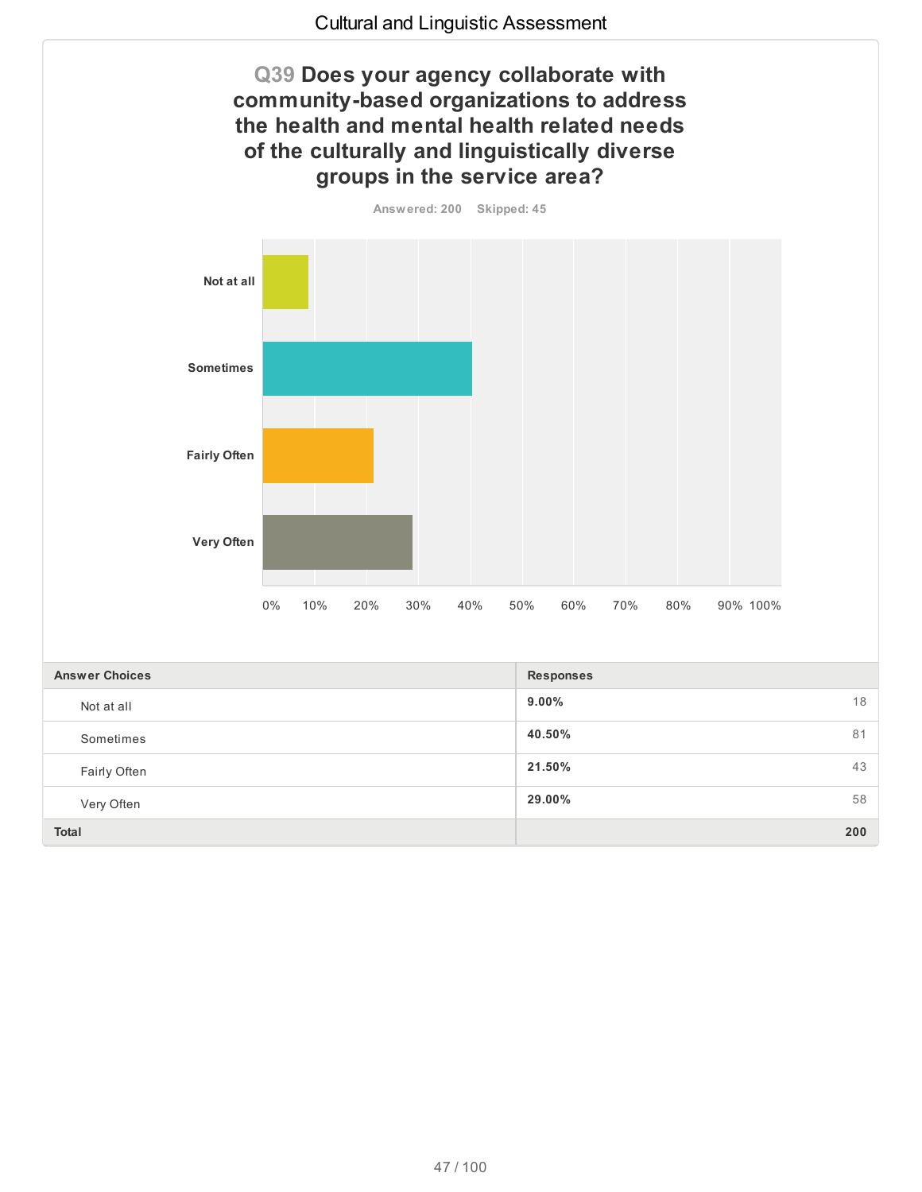## Q39 Does your agency collaborate with community-based organizations to address the health and mental health related needs of the culturally and linguistically diverse groups in the service area?

Answered: 200 Skipped: 45

| Answer Choices | Responses | |
|---|---|---|
| Not at all | 9.00% | 18 |
| Sometimes | 40.50% | 81 |
| Fairly Often | 21.50% | 43 |
| Very Often | 29.00% | 58 |
| **Total** | | **200** |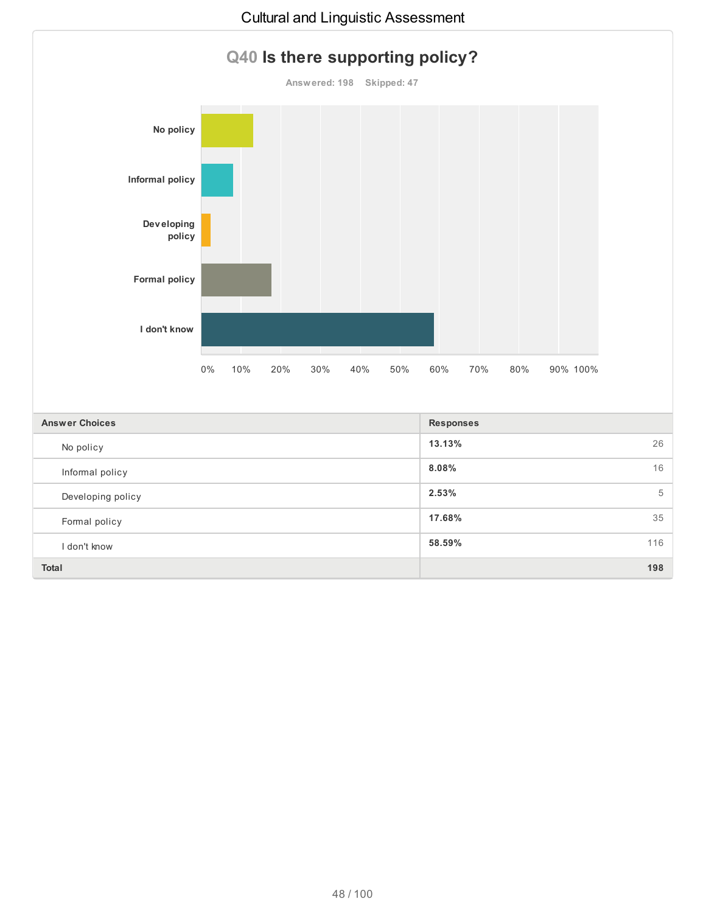## Q40 Is there supporting policy?

Answered: 198 Skipped: 47

| Answer Choices | Responses | |
|---|---|---|
| No policy | 13.13% | 26 |
| Informal policy | 8.08% | 16 |
| Developing policy | 2.53% | 5 |
| Formal policy | 17.68% | 35 |
| I don't know | 58.59% | 116 |
| Total | | 198 |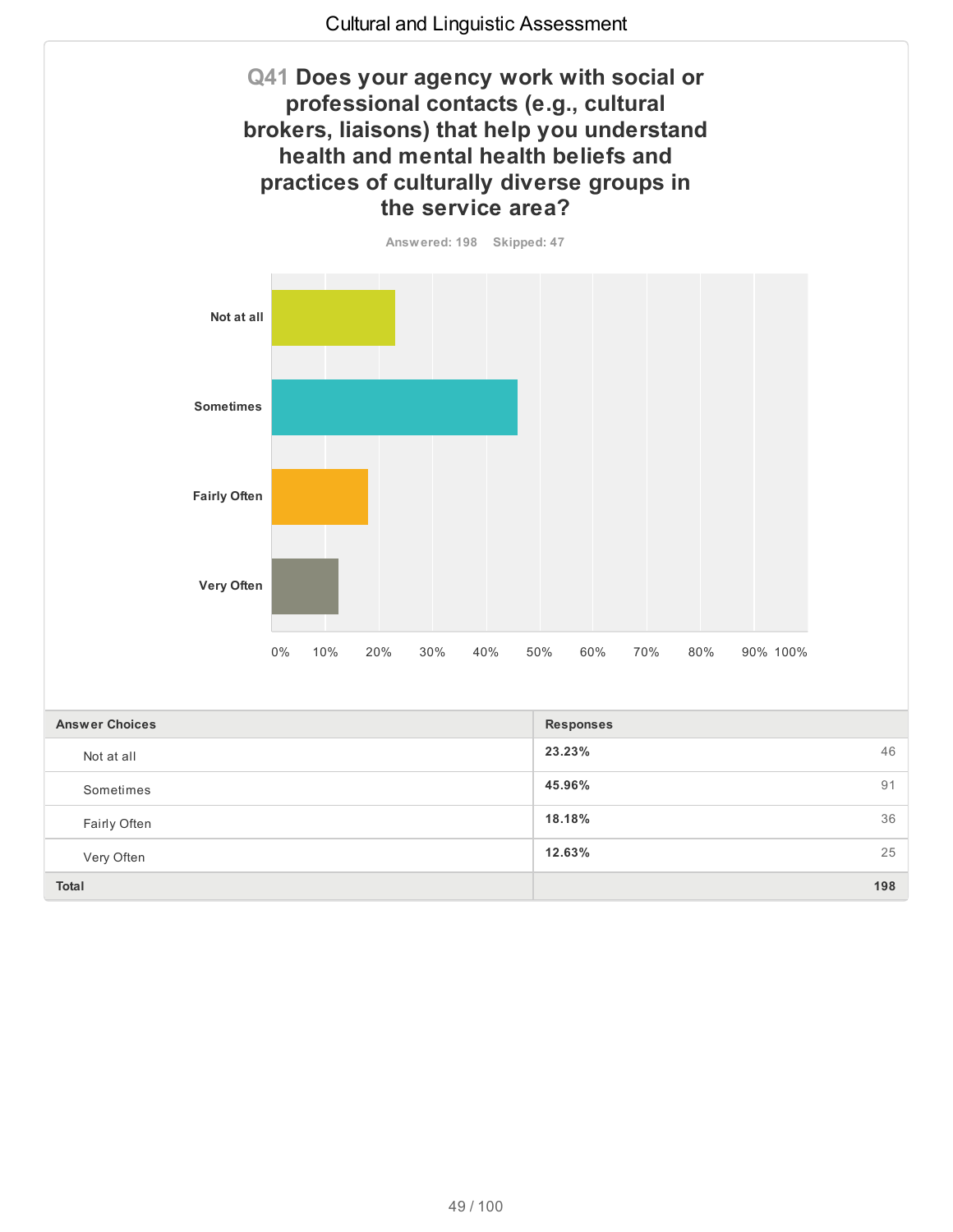## Q41 Does your agency work with social or professional contacts (e.g., cultural brokers, liaisons) that help you understand health and mental health beliefs and practices of culturally diverse groups in the service area?

Answered: 198 Skipped: 47

| Answer Choices | Responses | |
|---|---|---|
| Not at all | 23.23% | 46 |
| Sometimes | 45.96% | 91 |
| Fairly Often | 18.18% | 36 |
| Very Often | 12.63% | 25 |
| **Total** | | **198** |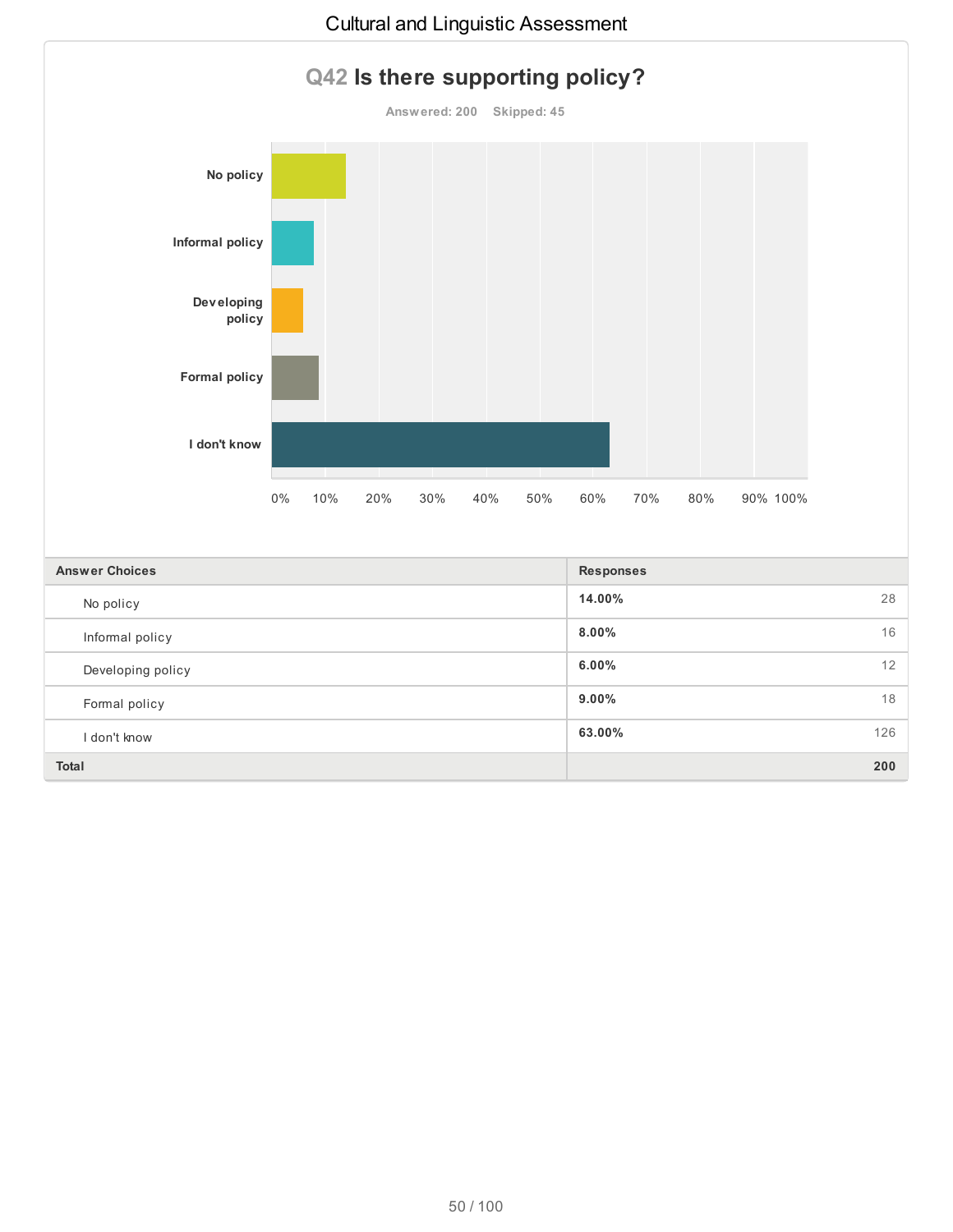## Q42 Is there supporting policy?

Answered: 200 Skipped: 45

| Answer Choices | Responses | |
|---|---|---|
| No policy | 14.00% | 28 |
| Informal policy | 8.00% | 16 |
| Developing policy | 6.00% | 12 |
| Formal policy | 9.00% | 18 |
| I don't know | 63.00% | 126 |
| **Total** | | **200** |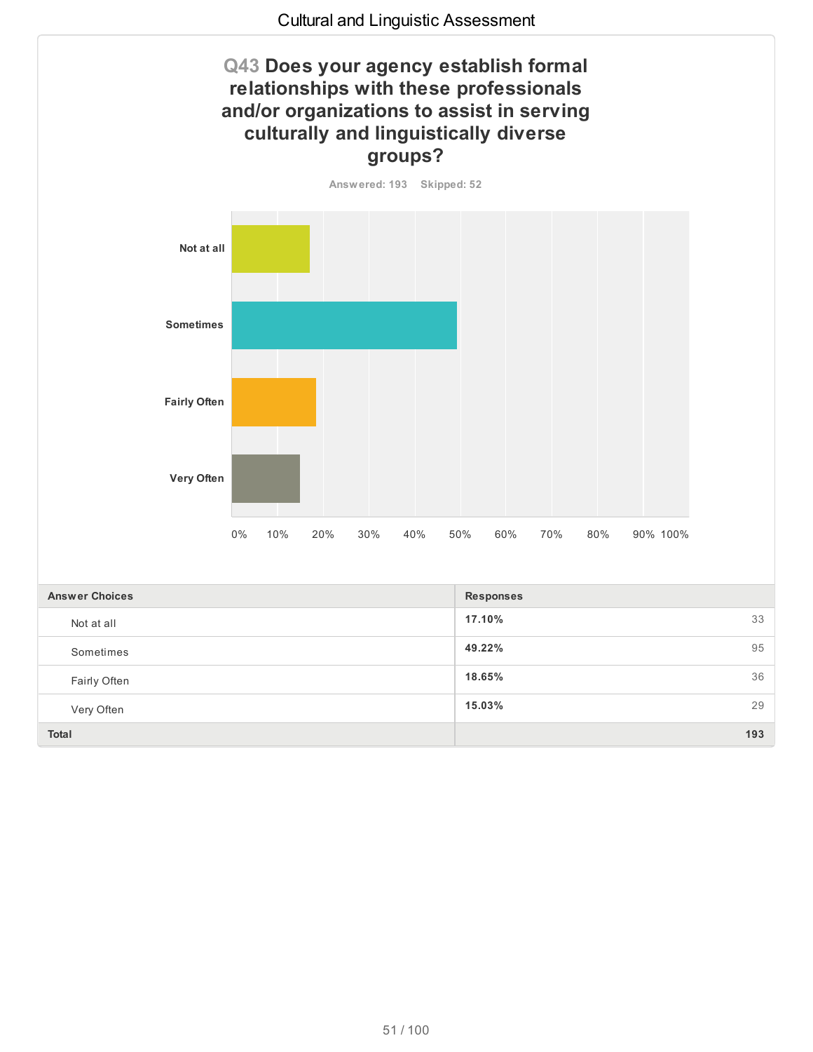## Q43 Does your agency establish formal relationships with these professionals and/or organizations to assist in serving culturally and linguistically diverse groups?

Answered: 193 Skipped: 52

| Answer Choices | Responses | |
|---|---|---|
| Not at all | 17.10% | 33 |
| Sometimes | 49.22% | 95 |
| Fairly Often | 18.65% | 36 |
| Very Often | 15.03% | 29 |
| **Total** | | **193** |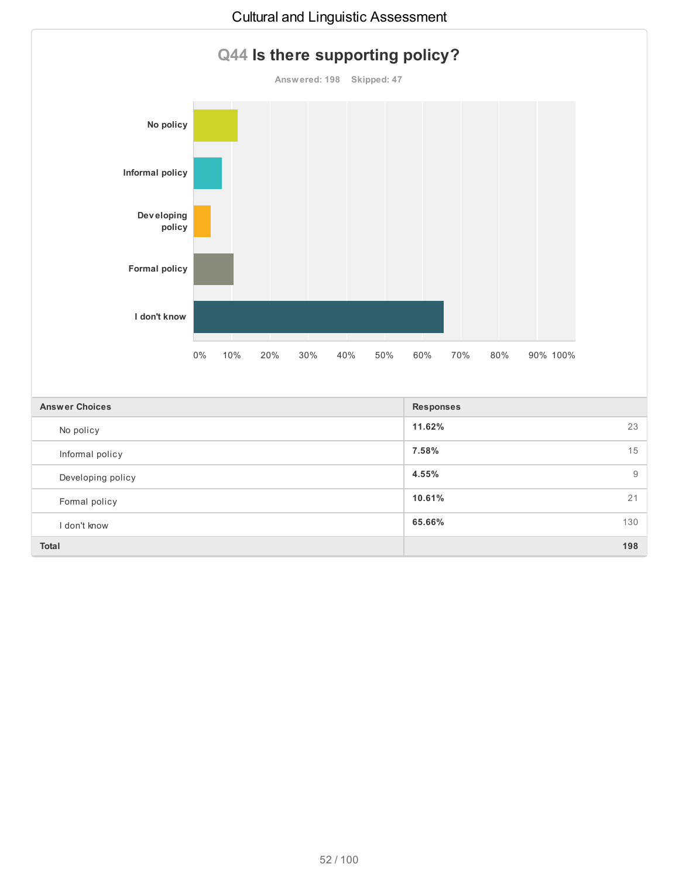## Q44 Is there supporting policy?

Answered: 198 Skipped: 47

| Answer Choices | Responses | |
|---|---|---|
| No policy | 11.62% | 23 |
| Informal policy | 7.58% | 15 |
| Developing policy | 4.55% | 9 |
| Formal policy | 10.61% | 21 |
| I don't know | 65.66% | 130 |
| **Total** | | **198** |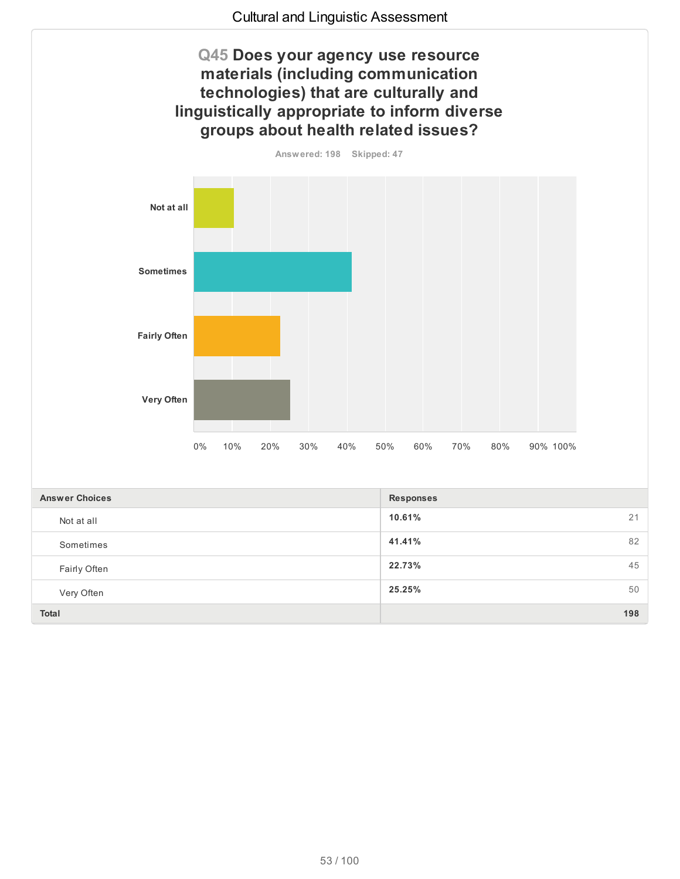## Q45 Does your agency use resource materials (including communication technologies) that are culturally and linguistically appropriate to inform diverse groups about health related issues?

Answered: 198 Skipped: 47

| Answer Choices | Responses | |
|---|---|---|
| Not at all | 10.61% | 21 |
| Sometimes | 41.41% | 82 |
| Fairly Often | 22.73% | 45 |
| Very Often | 25.25% | 50 |
| **Total** | | **198** |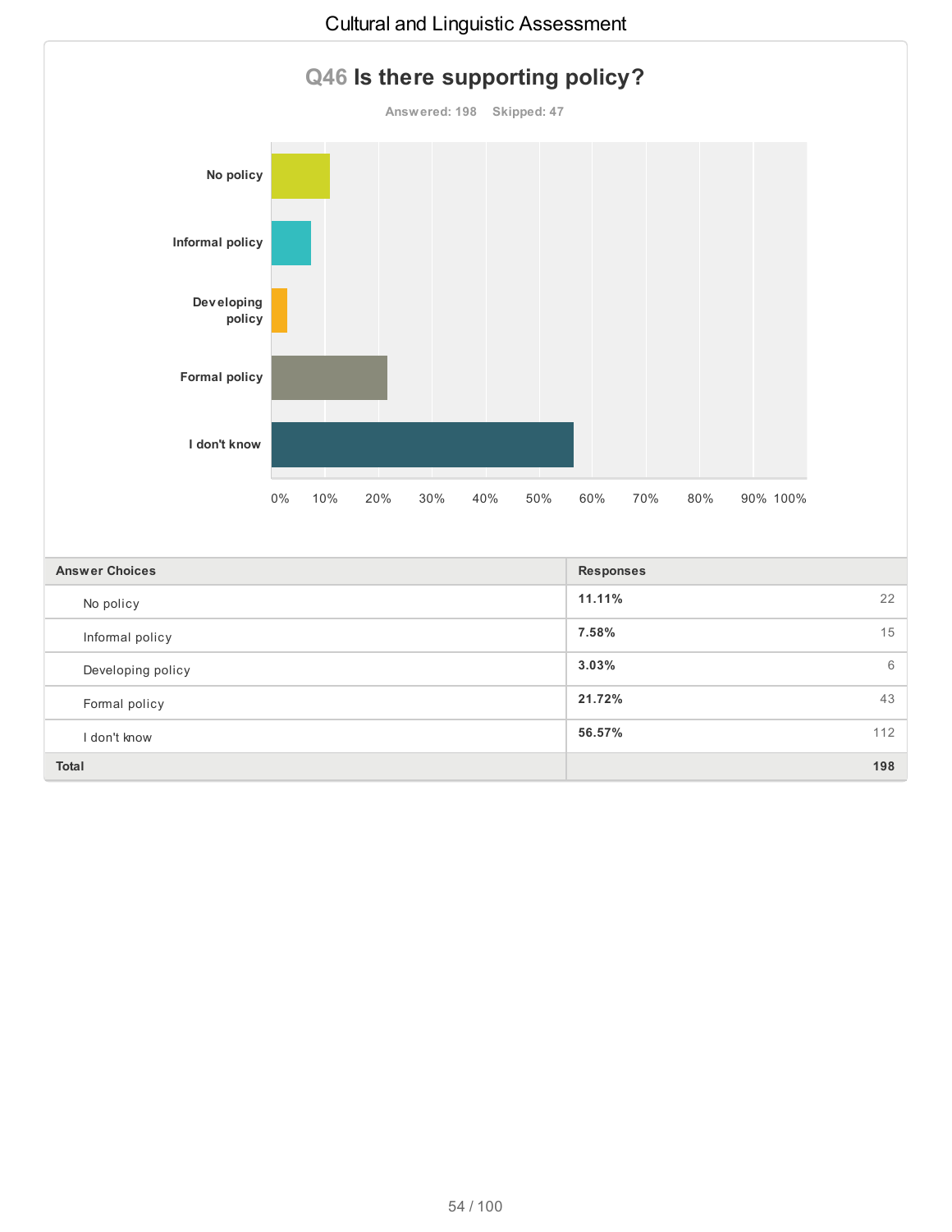## Q46 Is there supporting policy?

Answered: 198 Skipped: 47

| Answer Choices | Responses | |
|---|---|---|
| No policy | 11.11% | 22 |
| Informal policy | 7.58% | 15 |
| Developing policy | 3.03% | 6 |
| Formal policy | 21.72% | 43 |
| I don't know | 56.57% | 112 |
| **Total** | | **198** |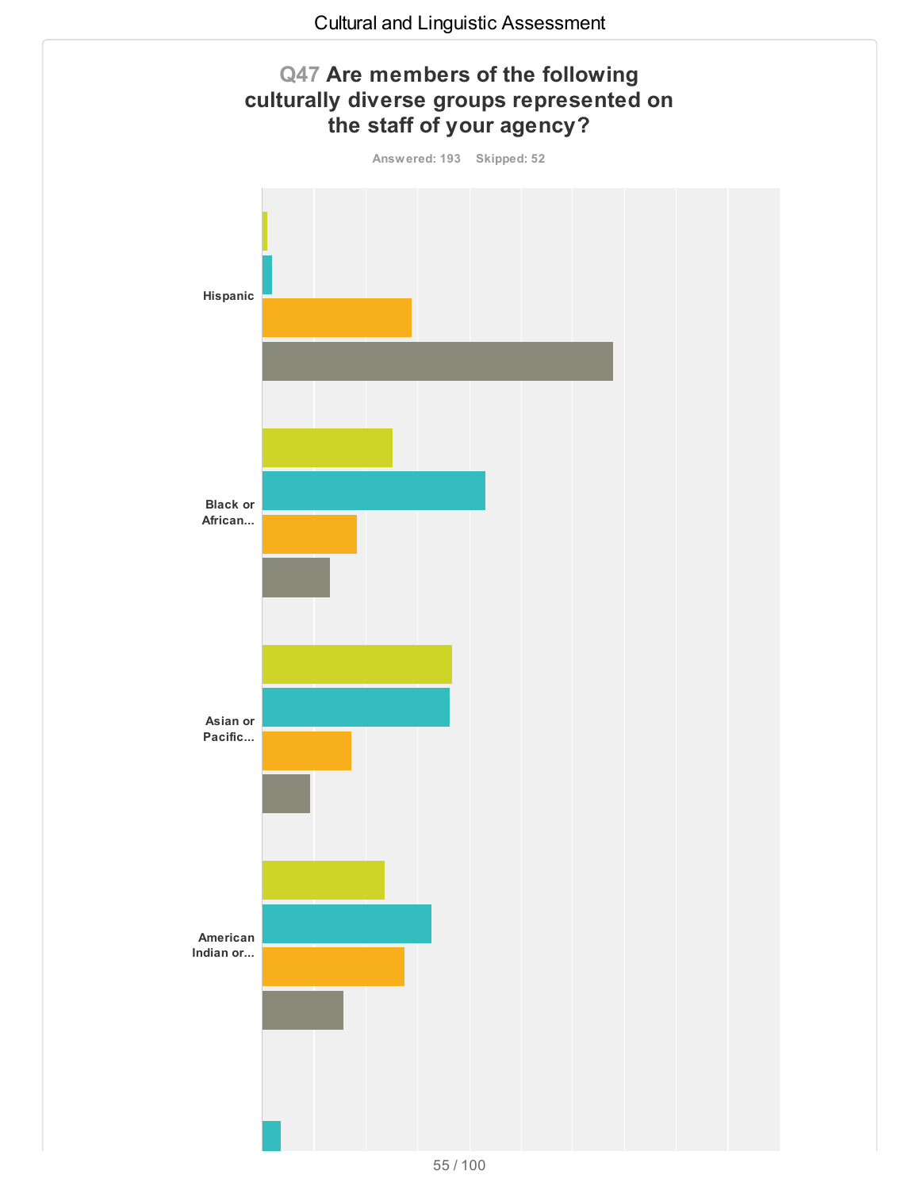## Q47 Are members of the following culturally diverse groups represented on the staff of your agency?

Answered: 193 Skipped: 52

Hispanic

Black or African...

Asian or Pacific...

American Indian or...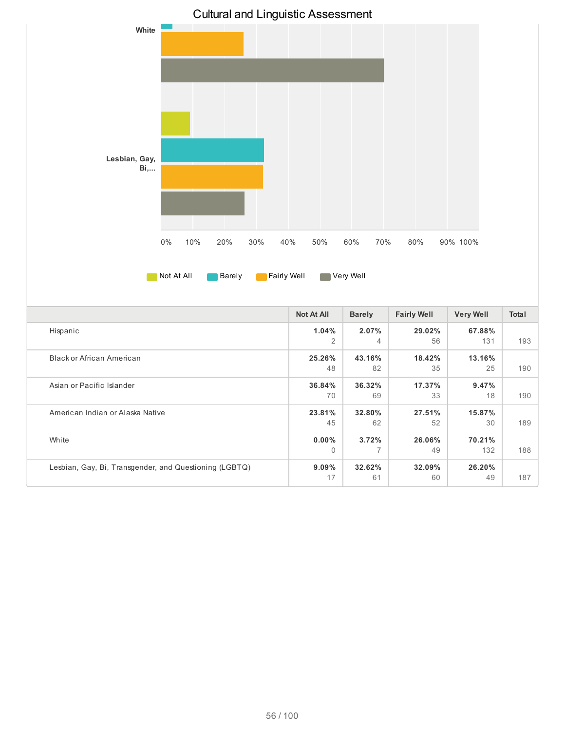## Cultural and Linguistic Assessment

White

Lesbian, Gay, Bi,...

0% 10% 20% 30% 40% 50% 60% 70% 80% 90% 100%

Not At All | Barely | Fairly Well | Very Well

| | Not At All | Barely | Fairly Well | Very Well | Total |
|---|---|---|---|---|---|
| Hispanic | **1.04%** 2 | **2.07%** 4 | **29.02%** 56 | **67.88%** 131 | 193 |
| Black or African American | **25.26%** 48 | **43.16%** 82 | **18.42%** 35 | **13.16%** 25 | 190 |
| Asian or Pacific Islander | **36.84%** 70 | **36.32%** 69 | **17.37%** 33 | **9.47%** 18 | 190 |
| American Indian or Alaska Native | **23.81%** 45 | **32.80%** 62 | **27.51%** 52 | **15.87%** 30 | 189 |
| White | **0.00%** 0 | **3.72%** 7 | **26.06%** 49 | **70.21%** 132 | 188 |
| Lesbian, Gay, Bi, Transgender, and Questioning (LGBTQ) | **9.09%** 17 | **32.62%** 61 | **32.09%** 60 | **26.20%** 49 | 187 |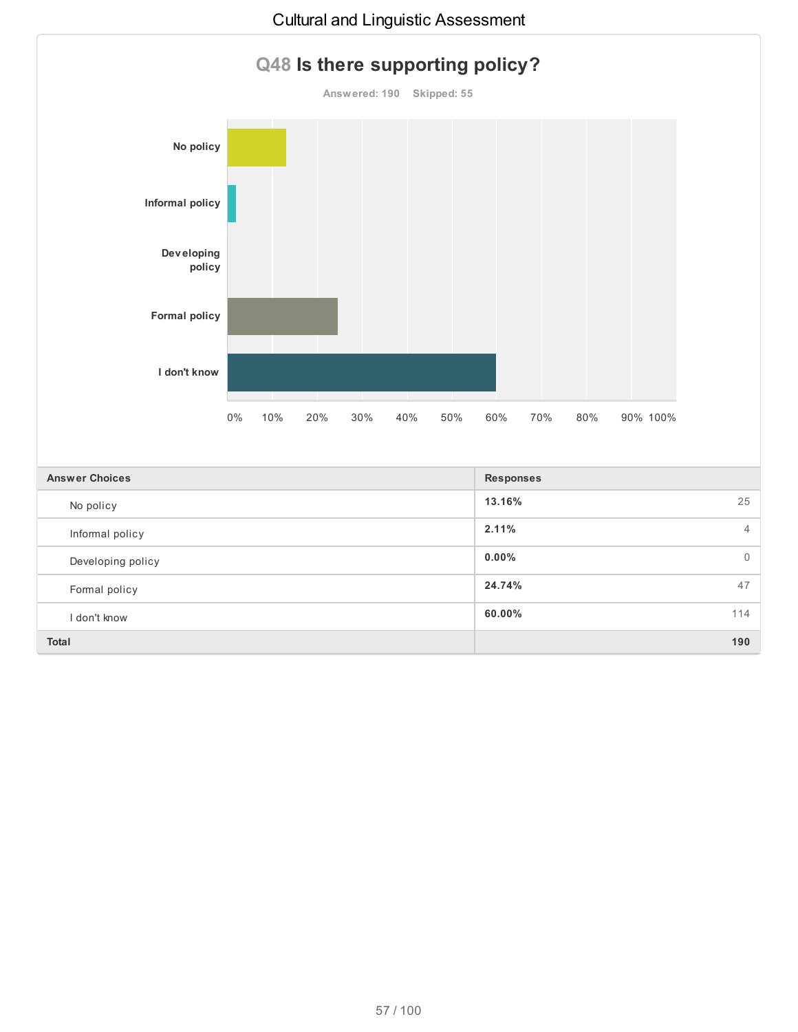## Q48 Is there supporting policy?

Answered: 190 Skipped: 55

| Answer Choices | Responses | |
|---|---|---|
| No policy | 13.16% | 25 |
| Informal policy | 2.11% | 4 |
| Developing policy | 0.00% | 0 |
| Formal policy | 24.74% | 47 |
| I don't know | 60.00% | 114 |
| **Total** | | **190** |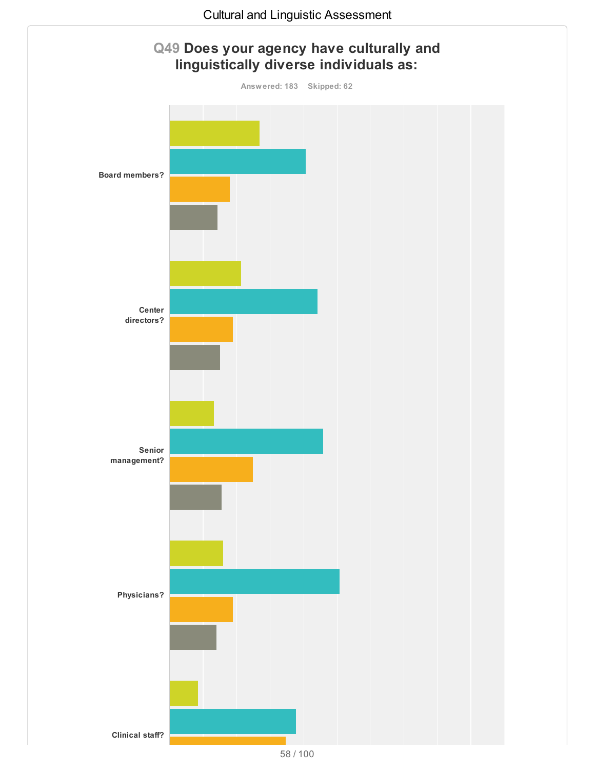## Q49 Does your agency have culturally and linguistically diverse individuals as:

Answered: 183 Skipped: 62

Board members?

Center directors?

Senior management?

Physicians?

Clinical staff?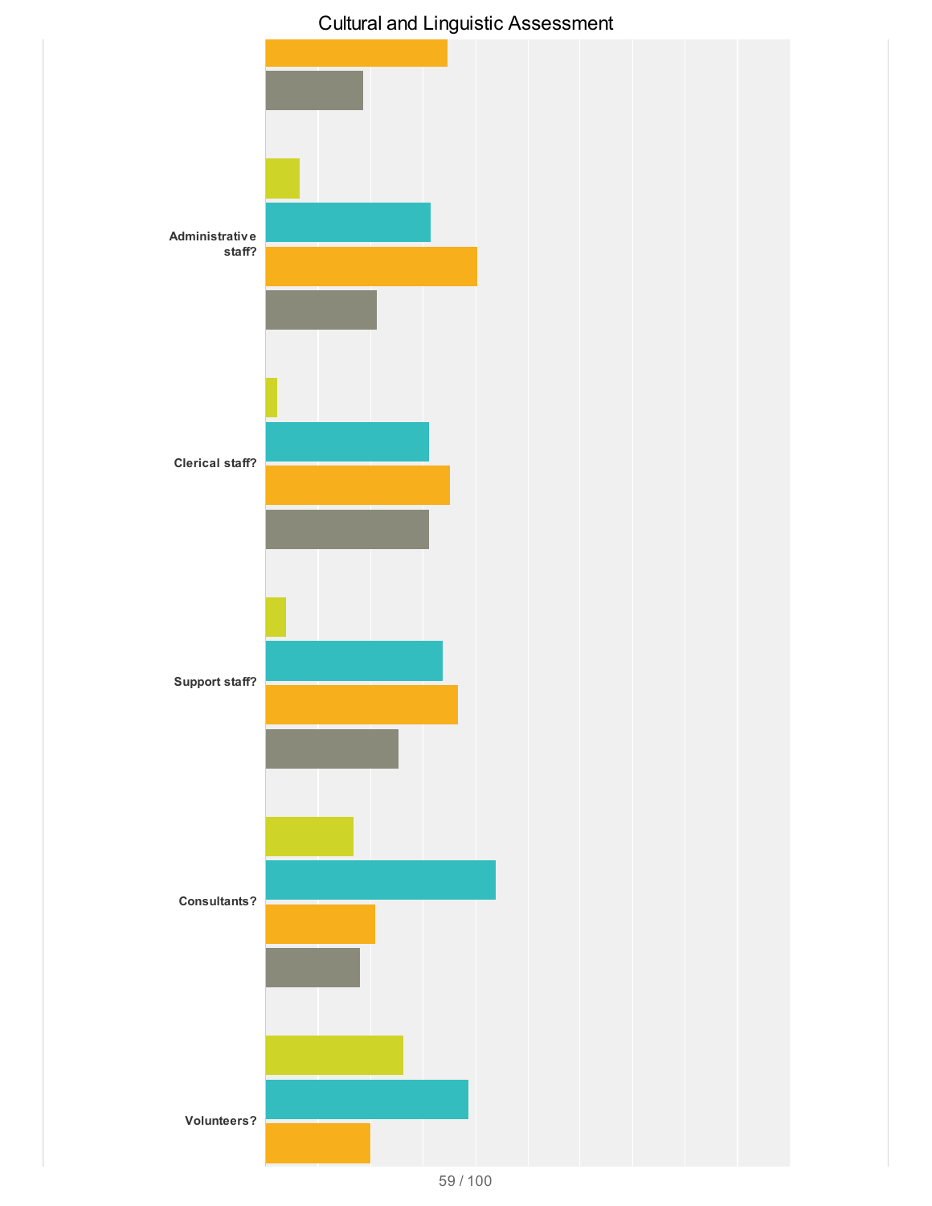# Cultural and Linguistic Assessment

Administrative staff?

Clerical staff?

Support staff?

Consultants?

Volunteers?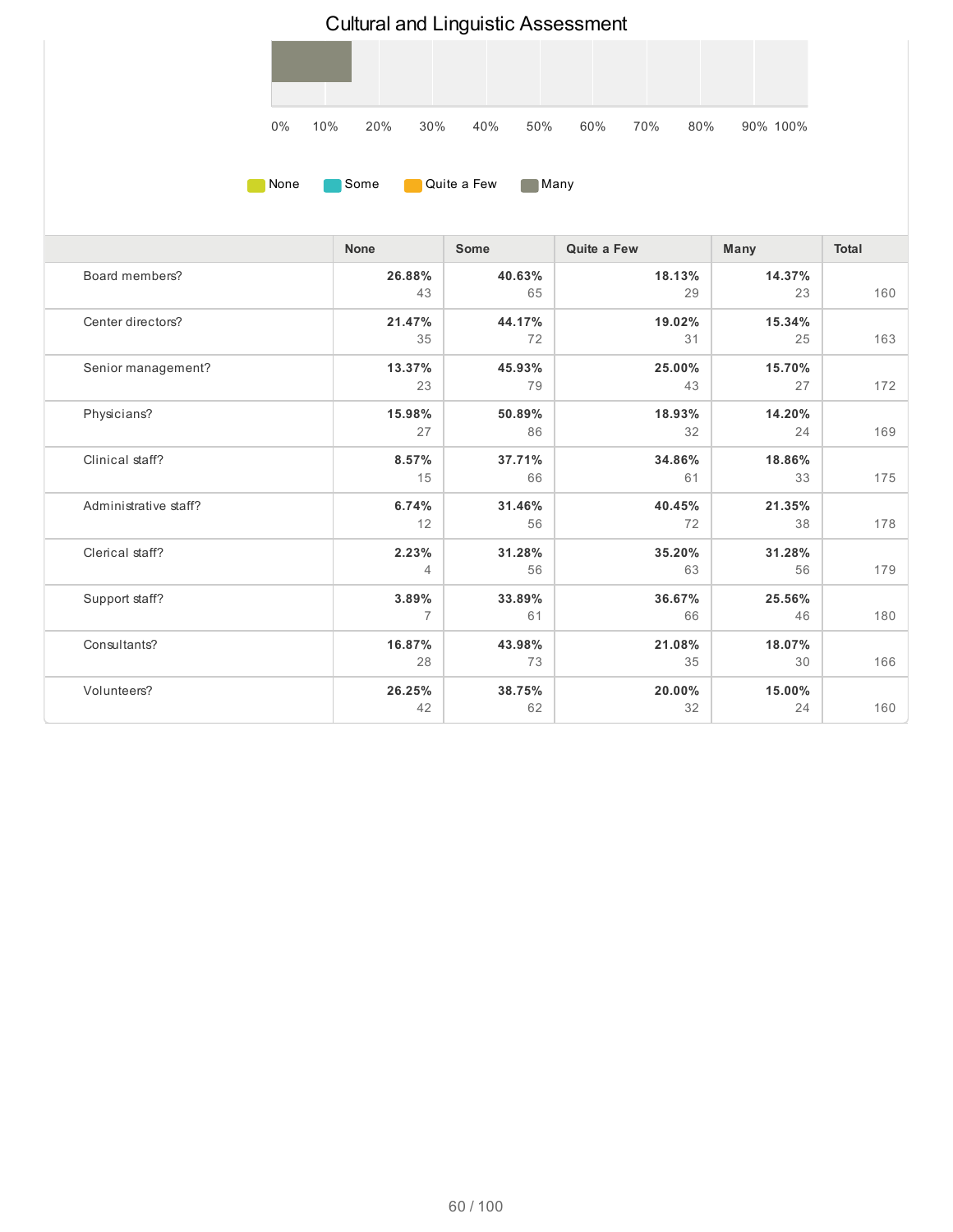| | None | Some | Quite a Few | Many | Total |
|---|---|---|---|---|---|
| Board members? | 26.88%<br>43 | 40.63%<br>65 | 18.13%<br>29 | 14.37%<br>23 | 160 |
| Center directors? | 21.47%<br>35 | 44.17%<br>72 | 19.02%<br>31 | 15.34%<br>25 | 163 |
| Senior management? | 13.37%<br>23 | 45.93%<br>79 | 25.00%<br>43 | 15.70%<br>27 | 172 |
| Physicians? | 15.98%<br>27 | 50.89%<br>86 | 18.93%<br>32 | 14.20%<br>24 | 169 |
| Clinical staff? | 8.57%<br>15 | 37.71%<br>66 | 34.86%<br>61 | 18.86%<br>33 | 175 |
| Administrative staff? | 6.74%<br>12 | 31.46%<br>56 | 40.45%<br>72 | 21.35%<br>38 | 178 |
| Clerical staff? | 2.23%<br>4 | 31.28%<br>56 | 35.20%<br>63 | 31.28%<br>56 | 179 |
| Support staff? | 3.89%<br>7 | 33.89%<br>61 | 36.67%<br>66 | 25.56%<br>46 | 180 |
| Consultants? | 16.87%<br>28 | 43.98%<br>73 | 21.08%<br>35 | 18.07%<br>30 | 166 |
| Volunteers? | 26.25%<br>42 | 38.75%<br>62 | 20.00%<br>32 | 15.00%<br>24 | 160 |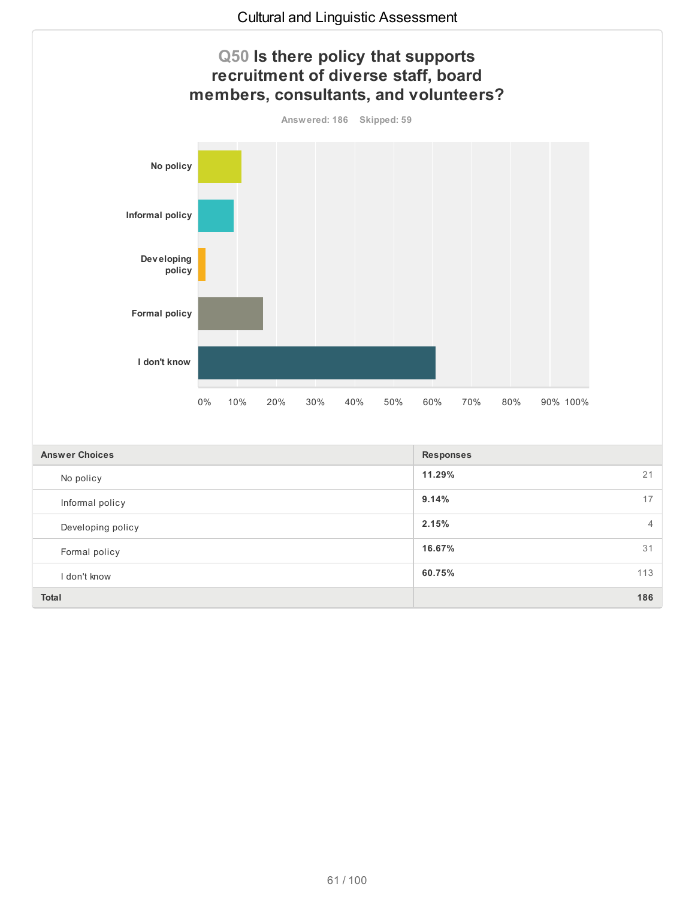## Q50 Is there policy that supports recruitment of diverse staff, board members, consultants, and volunteers?

Answered: 186 Skipped: 59

| Answer Choices | Responses | |
|---|---|---|
| No policy | 11.29% | 21 |
| Informal policy | 9.14% | 17 |
| Developing policy | 2.15% | 4 |
| Formal policy | 16.67% | 31 |
| I don't know | 60.75% | 113 |
| **Total** | | **186** |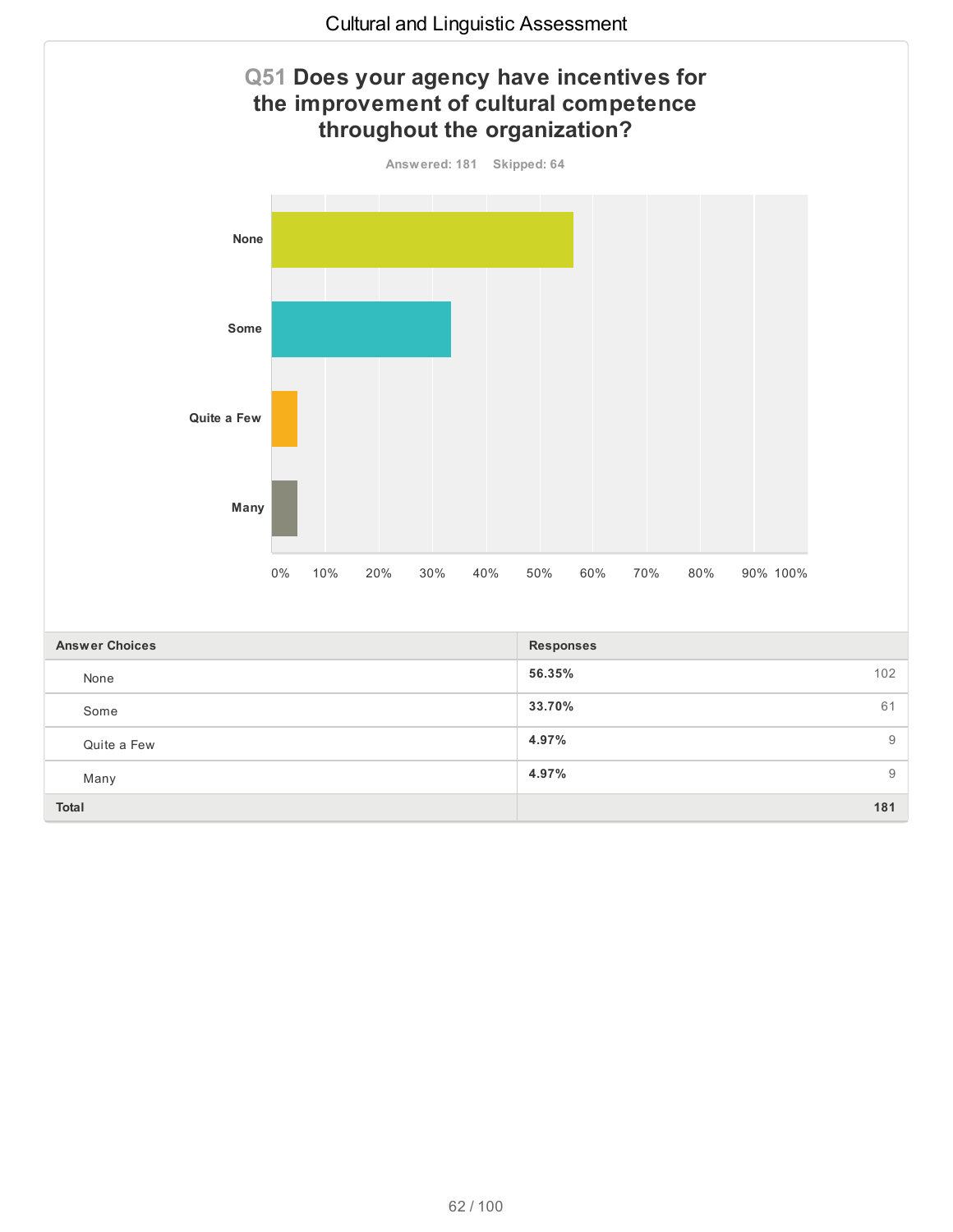## Q51 Does your agency have incentives for the improvement of cultural competence throughout the organization?

Answered: 181 Skipped: 64

| Answer Choices | Responses | |
|---|---|---|
| None | 56.35% | 102 |
| Some | 33.70% | 61 |
| Quite a Few | 4.97% | 9 |
| Many | 4.97% | 9 |
| **Total** | | **181** |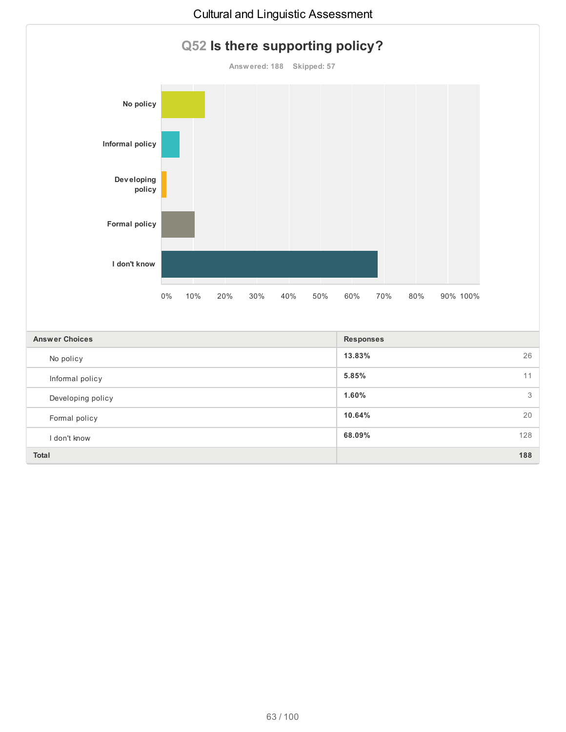## Q52 Is there supporting policy?

Answered: 188 Skipped: 57

| Answer Choices | Responses | |
|---|---|---|
| No policy | 13.83% | 26 |
| Informal policy | 5.85% | 11 |
| Developing policy | 1.60% | 3 |
| Formal policy | 10.64% | 20 |
| I don't know | 68.09% | 128 |
| **Total** | | **188** |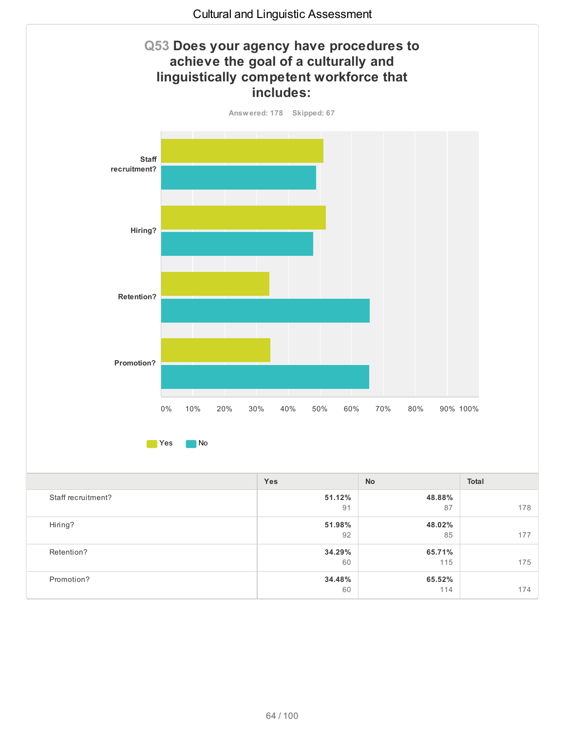## Q53 Does your agency have procedures to achieve the goal of a culturally and linguistically competent workforce that includes:

Answered: 178 Skipped: 67

| | Yes | No | Total |
|---|---|---|---|
| Staff recruitment? | **51.12%** 91 | **48.88%** 87 | 178 |
| Hiring? | **51.98%** 92 | **48.02%** 85 | 177 |
| Retention? | **34.29%** 60 | **65.71%** 115 | 175 |
| Promotion? | **34.48%** 60 | **65.52%** 114 | 174 |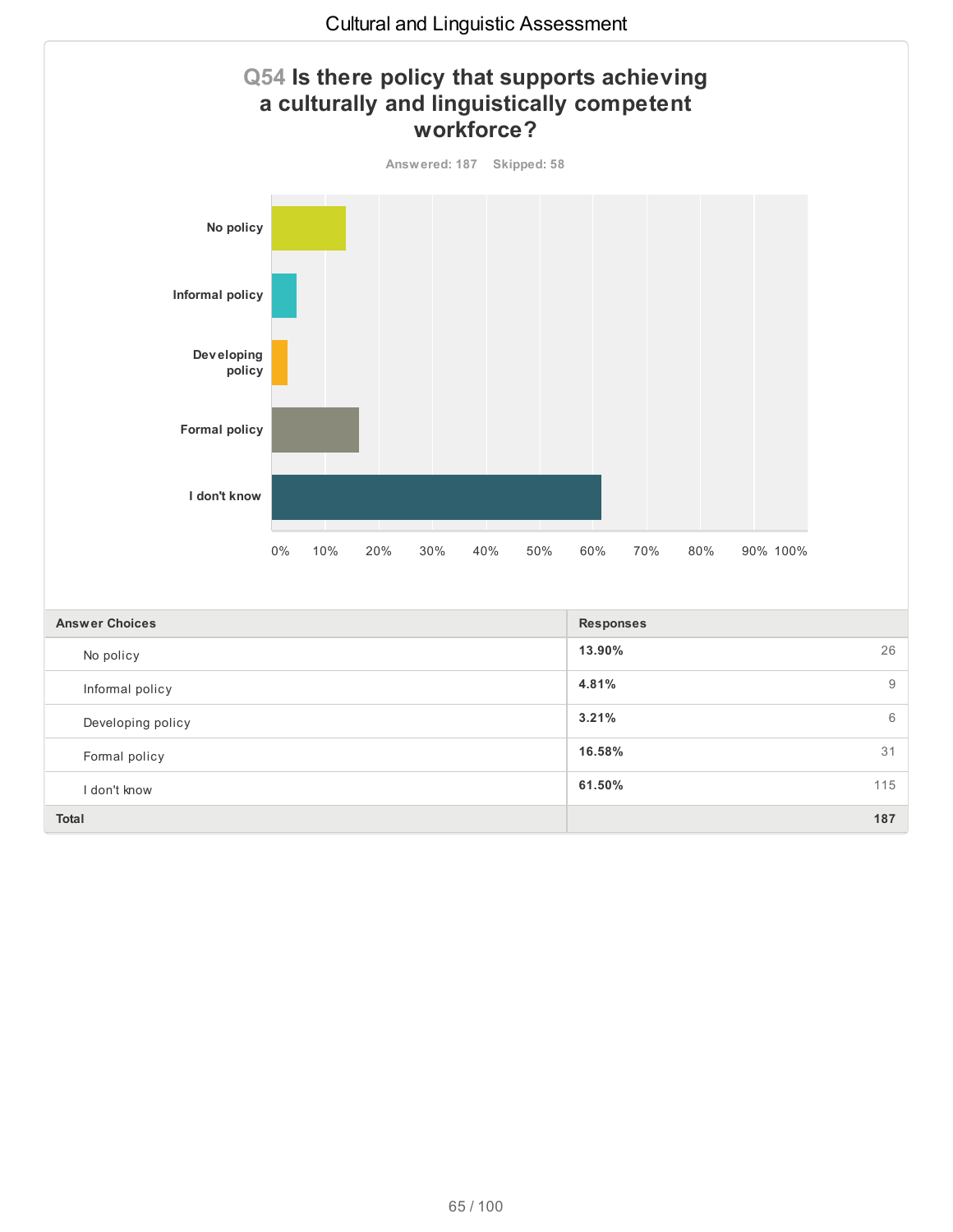## Q54 Is there policy that supports achieving a culturally and linguistically competent workforce?

Answered: 187 Skipped: 58

| Answer Choices | Responses | |
|---|---|---|
| No policy | 13.90% | 26 |
| Informal policy | 4.81% | 9 |
| Developing policy | 3.21% | 6 |
| Formal policy | 16.58% | 31 |
| I don't know | 61.50% | 115 |
| **Total** | | **187** |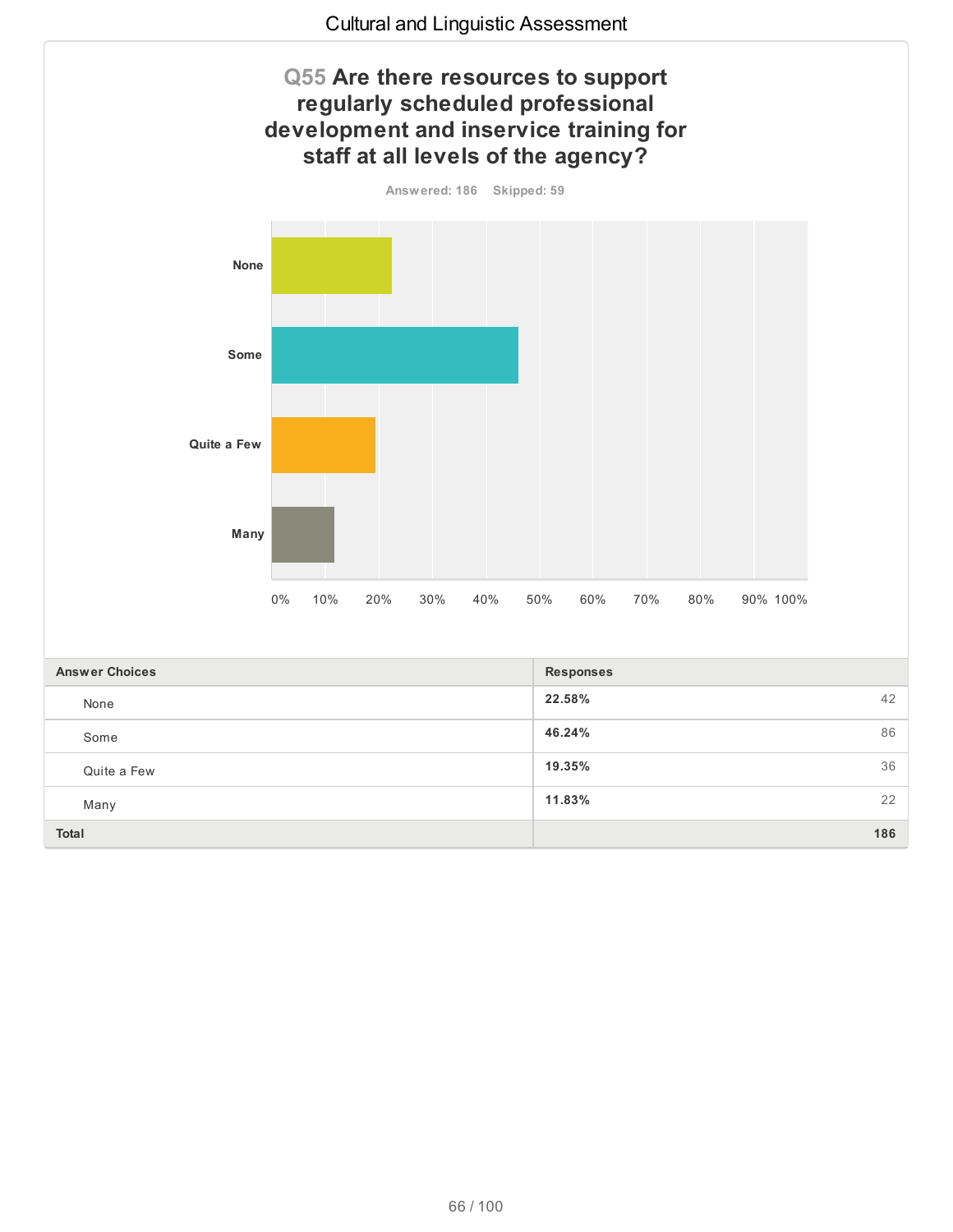## Q55 Are there resources to support regularly scheduled professional development and inservice training for staff at all levels of the agency?

Answered: 186 Skipped: 59

| Answer Choices | Responses | |
|---|---|---|
| None | 22.58% | 42 |
| Some | 46.24% | 86 |
| Quite a Few | 19.35% | 36 |
| Many | 11.83% | 22 |
| **Total** | | **186** |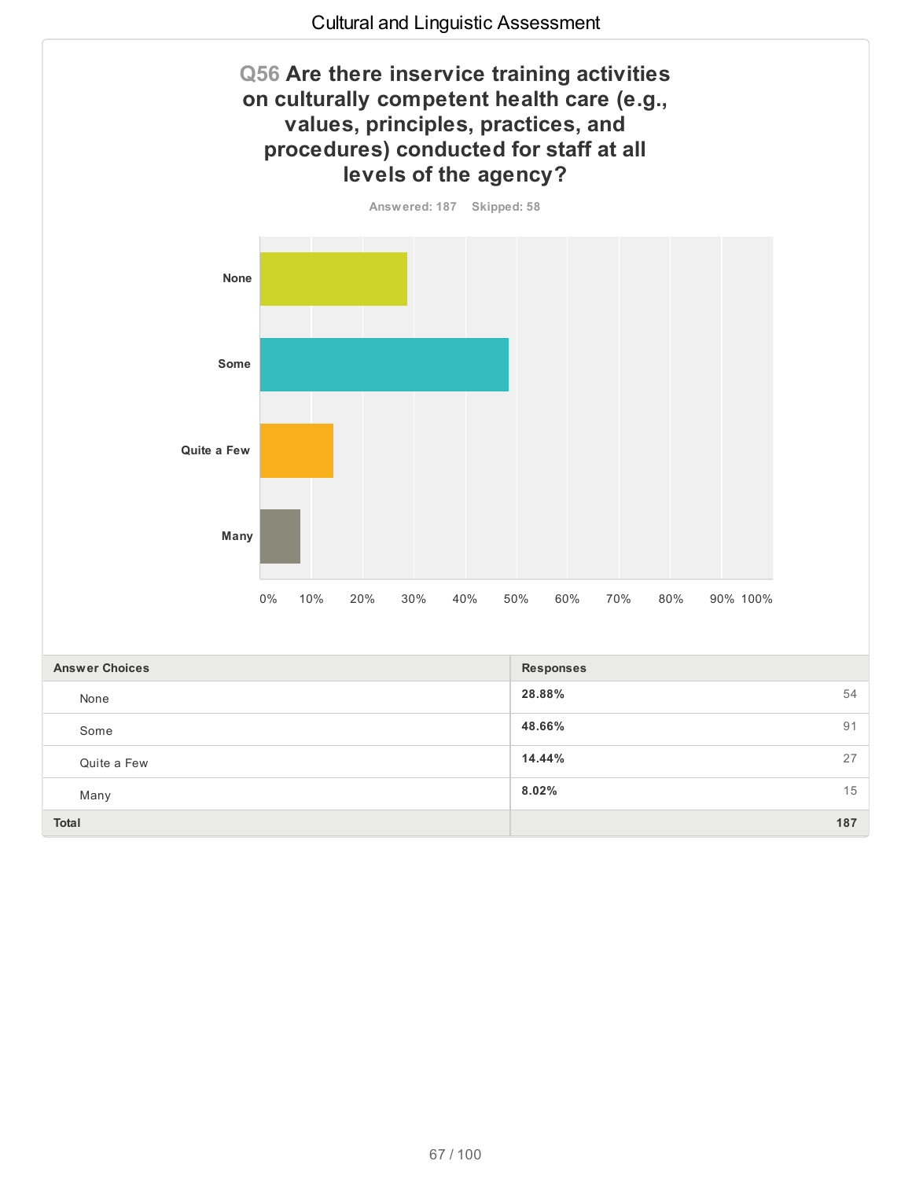## Q56 Are there inservice training activities on culturally competent health care (e.g., values, principles, practices, and procedures) conducted for staff at all levels of the agency?

Answered: 187 Skipped: 58

| Answer Choices | Responses | |
|---|---|---|
| None | 28.88% | 54 |
| Some | 48.66% | 91 |
| Quite a Few | 14.44% | 27 |
| Many | 8.02% | 15 |
| **Total** | | **187** |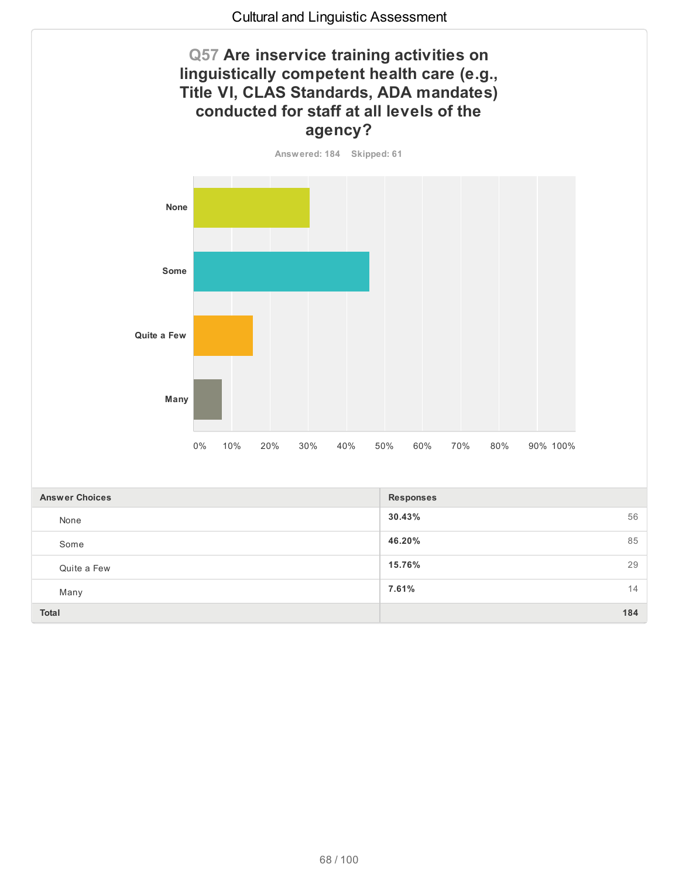## Q57 Are inservice training activities on linguistically competent health care (e.g., Title VI, CLAS Standards, ADA mandates) conducted for staff at all levels of the agency?

Answered: 184 Skipped: 61

| Answer Choices | Responses | |
|---|---|---|
| None | 30.43% | 56 |
| Some | 46.20% | 85 |
| Quite a Few | 15.76% | 29 |
| Many | 7.61% | 14 |
| **Total** | | **184** |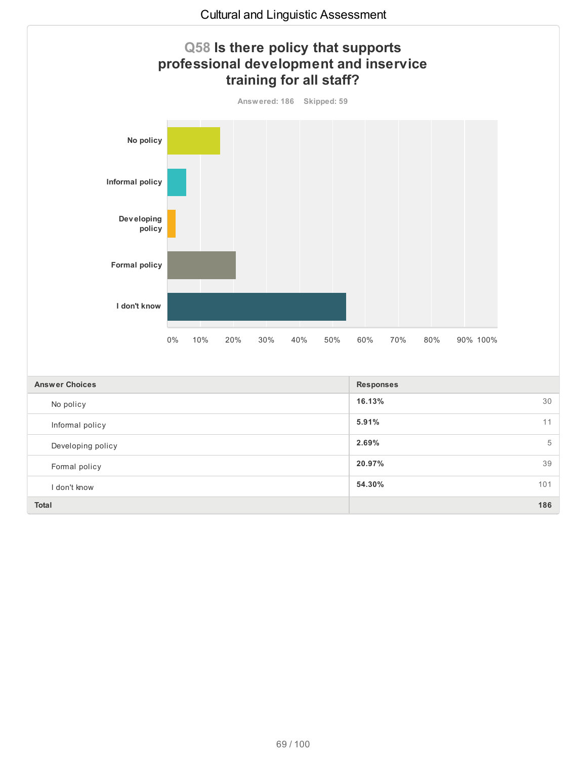## Q58 Is there policy that supports professional development and inservice training for all staff?

Answered: 186 Skipped: 59

| Answer Choices | Responses | |
|---|---|---|
| No policy | 16.13% | 30 |
| Informal policy | 5.91% | 11 |
| Developing policy | 2.69% | 5 |
| Formal policy | 20.97% | 39 |
| I don't know | 54.30% | 101 |
| **Total** | | **186** |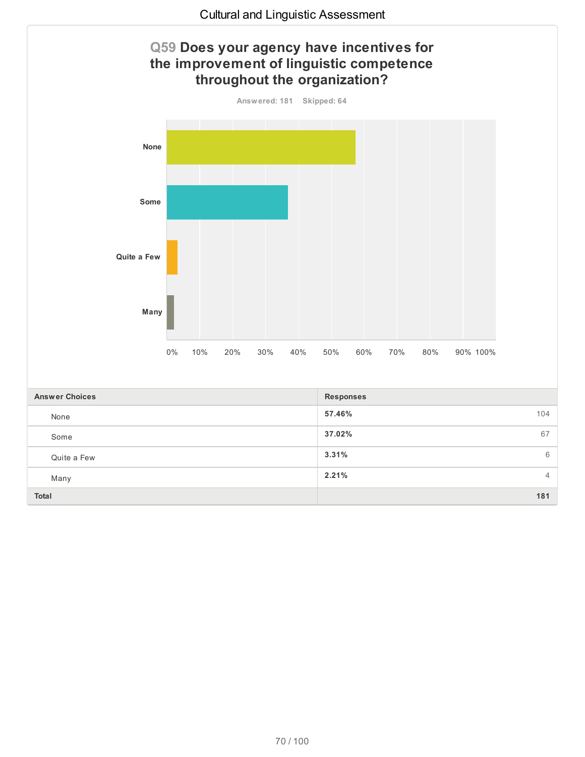## Q59 Does your agency have incentives for the improvement of linguistic competence throughout the organization?

Answered: 181 Skipped: 64

| Answer Choices | Responses | |
|---|---|---|
| None | 57.46% | 104 |
| Some | 37.02% | 67 |
| Quite a Few | 3.31% | 6 |
| Many | 2.21% | 4 |
| Total | | 181 |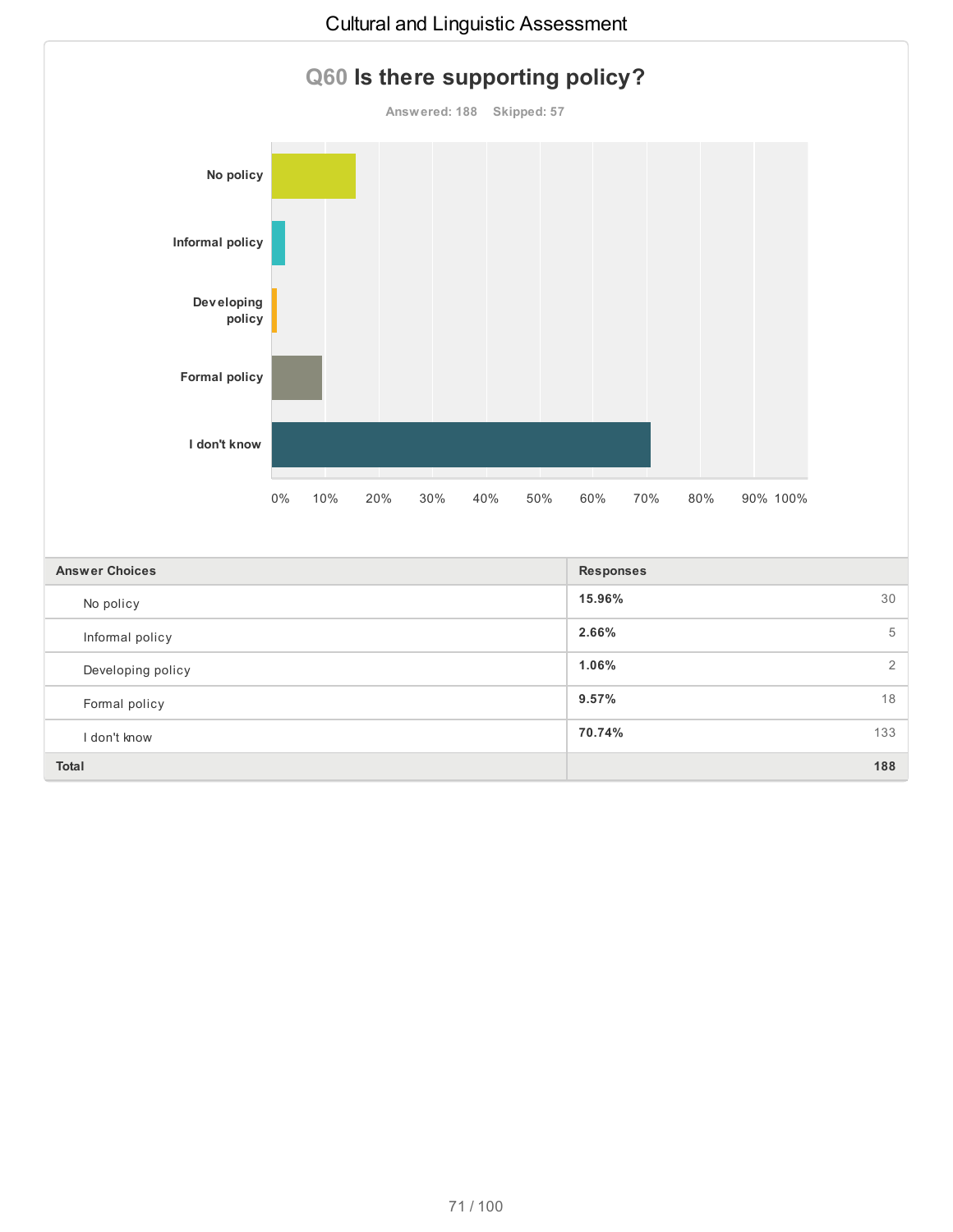## Q60 Is there supporting policy?

Answered: 188    Skipped: 57

| Answer Choices | Responses | |
|---|---|---|
| No policy | 15.96% | 30 |
| Informal policy | 2.66% | 5 |
| Developing policy | 1.06% | 2 |
| Formal policy | 9.57% | 18 |
| I don't know | 70.74% | 133 |
| **Total** | | **188** |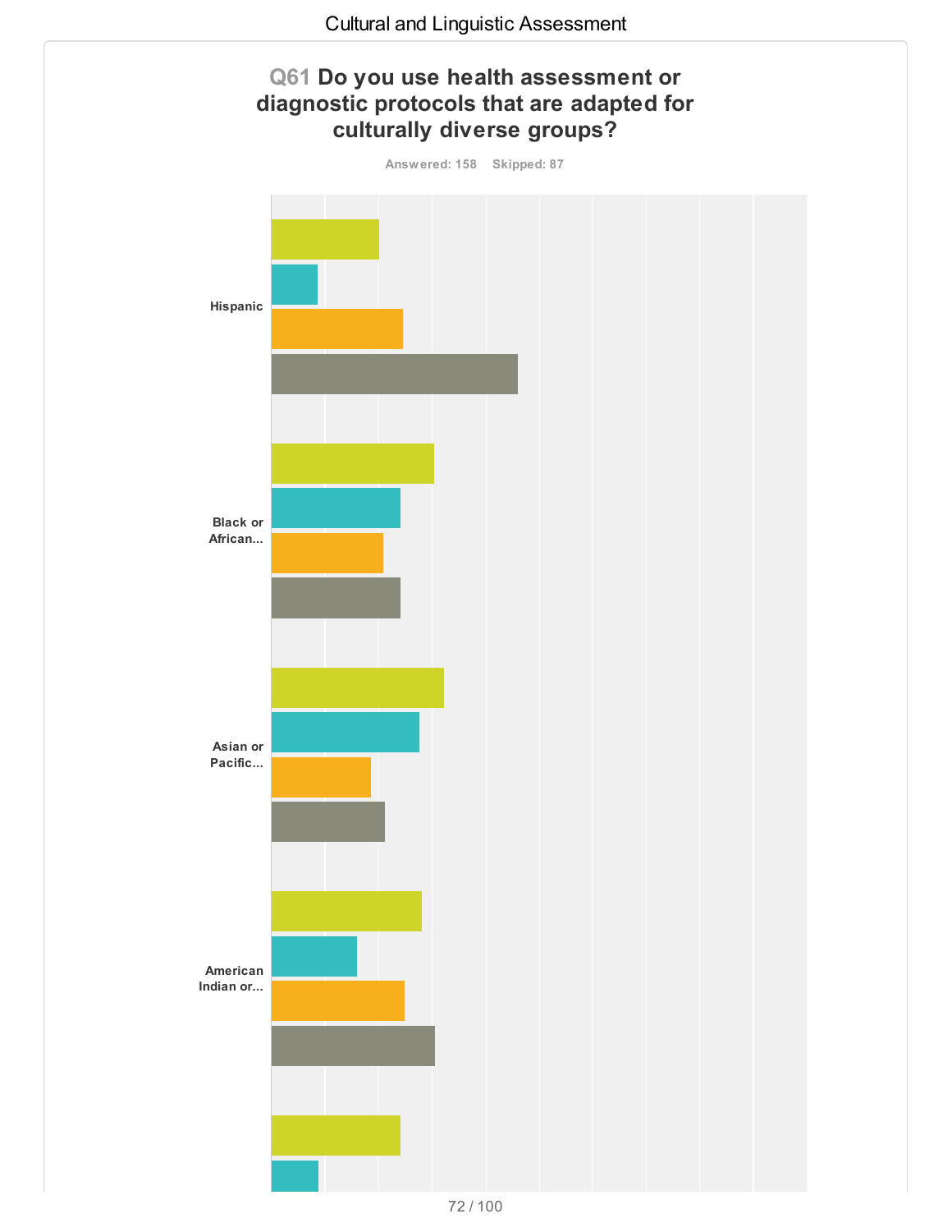## Q61 Do you use health assessment or diagnostic protocols that are adapted for culturally diverse groups?

Answered: 158 Skipped: 87

Hispanic

Black or African...

Asian or Pacific...

American Indian or...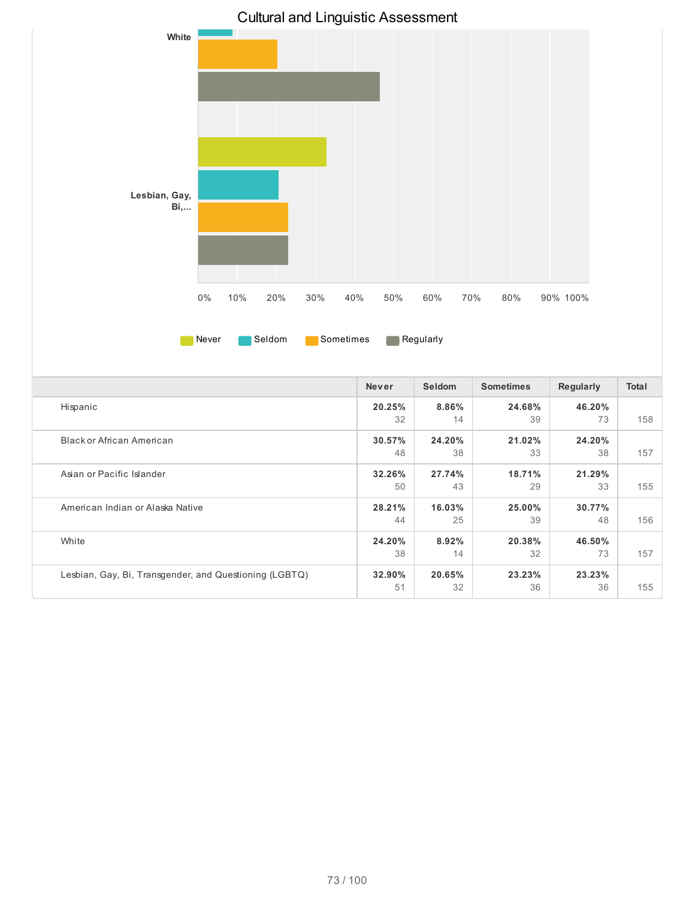# Cultural and Linguistic Assessment

White

Lesbian, Gay, Bi,...

0% 10% 20% 30% 40% 50% 60% 70% 80% 90% 100%

Never Seldom Sometimes Regularly

| | Never | Seldom | Sometimes | Regularly | Total |
|---|---|---|---|---|---|
| Hispanic | **20.25%** 32 | **8.86%** 14 | **24.68%** 39 | **46.20%** 73 | 158 |
| Black or African American | **30.57%** 48 | **24.20%** 38 | **21.02%** 33 | **24.20%** 38 | 157 |
| Asian or Pacific Islander | **32.26%** 50 | **27.74%** 43 | **18.71%** 29 | **21.29%** 33 | 155 |
| American Indian or Alaska Native | **28.21%** 44 | **16.03%** 25 | **25.00%** 39 | **30.77%** 48 | 156 |
| White | **24.20%** 38 | **8.92%** 14 | **20.38%** 32 | **46.50%** 73 | 157 |
| Lesbian, Gay, Bi, Transgender, and Questioning (LGBTQ) | **32.90%** 51 | **20.65%** 32 | **23.23%** 36 | **23.23%** 36 | 155 |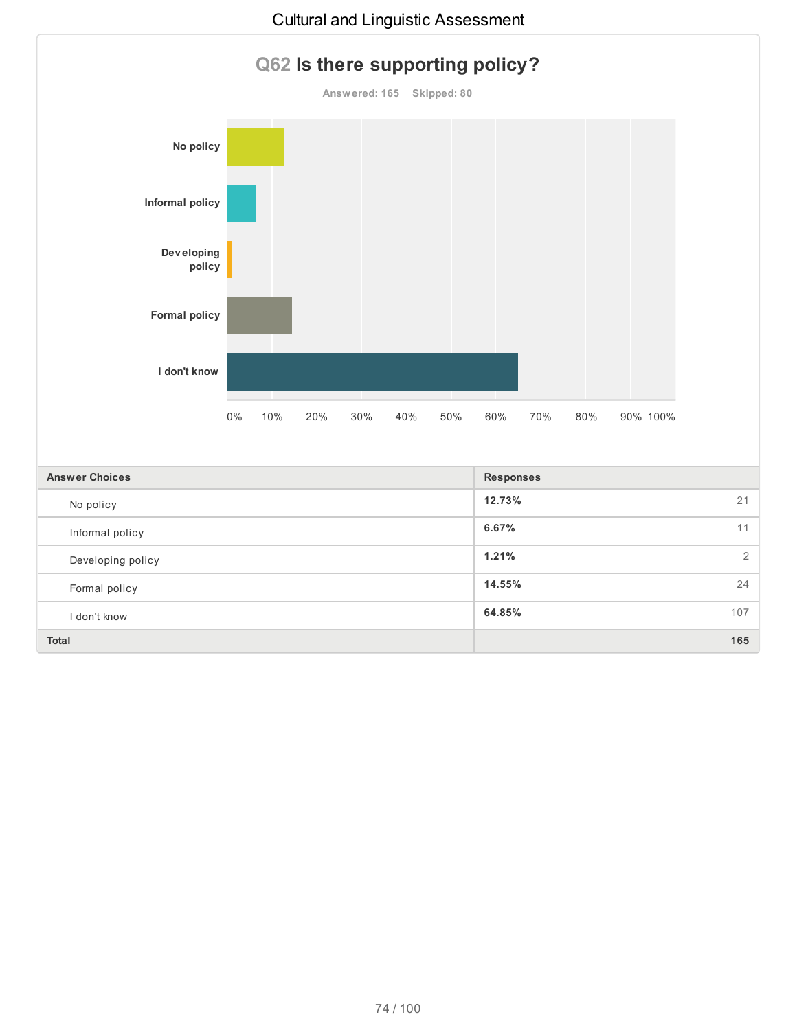## Q62 Is there supporting policy?

Answered: 165 Skipped: 80

| Answer Choices | Responses | |
|---|---|---|
| No policy | 12.73% | 21 |
| Informal policy | 6.67% | 11 |
| Developing policy | 1.21% | 2 |
| Formal policy | 14.55% | 24 |
| I don't know | 64.85% | 107 |
| **Total** | | **165** |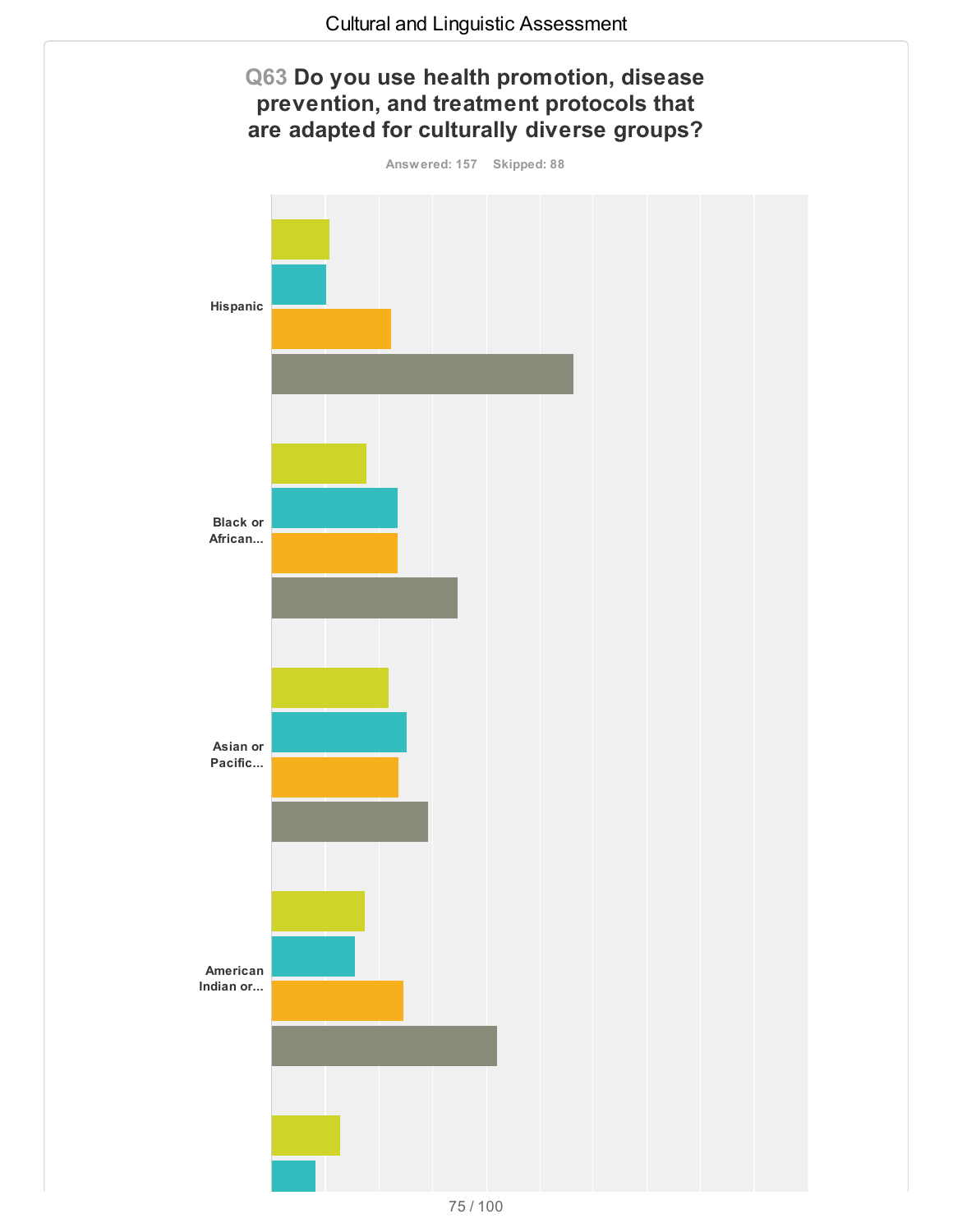Cultural and Linguistic Assessment

## Q63 Do you use health promotion, disease prevention, and treatment protocols that are adapted for culturally diverse groups?

Answered: 157 Skipped: 88

Hispanic

Black or African...

Asian or Pacific...

American Indian or...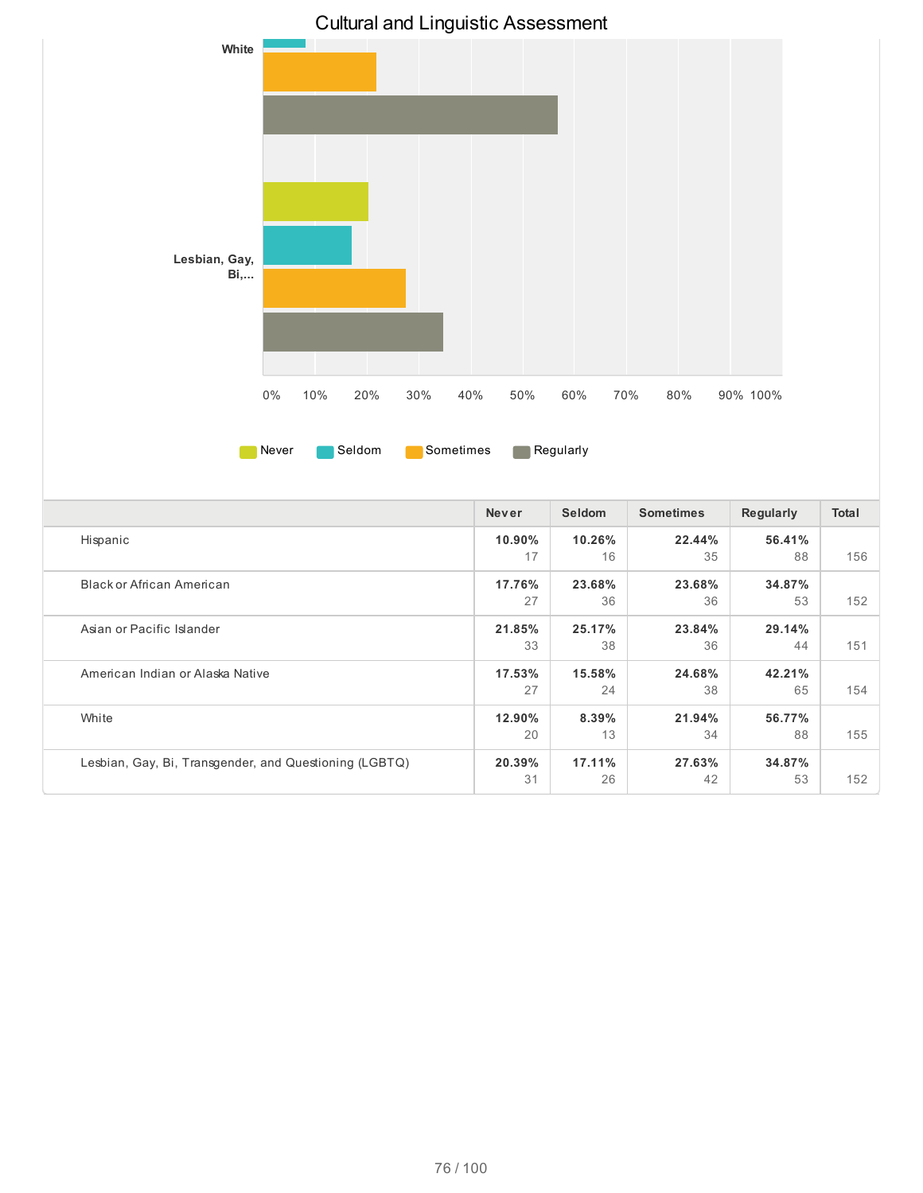# Cultural and Linguistic Assessment

White

Lesbian, Gay, Bi,...

0% 10% 20% 30% 40% 50% 60% 70% 80% 90% 100%

Never Seldom Sometimes Regularly

| | Never | Seldom | Sometimes | Regularly | Total |
|---|---|---|---|---|---|
| Hispanic | **10.90%** 17 | **10.26%** 16 | **22.44%** 35 | **56.41%** 88 | 156 |
| Black or African American | **17.76%** 27 | **23.68%** 36 | **23.68%** 36 | **34.87%** 53 | 152 |
| Asian or Pacific Islander | **21.85%** 33 | **25.17%** 38 | **23.84%** 36 | **29.14%** 44 | 151 |
| American Indian or Alaska Native | **17.53%** 27 | **15.58%** 24 | **24.68%** 38 | **42.21%** 65 | 154 |
| White | **12.90%** 20 | **8.39%** 13 | **21.94%** 34 | **56.77%** 88 | 155 |
| Lesbian, Gay, Bi, Transgender, and Questioning (LGBTQ) | **20.39%** 31 | **17.11%** 26 | **27.63%** 42 | **34.87%** 53 | 152 |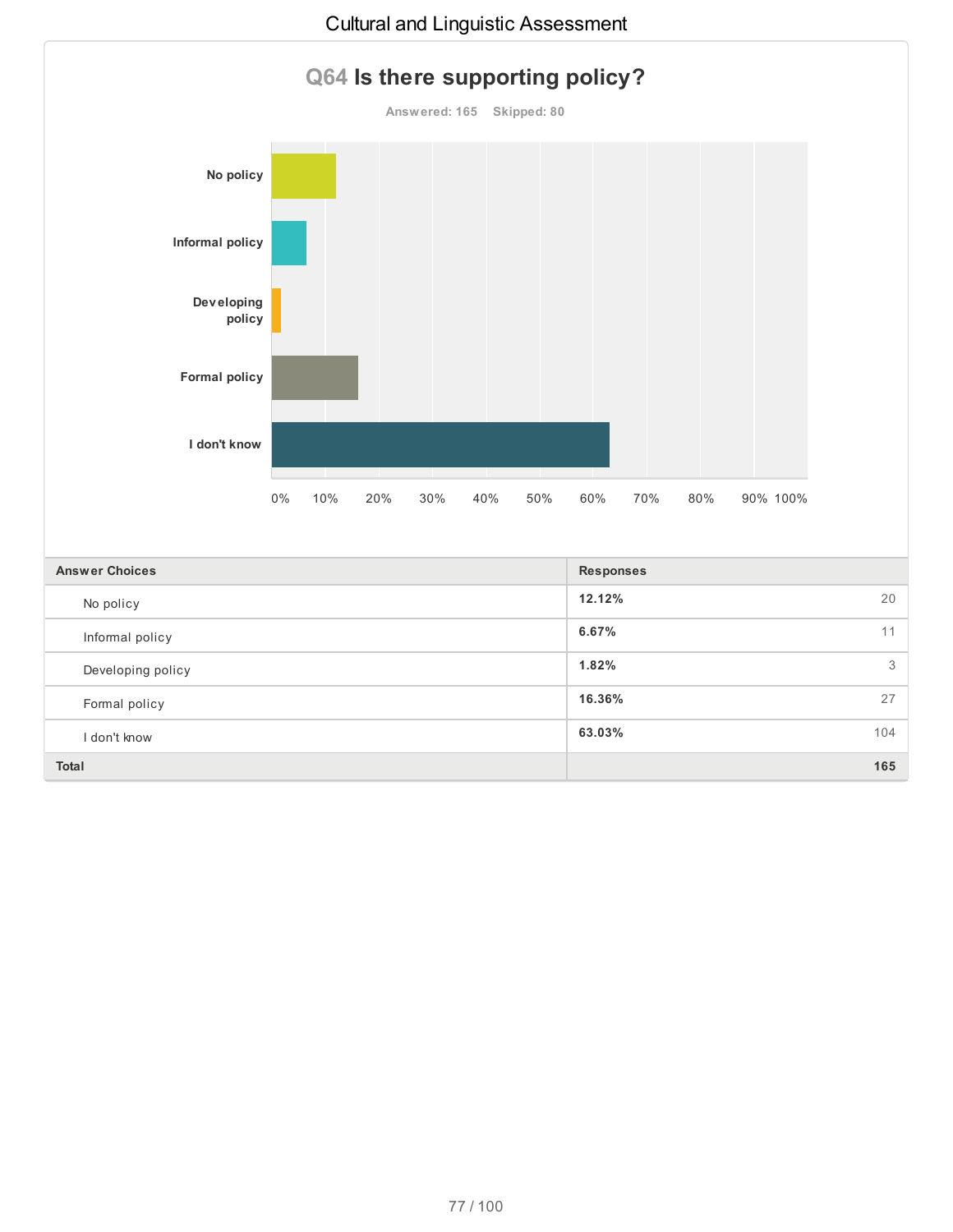## Q64 Is there supporting policy?

Answered: 165 Skipped: 80

| Answer Choices | Responses | |
|---|---|---|
| No policy | 12.12% | 20 |
| Informal policy | 6.67% | 11 |
| Developing policy | 1.82% | 3 |
| Formal policy | 16.36% | 27 |
| I don't know | 63.03% | 104 |
| **Total** | | **165** |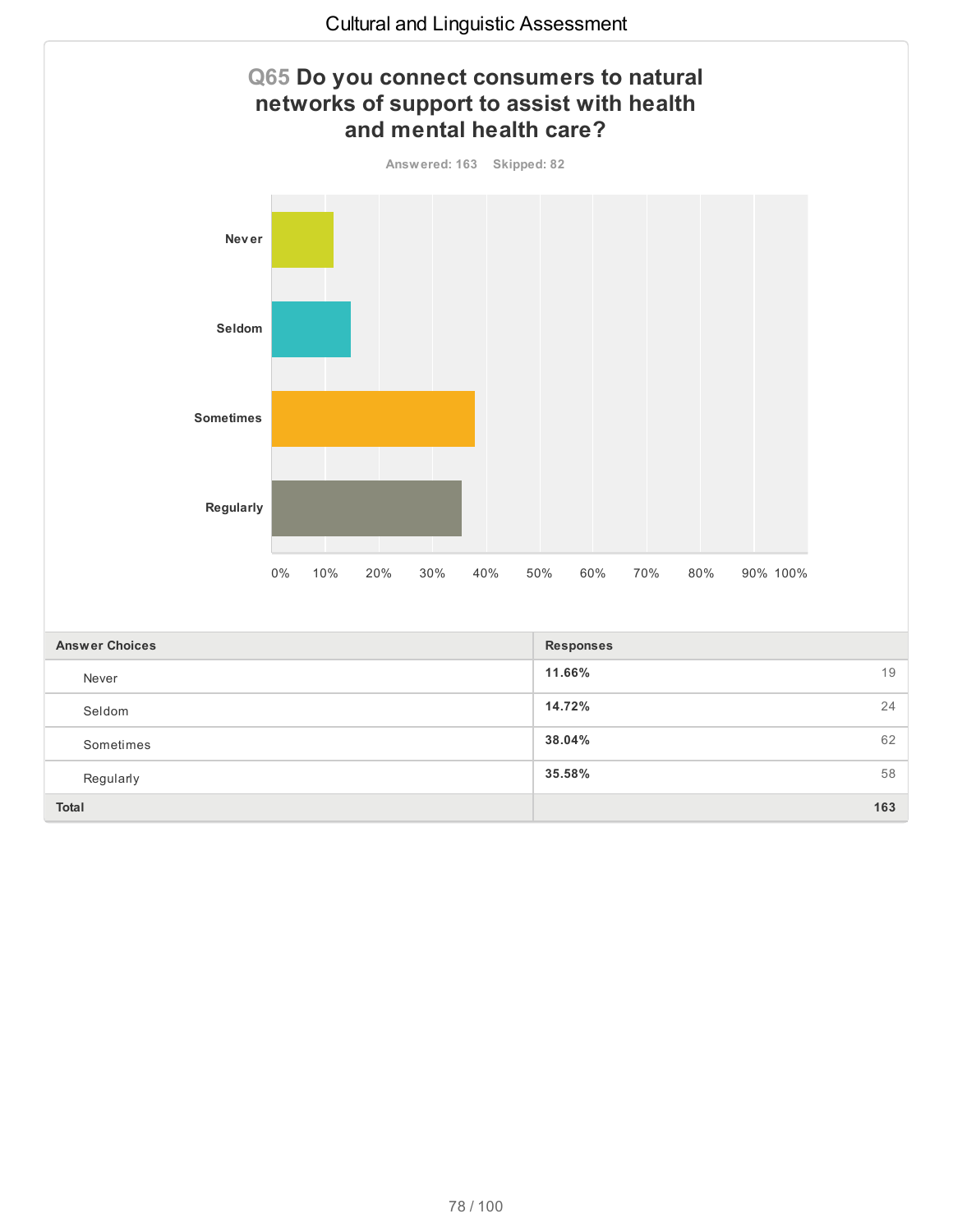## Q65 Do you connect consumers to natural networks of support to assist with health and mental health care?

Answered: 163 Skipped: 82

| Answer Choices | Responses | |
|---|---|---|
| Never | 11.66% | 19 |
| Seldom | 14.72% | 24 |
| Sometimes | 38.04% | 62 |
| Regularly | 35.58% | 58 |
| **Total** | | **163** |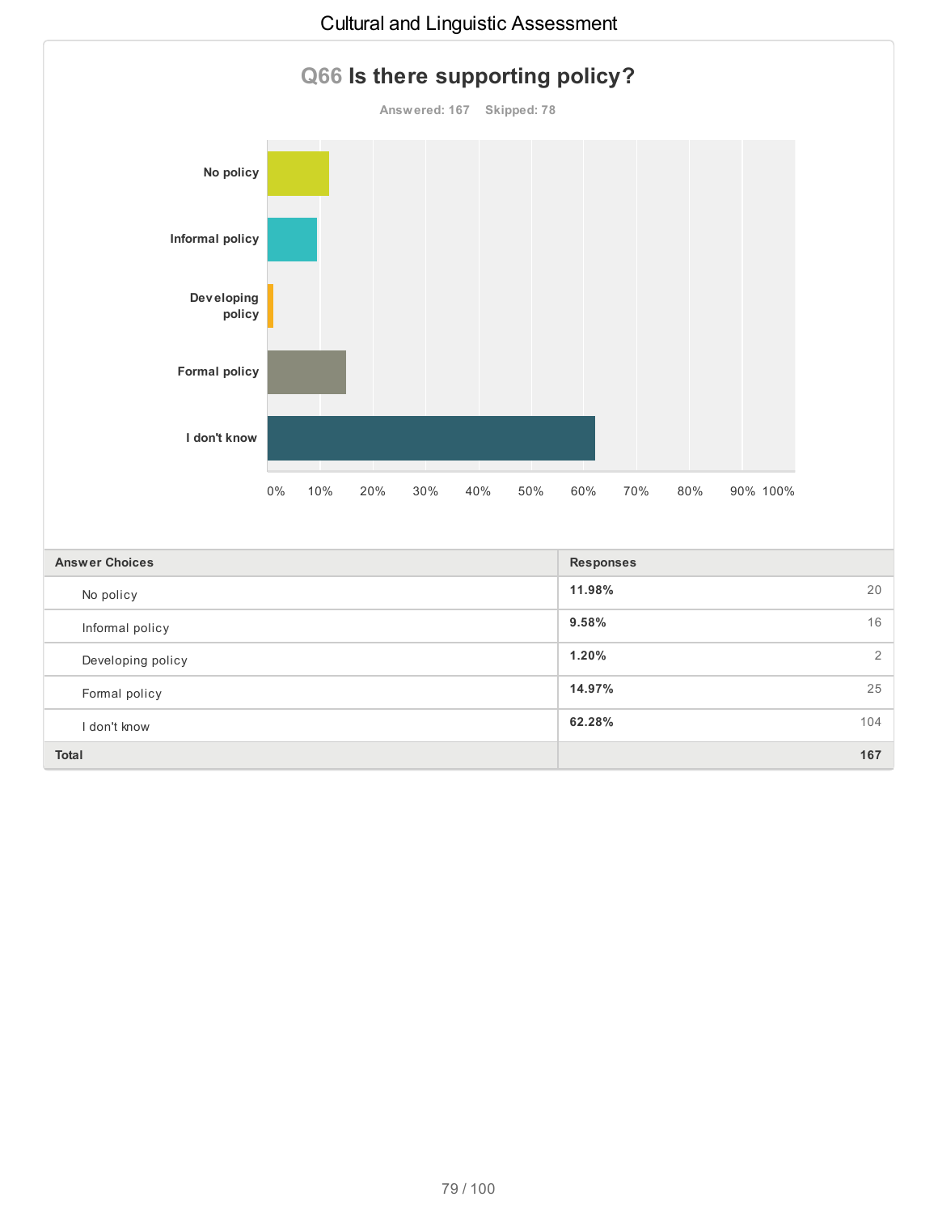## Q66 Is there supporting policy?

Answered: 167 Skipped: 78

| Answer Choices | Responses | |
|---|---|---|
| No policy | 11.98% | 20 |
| Informal policy | 9.58% | 16 |
| Developing policy | 1.20% | 2 |
| Formal policy | 14.97% | 25 |
| I don't know | 62.28% | 104 |
| **Total** | | **167** |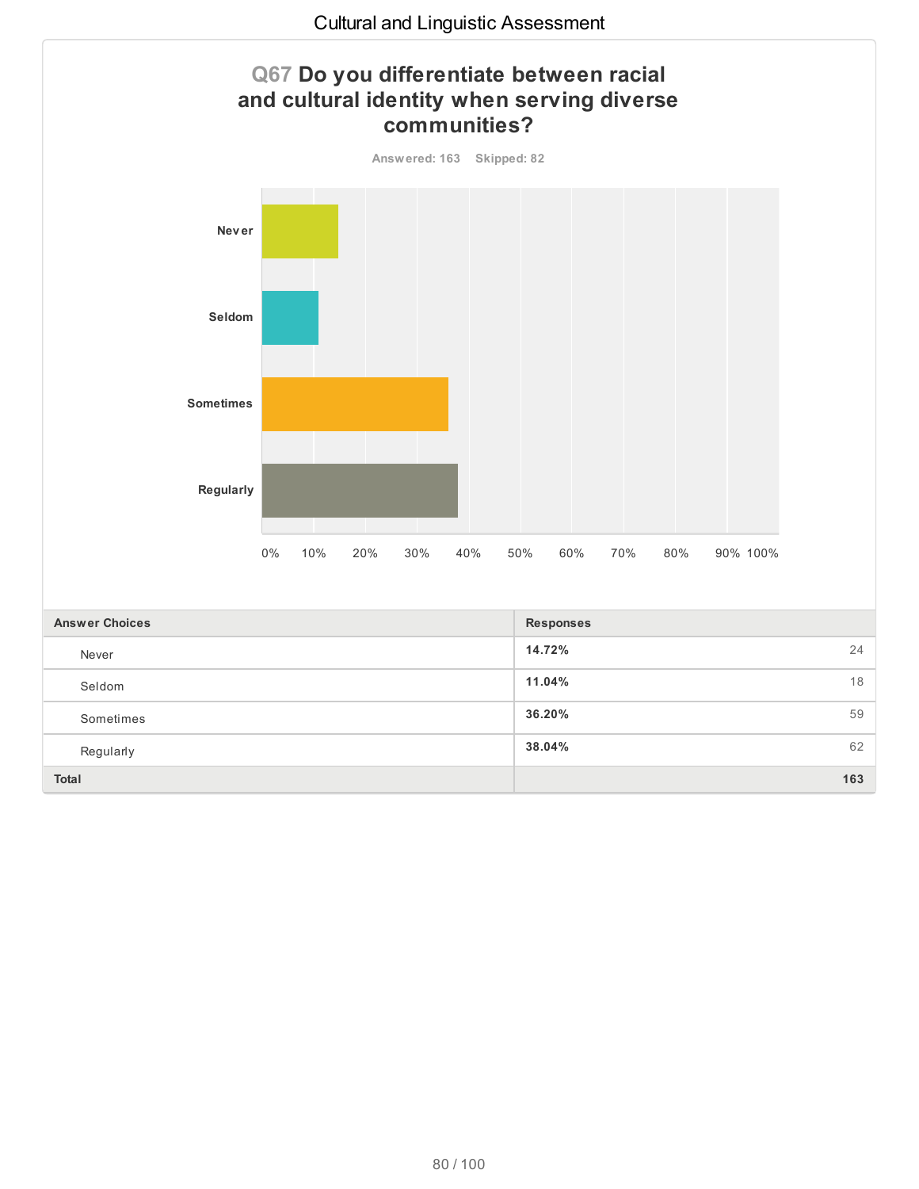## Q67 Do you differentiate between racial and cultural identity when serving diverse communities?

Answered: 163 Skipped: 82

| Answer Choices | Responses | |
|---|---|---|
| Never | 14.72% | 24 |
| Seldom | 11.04% | 18 |
| Sometimes | 36.20% | 59 |
| Regularly | 38.04% | 62 |
| **Total** | | **163** |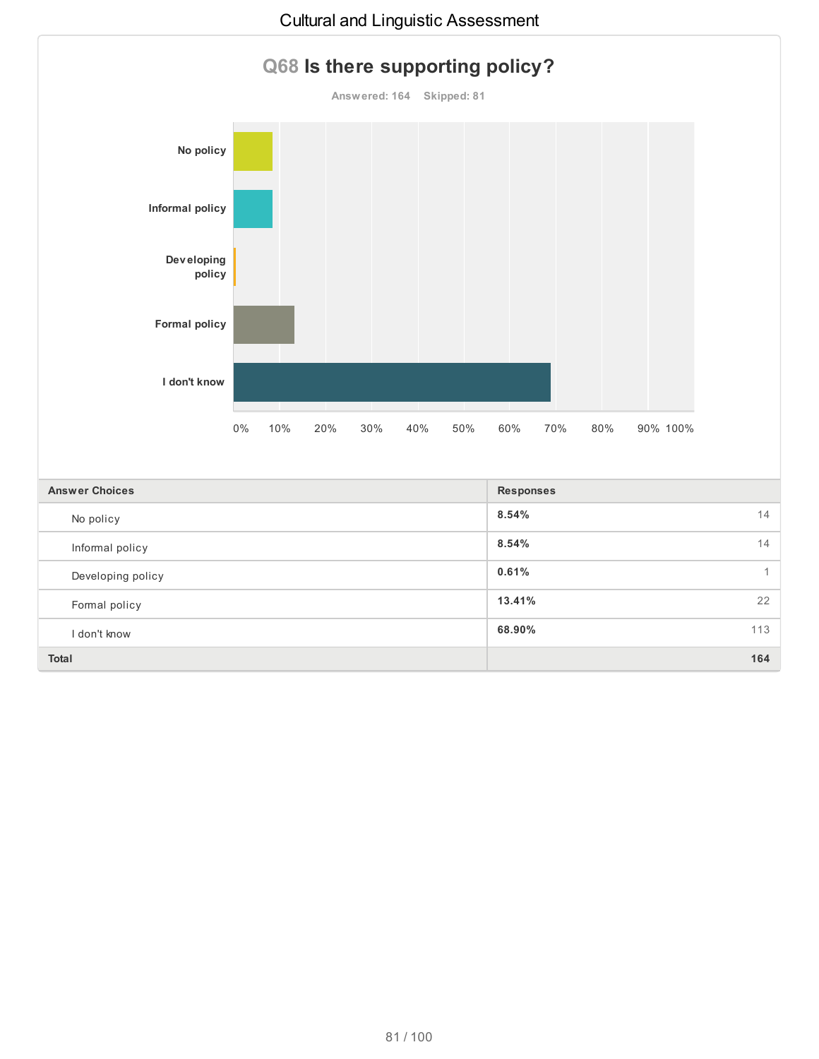## Q68 Is there supporting policy?

Answered: 164 Skipped: 81

| Answer Choices | Responses | |
|---|---|---|
| No policy | 8.54% | 14 |
| Informal policy | 8.54% | 14 |
| Developing policy | 0.61% | 1 |
| Formal policy | 13.41% | 22 |
| I don't know | 68.90% | 113 |
| **Total** | | **164** |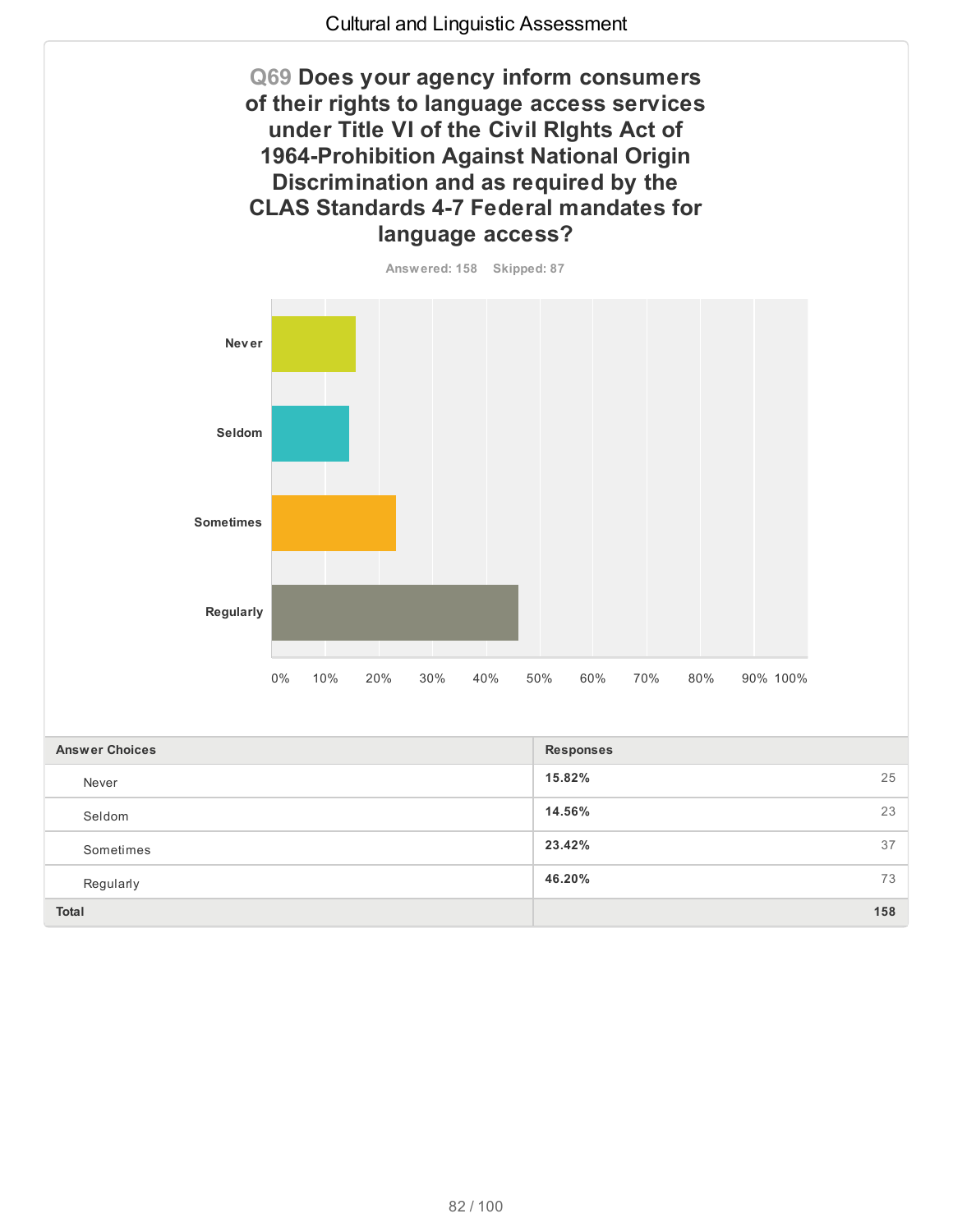## Q69 Does your agency inform consumers of their rights to language access services under Title VI of the Civil RIghts Act of 1964-Prohibition Against National Origin Discrimination and as required by the CLAS Standards 4-7 Federal mandates for language access?

Answered: 158 Skipped: 87

| Answer Choices | Responses | |
|---|---|---|
| Never | 15.82% | 25 |
| Seldom | 14.56% | 23 |
| Sometimes | 23.42% | 37 |
| Regularly | 46.20% | 73 |
| **Total** | | **158** |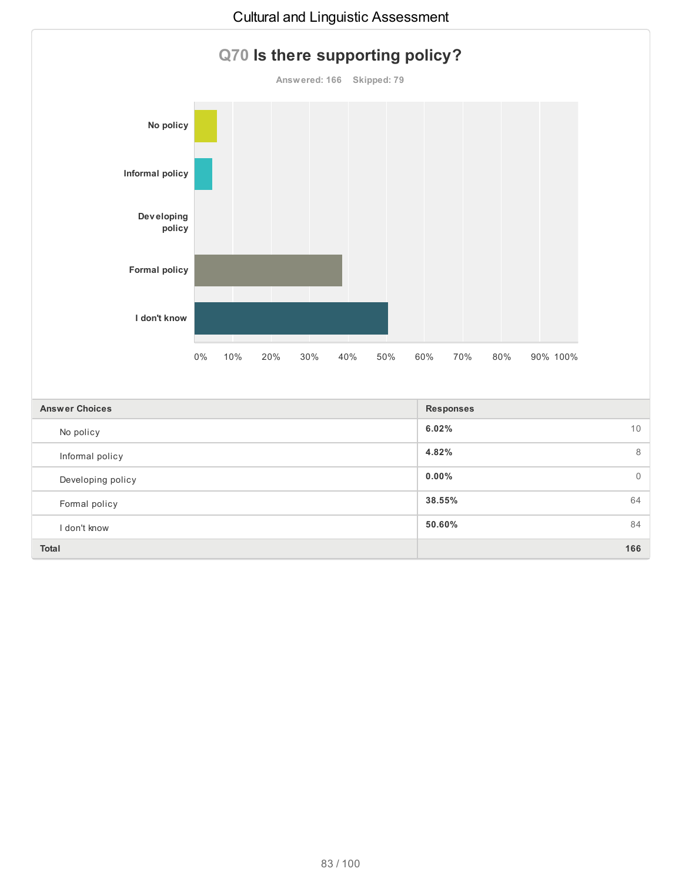# Cultural and Linguistic Assessment

## Q70 Is there supporting policy?

Answered: 166 Skipped: 79

| Answer Choices | Responses | |
|---|---|---|
| No policy | 6.02% | 10 |
| Informal policy | 4.82% | 8 |
| Developing policy | 0.00% | 0 |
| Formal policy | 38.55% | 64 |
| I don't know | 50.60% | 84 |
| **Total** | | **166** |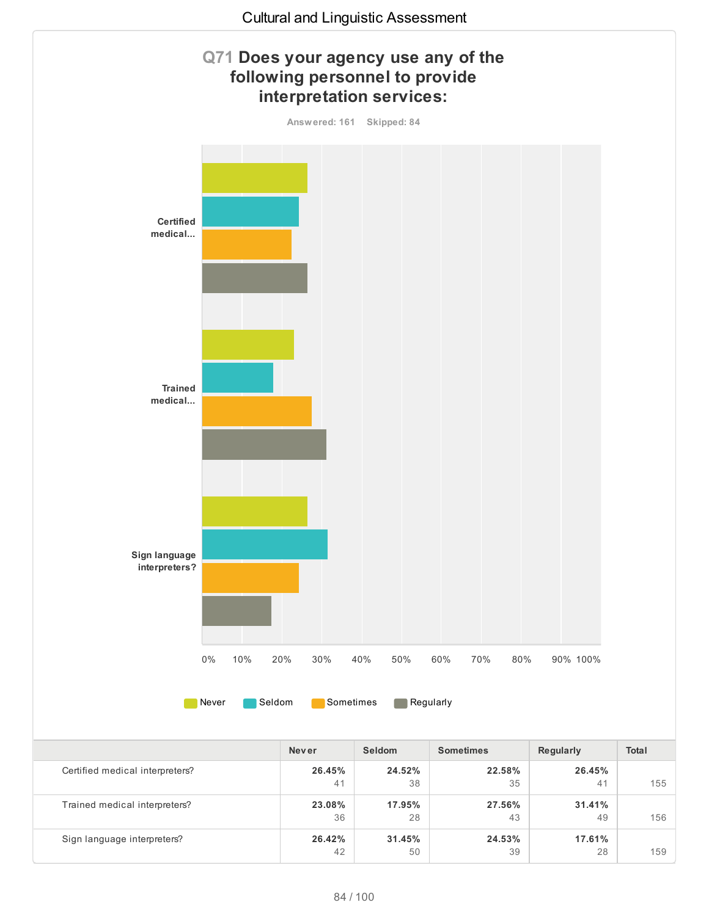## Q71 Does your agency use any of the following personnel to provide interpretation services:

Answered: 161 Skipped: 84

| | Never | Seldom | Sometimes | Regularly | Total |
|---|---|---|---|---|---|
| Certified medical interpreters? | **26.45%** 41 | **24.52%** 38 | **22.58%** 35 | **26.45%** 41 | 155 |
| Trained medical interpreters? | **23.08%** 36 | **17.95%** 28 | **27.56%** 43 | **31.41%** 49 | 156 |
| Sign language interpreters? | **26.42%** 42 | **31.45%** 50 | **24.53%** 39 | **17.61%** 28 | 159 |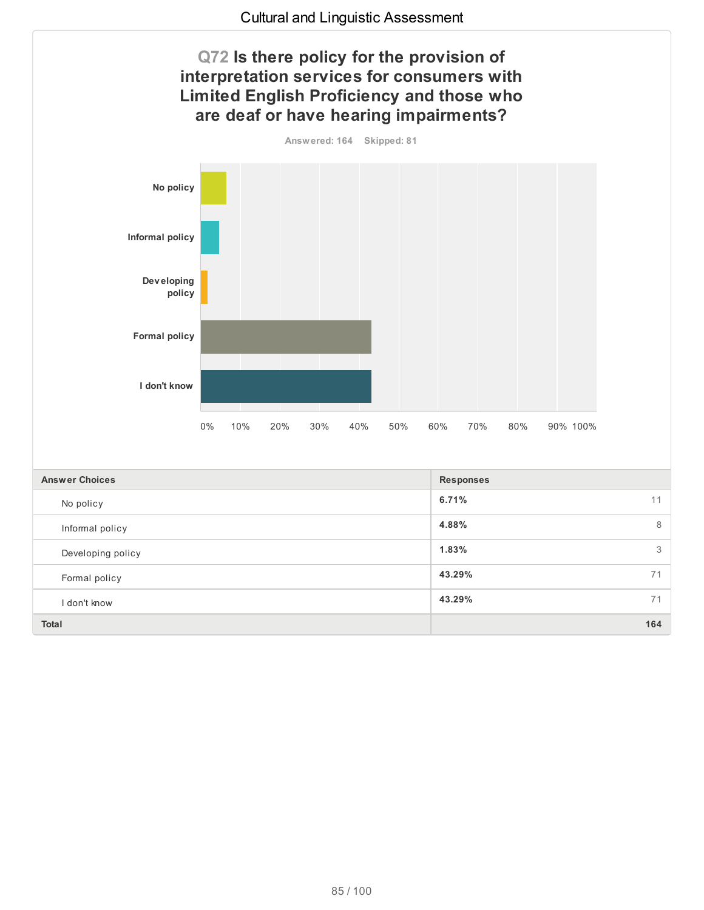## Q72 Is there policy for the provision of interpretation services for consumers with Limited English Proficiency and those who are deaf or have hearing impairments?

Answered: 164 Skipped: 81

| Answer Choices | Responses | |
|---|---|---|
| No policy | 6.71% | 11 |
| Informal policy | 4.88% | 8 |
| Developing policy | 1.83% | 3 |
| Formal policy | 43.29% | 71 |
| I don't know | 43.29% | 71 |
| **Total** | | **164** |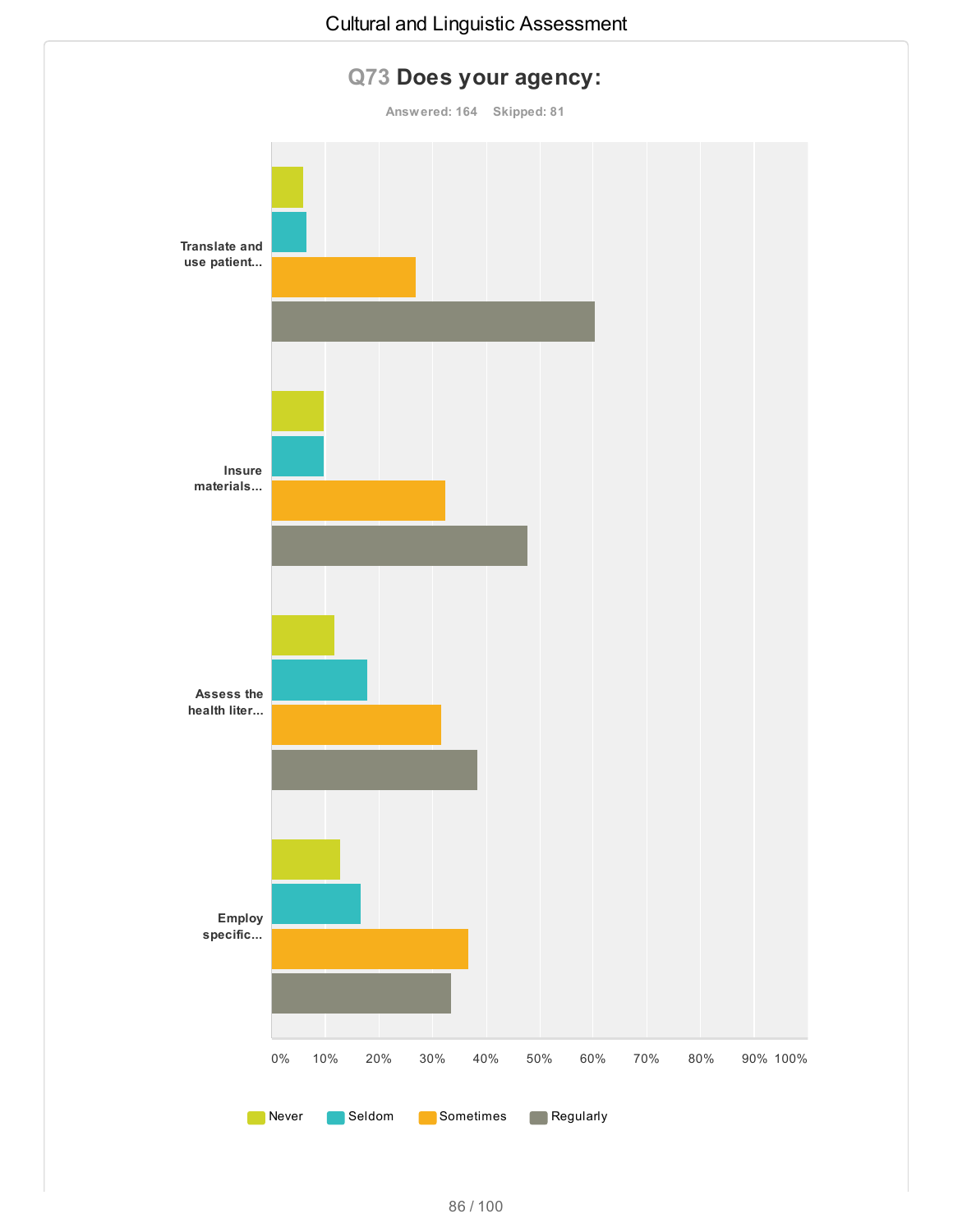## Q73 Does your agency:

Answered: 164 Skipped: 81

| | Never | Seldom | Sometimes | Regularly |
|---|---|---|---|---|
| Translate and use patient... | | | | |
| Insure materials... | | | | |
| Assess the health liter... | | | | |
| Employ specific... | | | | |

0% 10% 20% 30% 40% 50% 60% 70% 80% 90% 100%

Never Seldom Sometimes Regularly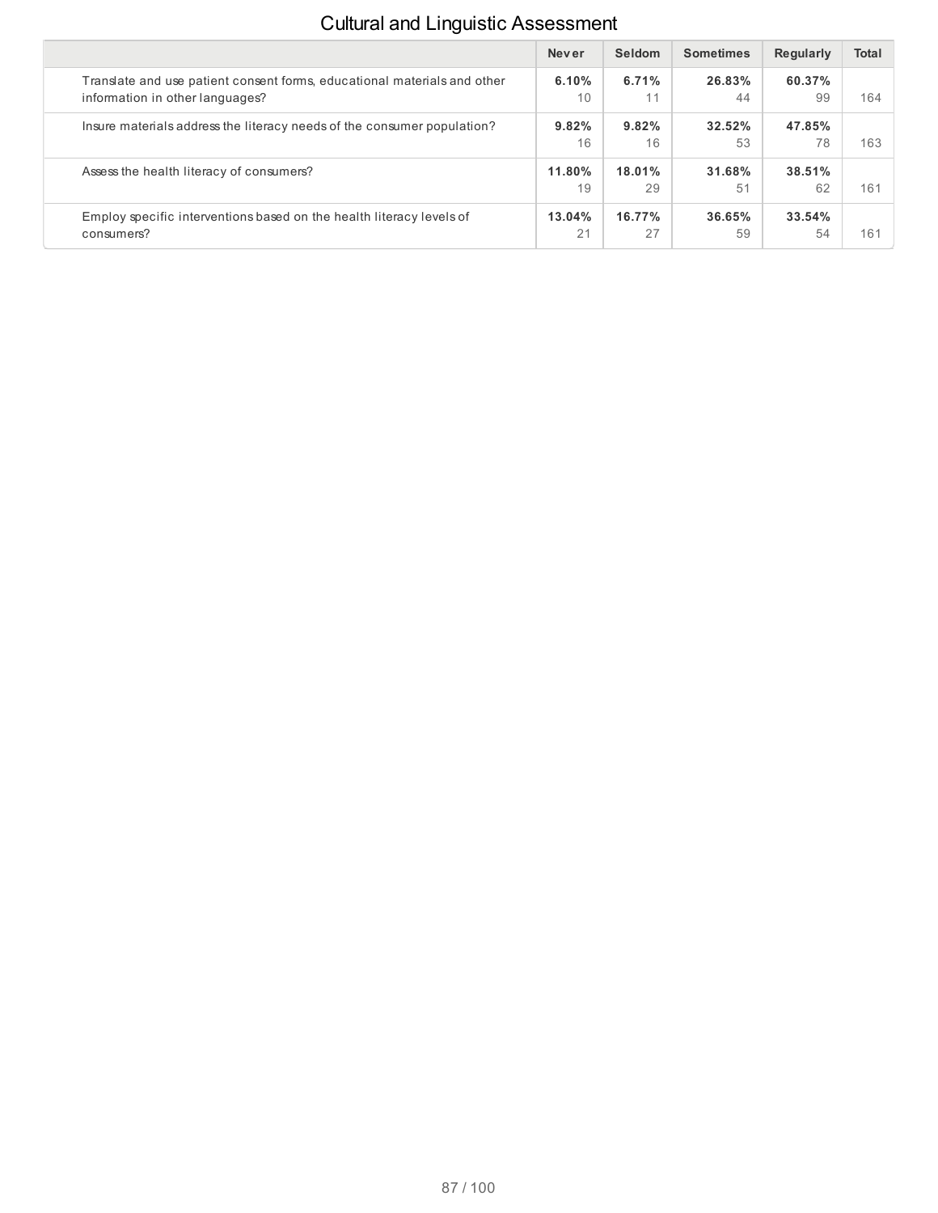## Cultural and Linguistic Assessment

| | Never | Seldom | Sometimes | Regularly | Total |
|---|---|---|---|---|---|
| Translate and use patient consent forms, educational materials and other information in other languages? | **6.10%** 10 | **6.71%** 11 | **26.83%** 44 | **60.37%** 99 | 164 |
| Insure materials address the literacy needs of the consumer population? | **9.82%** 16 | **9.82%** 16 | **32.52%** 53 | **47.85%** 78 | 163 |
| Assess the health literacy of consumers? | **11.80%** 19 | **18.01%** 29 | **31.68%** 51 | **38.51%** 62 | 161 |
| Employ specific interventions based on the health literacy levels of consumers? | **13.04%** 21 | **16.77%** 27 | **36.65%** 59 | **33.54%** 54 | 161 |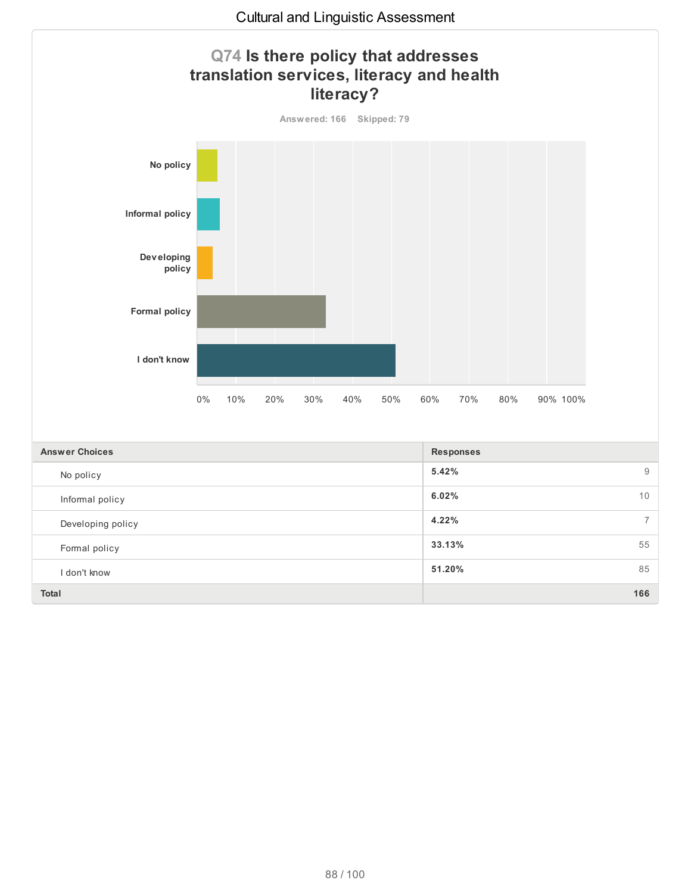## Q74 Is there policy that addresses translation services, literacy and health literacy?

Answered: 166 Skipped: 79

| Answer Choices | Responses | |
|---|---|---|
| No policy | 5.42% | 9 |
| Informal policy | 6.02% | 10 |
| Developing policy | 4.22% | 7 |
| Formal policy | 33.13% | 55 |
| I don't know | 51.20% | 85 |
| **Total** | | **166** |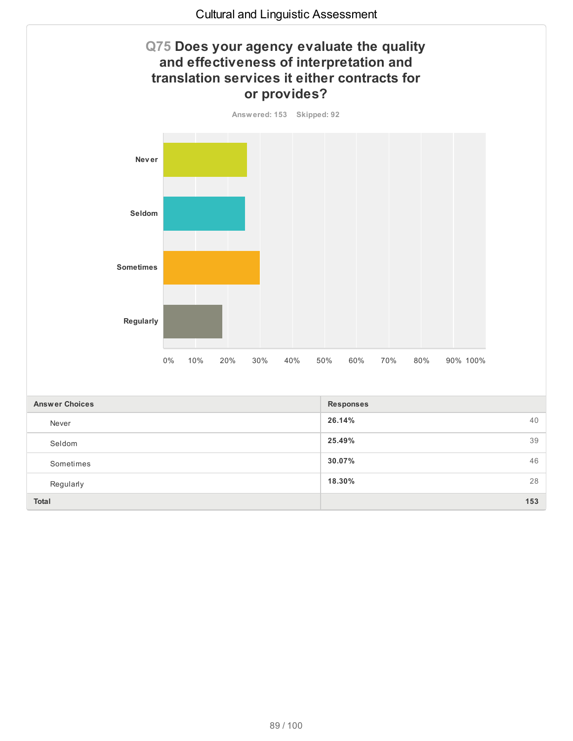## Q75 Does your agency evaluate the quality and effectiveness of interpretation and translation services it either contracts for or provides?

Answered: 153 Skipped: 92

| Answer Choices | Responses | |
|---|---|---|
| Never | 26.14% | 40 |
| Seldom | 25.49% | 39 |
| Sometimes | 30.07% | 46 |
| Regularly | 18.30% | 28 |
| **Total** | | **153** |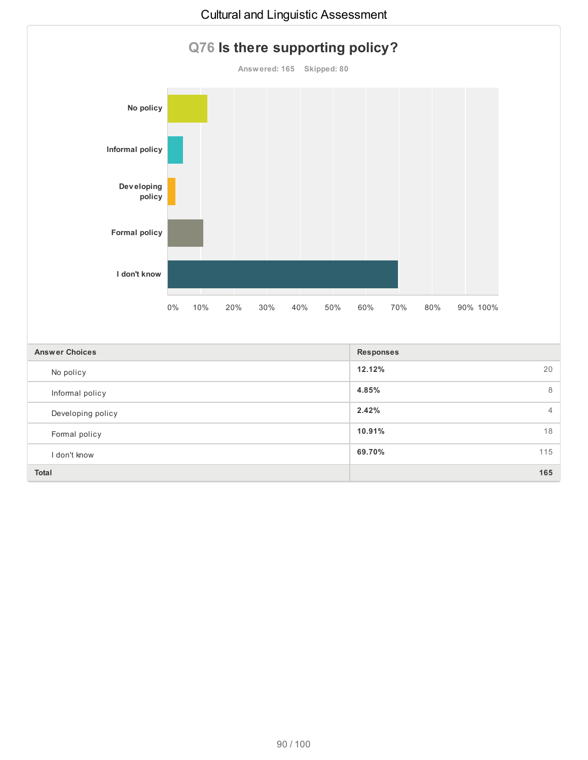## Q76 Is there supporting policy?

Answered: 165 Skipped: 80

| Answer Choices | Responses | |
|---|---|---|
| No policy | 12.12% | 20 |
| Informal policy | 4.85% | 8 |
| Developing policy | 2.42% | 4 |
| Formal policy | 10.91% | 18 |
| I don't know | 69.70% | 115 |
| **Total** | | **165** |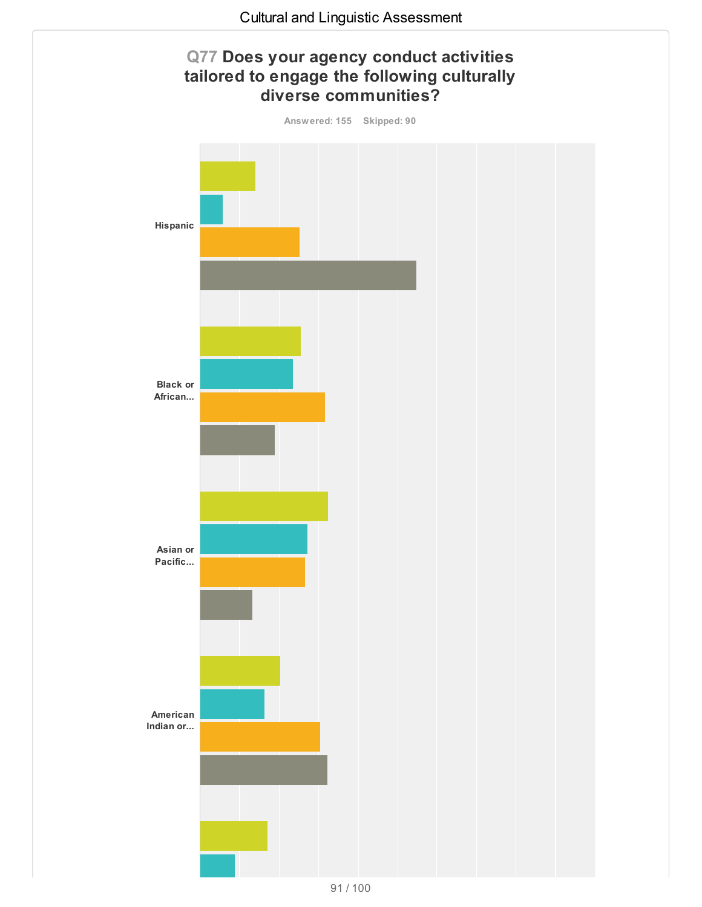Cultural and Linguistic Assessment

## Q77 Does your agency conduct activities tailored to engage the following culturally diverse communities?

Answered: 155 Skipped: 90

Hispanic

Black or African...

Asian or Pacific...

American Indian or...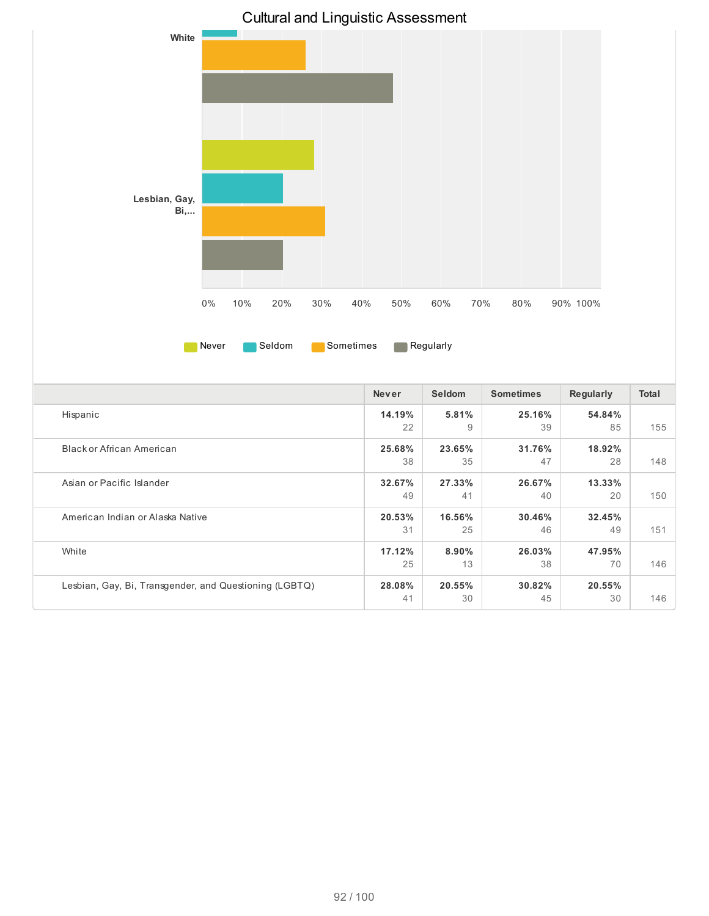# Cultural and Linguistic Assessment

White

Lesbian, Gay, Bi,...

0% 10% 20% 30% 40% 50% 60% 70% 80% 90% 100%

Never Seldom Sometimes Regularly

| | Never | Seldom | Sometimes | Regularly | Total |
|---|---|---|---|---|---|
| Hispanic | **14.19%** 22 | **5.81%** 9 | **25.16%** 39 | **54.84%** 85 | 155 |
| Black or African American | **25.68%** 38 | **23.65%** 35 | **31.76%** 47 | **18.92%** 28 | 148 |
| Asian or Pacific Islander | **32.67%** 49 | **27.33%** 41 | **26.67%** 40 | **13.33%** 20 | 150 |
| American Indian or Alaska Native | **20.53%** 31 | **16.56%** 25 | **30.46%** 46 | **32.45%** 49 | 151 |
| White | **17.12%** 25 | **8.90%** 13 | **26.03%** 38 | **47.95%** 70 | 146 |
| Lesbian, Gay, Bi, Transgender, and Questioning (LGBTQ) | **28.08%** 41 | **20.55%** 30 | **30.82%** 45 | **20.55%** 30 | 146 |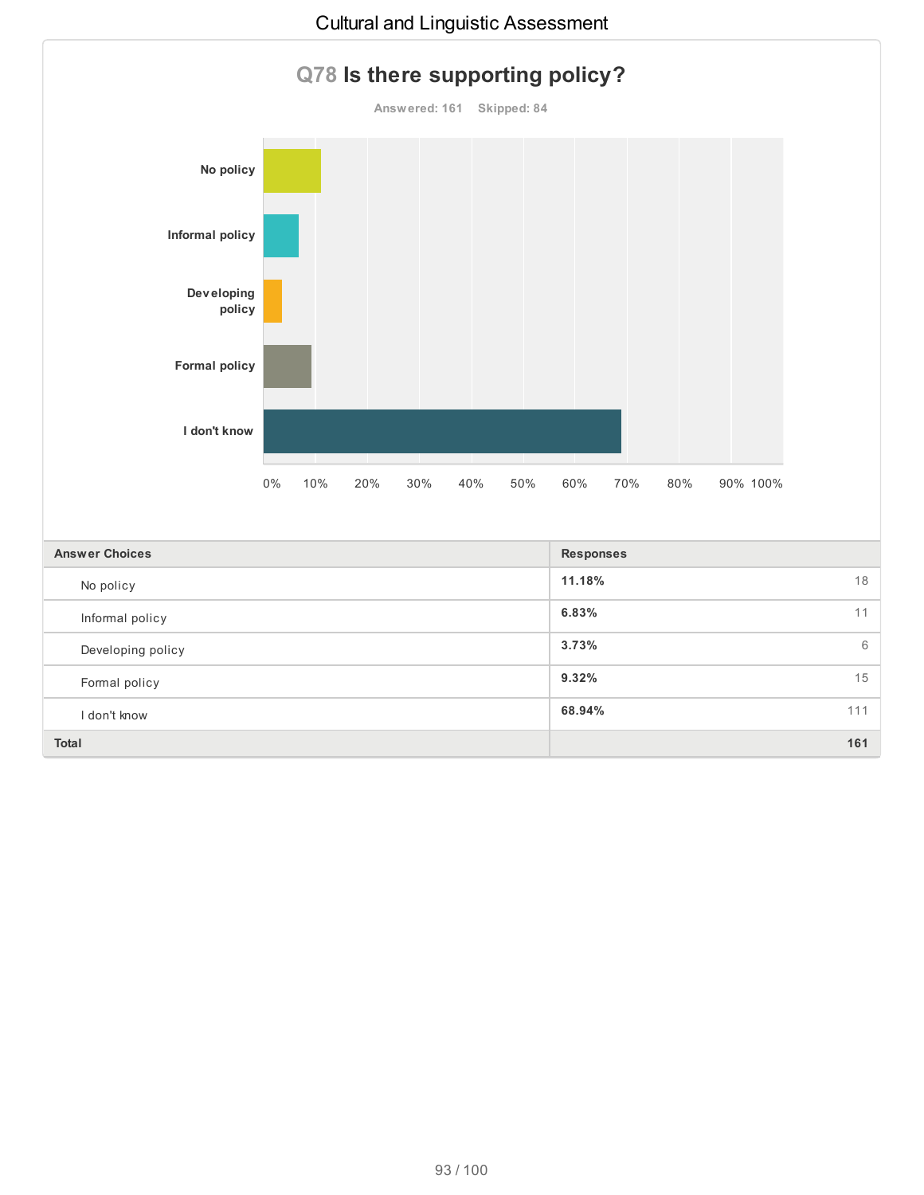## Q78 Is there supporting policy?

Answered: 161 Skipped: 84

| Answer Choices | Responses | |
|---|---|---|
| No policy | 11.18% | 18 |
| Informal policy | 6.83% | 11 |
| Developing policy | 3.73% | 6 |
| Formal policy | 9.32% | 15 |
| I don't know | 68.94% | 111 |
| Total | | 161 |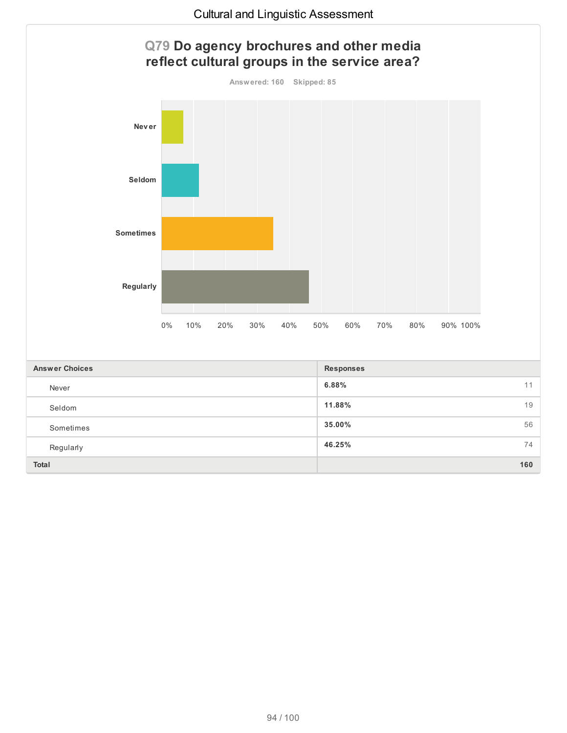## Q79 Do agency brochures and other media reflect cultural groups in the service area?

Answered: 160 Skipped: 85

| Answer Choices | Responses | |
|---|---|---|
| Never | 6.88% | 11 |
| Seldom | 11.88% | 19 |
| Sometimes | 35.00% | 56 |
| Regularly | 46.25% | 74 |
| Total | | 160 |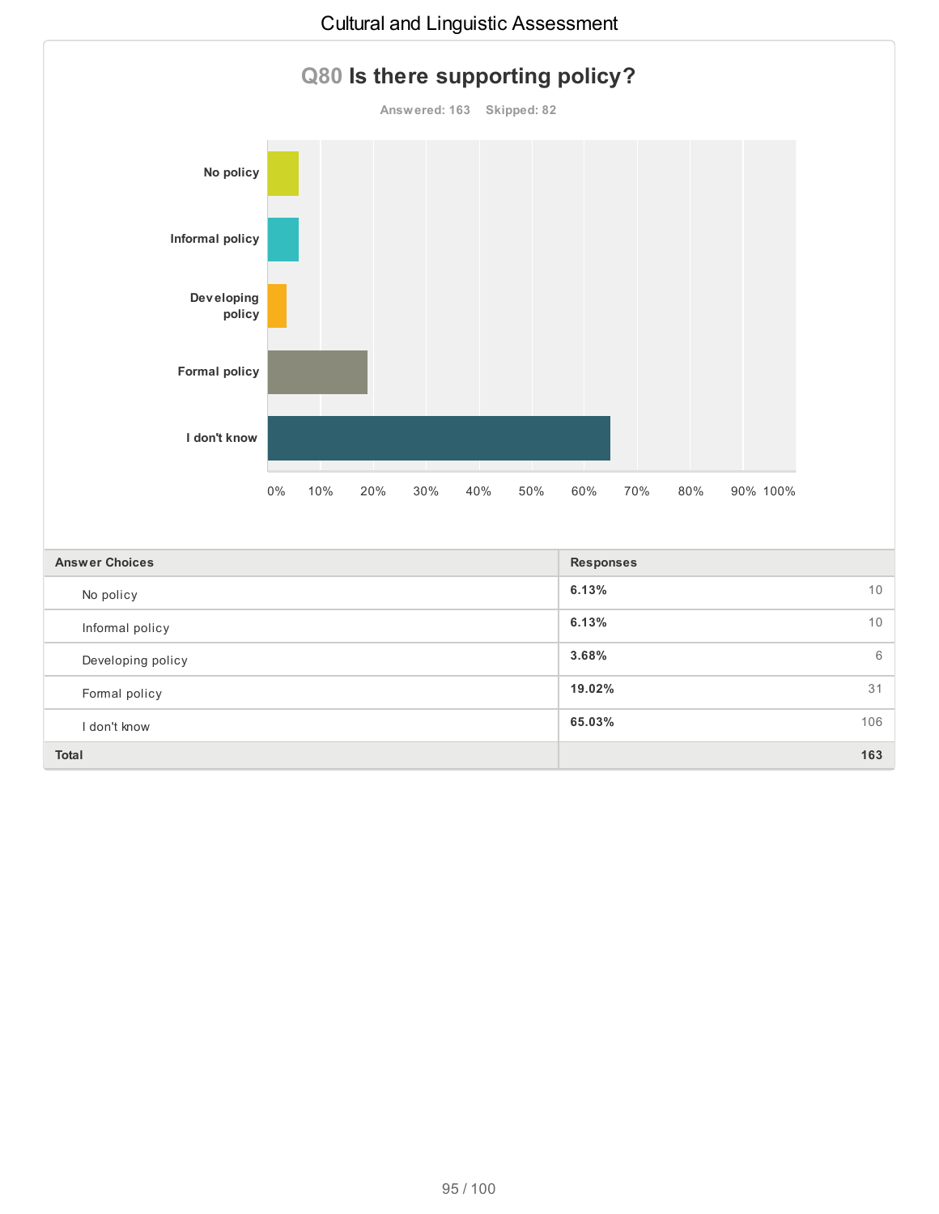## Q80 Is there supporting policy?

Answered: 163 Skipped: 82

| Answer Choices | Responses | |
|---|---|---|
| No policy | 6.13% | 10 |
| Informal policy | 6.13% | 10 |
| Developing policy | 3.68% | 6 |
| Formal policy | 19.02% | 31 |
| I don't know | 65.03% | 106 |
| **Total** | | **163** |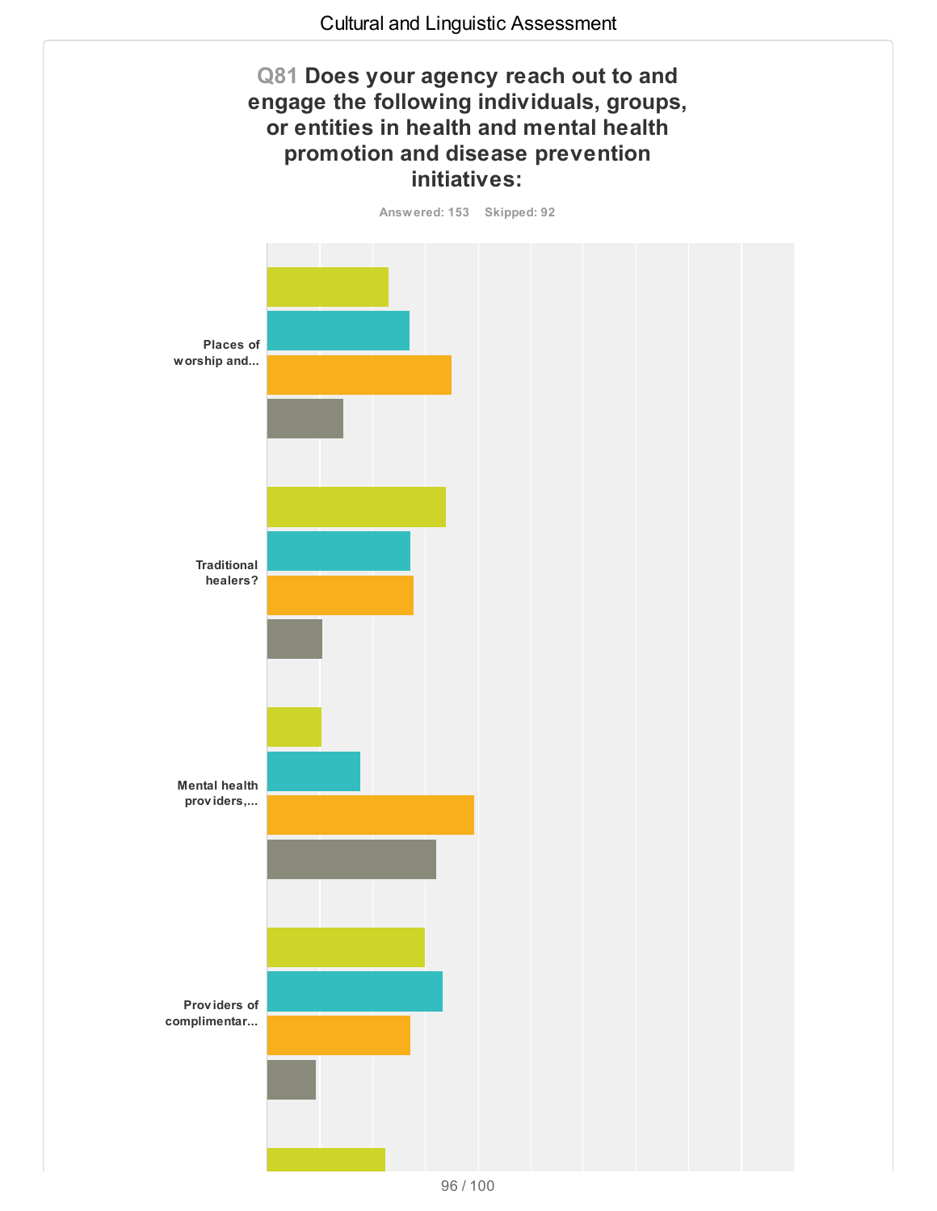# Q81 Does your agency reach out to and engage the following individuals, groups, or entities in health and mental health promotion and disease prevention initiatives:

Answered: 153    Skipped: 92

Places of worship and...

Traditional healers?

Mental health providers,...

Providers of complimentar...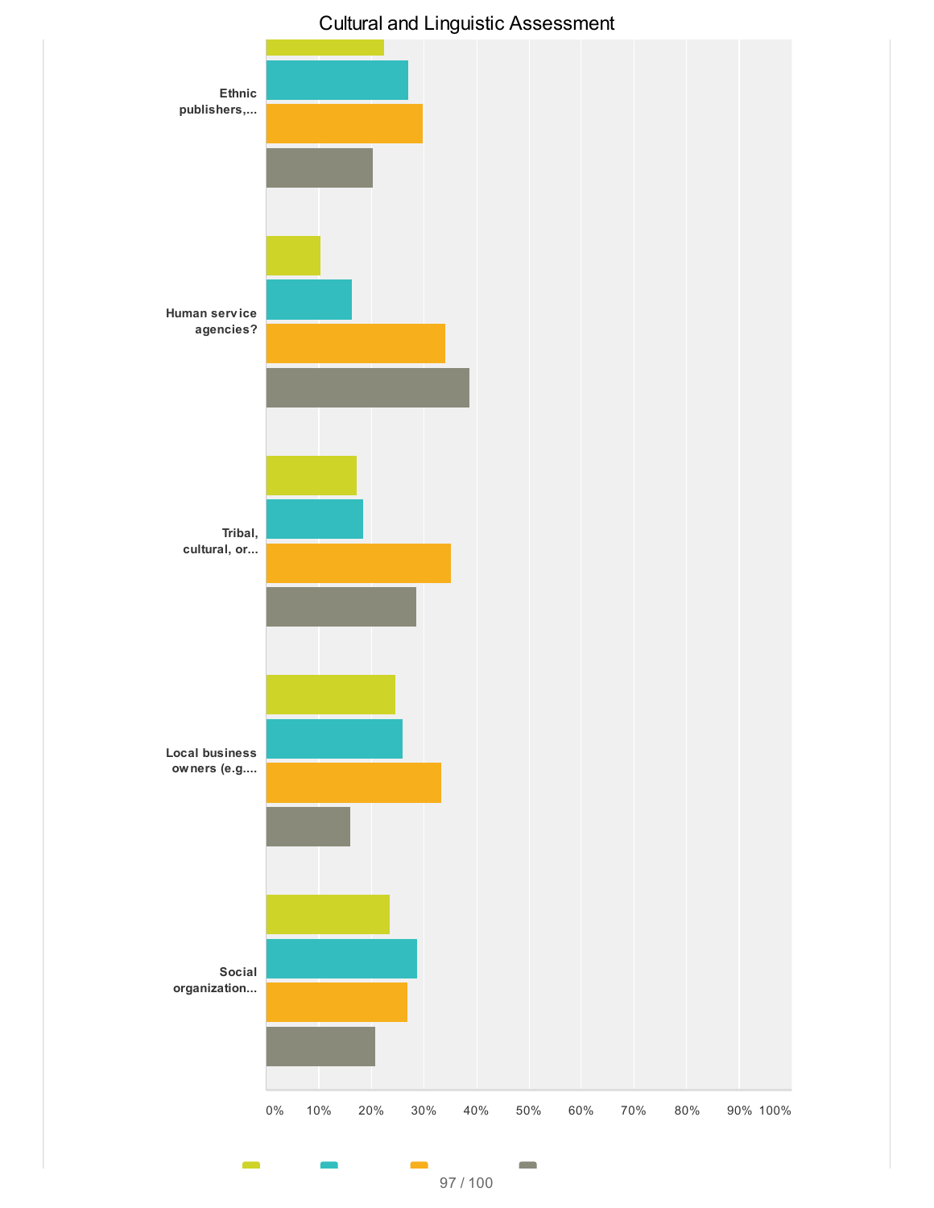## Cultural and Linguistic Assessment

Ethnic publishers,...

Human service agencies?

Tribal, cultural, or...

Local business owners (e.g....

Social organization...

0% 10% 20% 30% 40% 50% 60% 70% 80% 90% 100%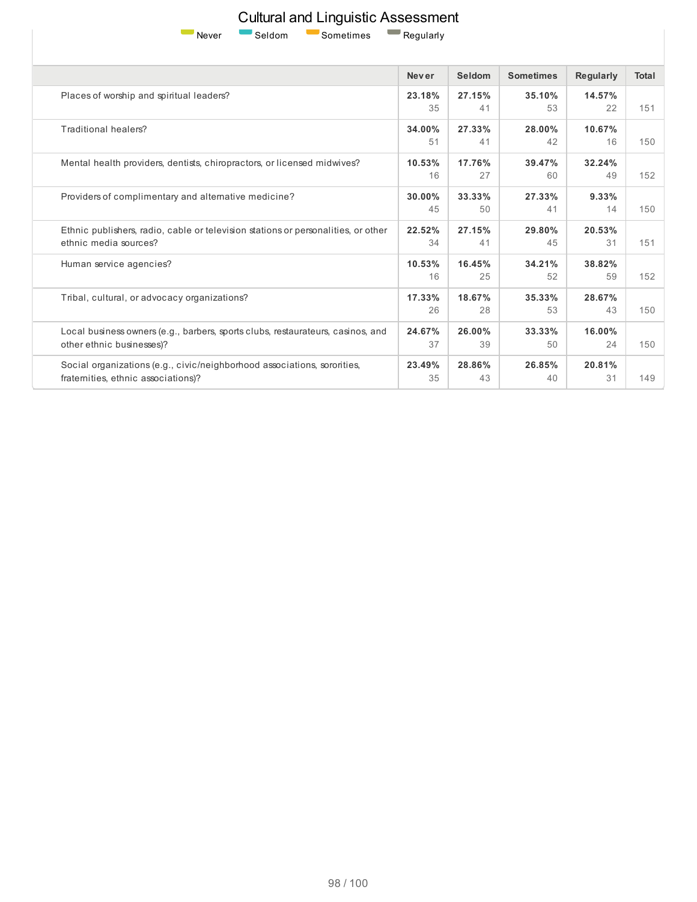# Cultural and Linguistic Assessment

Never Seldom Sometimes Regularly

| | Never | Seldom | Sometimes | Regularly | Total |
|---|---|---|---|---|---|
| Places of worship and spiritual leaders? | **23.18%** 35 | **27.15%** 41 | **35.10%** 53 | **14.57%** 22 | 151 |
| Traditional healers? | **34.00%** 51 | **27.33%** 41 | **28.00%** 42 | **10.67%** 16 | 150 |
| Mental health providers, dentists, chiropractors, or licensed midwives? | **10.53%** 16 | **17.76%** 27 | **39.47%** 60 | **32.24%** 49 | 152 |
| Providers of complimentary and alternative medicine? | **30.00%** 45 | **33.33%** 50 | **27.33%** 41 | **9.33%** 14 | 150 |
| Ethnic publishers, radio, cable or television stations or personalities, or other ethnic media sources? | **22.52%** 34 | **27.15%** 41 | **29.80%** 45 | **20.53%** 31 | 151 |
| Human service agencies? | **10.53%** 16 | **16.45%** 25 | **34.21%** 52 | **38.82%** 59 | 152 |
| Tribal, cultural, or advocacy organizations? | **17.33%** 26 | **18.67%** 28 | **35.33%** 53 | **28.67%** 43 | 150 |
| Local business owners (e.g., barbers, sports clubs, restaurateurs, casinos, and other ethnic businesses)? | **24.67%** 37 | **26.00%** 39 | **33.33%** 50 | **16.00%** 24 | 150 |
| Social organizations (e.g., civic/neighborhood associations, sororities, fraternities, ethnic associations)? | **23.49%** 35 | **28.86%** 43 | **26.85%** 40 | **20.81%** 31 | 149 |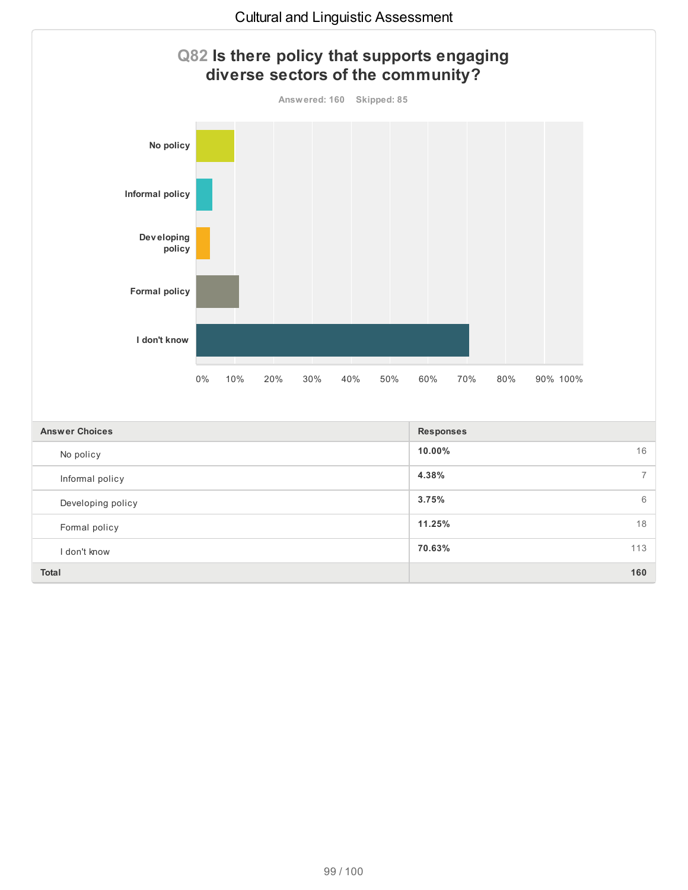## Q82 Is there policy that supports engaging diverse sectors of the community?

Answered: 160 Skipped: 85

| Answer Choices | Responses | |
|---|---|---|
| No policy | 10.00% | 16 |
| Informal policy | 4.38% | 7 |
| Developing policy | 3.75% | 6 |
| Formal policy | 11.25% | 18 |
| I don't know | 70.63% | 113 |
| **Total** | | **160** |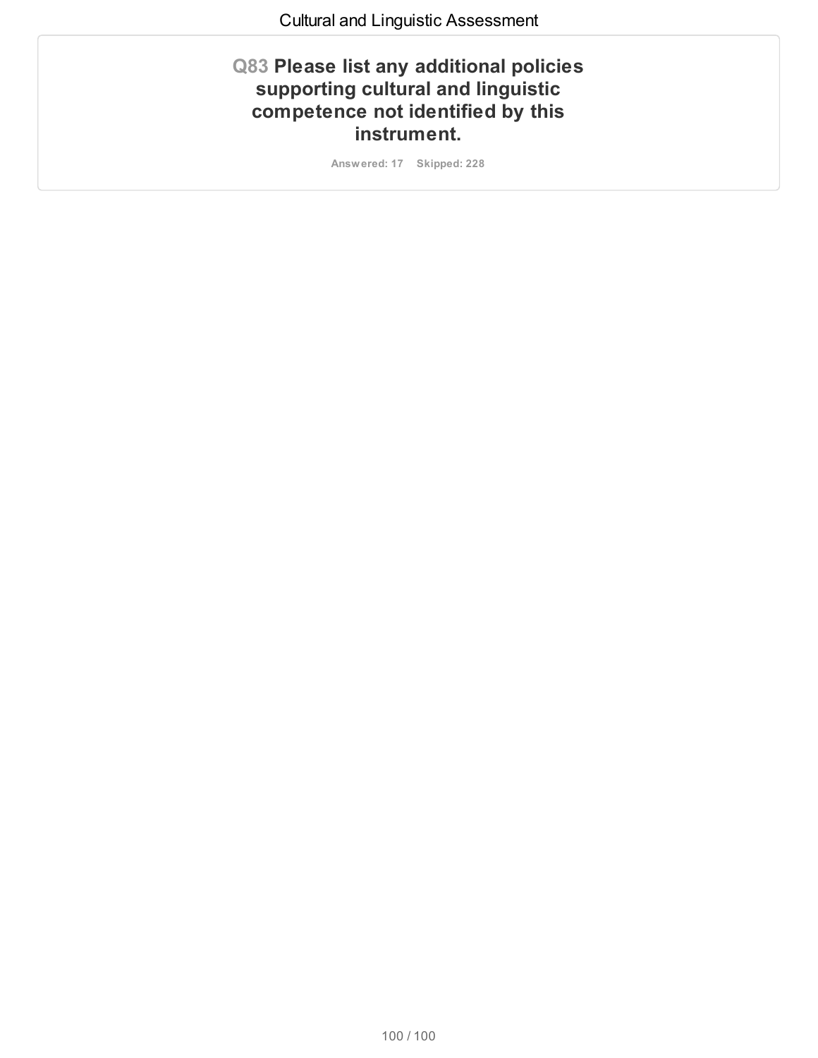## Q83 Please list any additional policies supporting cultural and linguistic competence not identified by this instrument.

Answered: 17 Skipped: 228